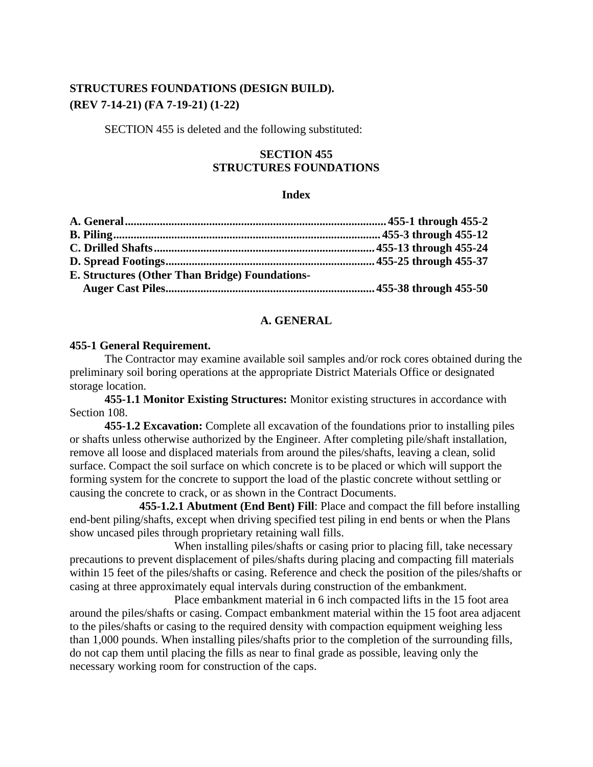**STRUCTURES FOUNDATIONS (DESIGN BUILD).**
**(REV 7-14-21) (FA 7-19-21) (1-22)**

SECTION 455 is deleted and the following substituted:

# SECTION 455
# STRUCTURES FOUNDATIONS

## Index

| | |
|---|---|
| **A. General** | **455-1 through 455-2** |
| **B. Piling** | **455-3 through 455-12** |
| **C. Drilled Shafts** | **455-13 through 455-24** |
| **D. Spread Footings** | **455-25 through 455-37** |
| **E. Structures (Other Than Bridge) Foundations-Auger Cast Piles** | **455-38 through 455-50** |

## A. GENERAL

**455-1 General Requirement.**

The Contractor may examine available soil samples and/or rock cores obtained during the preliminary soil boring operations at the appropriate District Materials Office or designated storage location.

**455-1.1 Monitor Existing Structures:** Monitor existing structures in accordance with Section 108.

**455-1.2 Excavation:** Complete all excavation of the foundations prior to installing piles or shafts unless otherwise authorized by the Engineer. After completing pile/shaft installation, remove all loose and displaced materials from around the piles/shafts, leaving a clean, solid surface. Compact the soil surface on which concrete is to be placed or which will support the forming system for the concrete to support the load of the plastic concrete without settling or causing the concrete to crack, or as shown in the Contract Documents.

**455-1.2.1 Abutment (End Bent) Fill**: Place and compact the fill before installing end-bent piling/shafts, except when driving specified test piling in end bents or when the Plans show uncased piles through proprietary retaining wall fills.

When installing piles/shafts or casing prior to placing fill, take necessary precautions to prevent displacement of piles/shafts during placing and compacting fill materials within 15 feet of the piles/shafts or casing. Reference and check the position of the piles/shafts or casing at three approximately equal intervals during construction of the embankment.

Place embankment material in 6 inch compacted lifts in the 15 foot area around the piles/shafts or casing. Compact embankment material within the 15 foot area adjacent to the piles/shafts or casing to the required density with compaction equipment weighing less than 1,000 pounds. When installing piles/shafts prior to the completion of the surrounding fills, do not cap them until placing the fills as near to final grade as possible, leaving only the necessary working room for construction of the caps.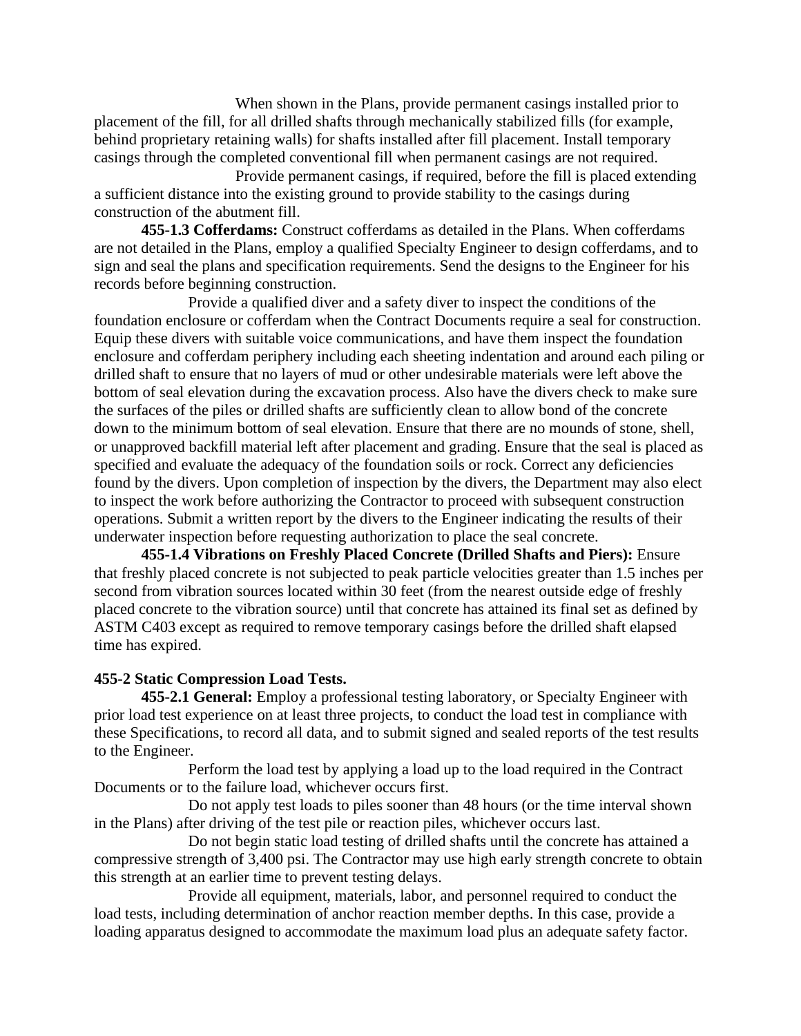When shown in the Plans, provide permanent casings installed prior to placement of the fill, for all drilled shafts through mechanically stabilized fills (for example, behind proprietary retaining walls) for shafts installed after fill placement. Install temporary casings through the completed conventional fill when permanent casings are not required.

Provide permanent casings, if required, before the fill is placed extending a sufficient distance into the existing ground to provide stability to the casings during construction of the abutment fill.

**455-1.3 Cofferdams:** Construct cofferdams as detailed in the Plans. When cofferdams are not detailed in the Plans, employ a qualified Specialty Engineer to design cofferdams, and to sign and seal the plans and specification requirements. Send the designs to the Engineer for his records before beginning construction.

Provide a qualified diver and a safety diver to inspect the conditions of the foundation enclosure or cofferdam when the Contract Documents require a seal for construction. Equip these divers with suitable voice communications, and have them inspect the foundation enclosure and cofferdam periphery including each sheeting indentation and around each piling or drilled shaft to ensure that no layers of mud or other undesirable materials were left above the bottom of seal elevation during the excavation process. Also have the divers check to make sure the surfaces of the piles or drilled shafts are sufficiently clean to allow bond of the concrete down to the minimum bottom of seal elevation. Ensure that there are no mounds of stone, shell, or unapproved backfill material left after placement and grading. Ensure that the seal is placed as specified and evaluate the adequacy of the foundation soils or rock. Correct any deficiencies found by the divers. Upon completion of inspection by the divers, the Department may also elect to inspect the work before authorizing the Contractor to proceed with subsequent construction operations. Submit a written report by the divers to the Engineer indicating the results of their underwater inspection before requesting authorization to place the seal concrete.

**455-1.4 Vibrations on Freshly Placed Concrete (Drilled Shafts and Piers):** Ensure that freshly placed concrete is not subjected to peak particle velocities greater than 1.5 inches per second from vibration sources located within 30 feet (from the nearest outside edge of freshly placed concrete to the vibration source) until that concrete has attained its final set as defined by ASTM C403 except as required to remove temporary casings before the drilled shaft elapsed time has expired.

**455-2 Static Compression Load Tests.**

**455-2.1 General:** Employ a professional testing laboratory, or Specialty Engineer with prior load test experience on at least three projects, to conduct the load test in compliance with these Specifications, to record all data, and to submit signed and sealed reports of the test results to the Engineer.

Perform the load test by applying a load up to the load required in the Contract Documents or to the failure load, whichever occurs first.

Do not apply test loads to piles sooner than 48 hours (or the time interval shown in the Plans) after driving of the test pile or reaction piles, whichever occurs last.

Do not begin static load testing of drilled shafts until the concrete has attained a compressive strength of 3,400 psi. The Contractor may use high early strength concrete to obtain this strength at an earlier time to prevent testing delays.

Provide all equipment, materials, labor, and personnel required to conduct the load tests, including determination of anchor reaction member depths. In this case, provide a loading apparatus designed to accommodate the maximum load plus an adequate safety factor.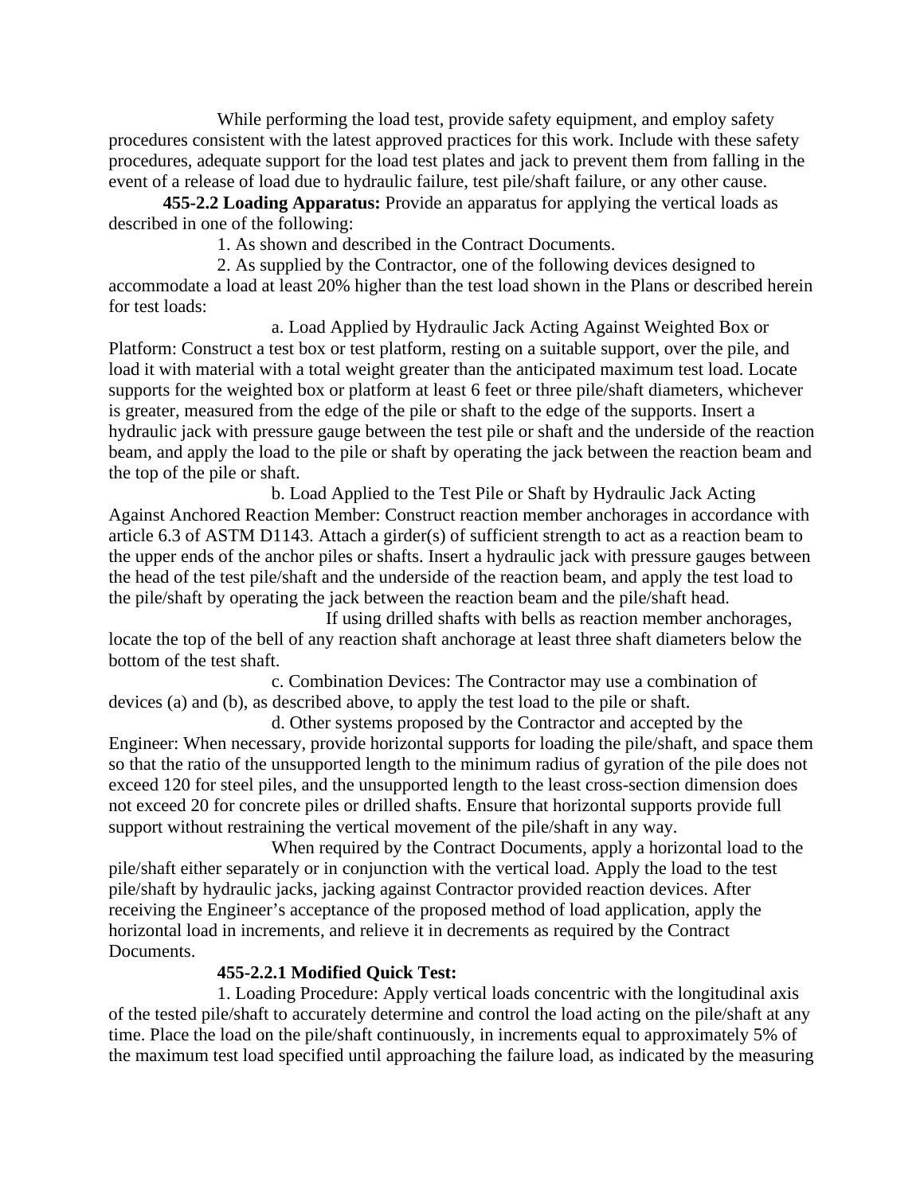While performing the load test, provide safety equipment, and employ safety procedures consistent with the latest approved practices for this work. Include with these safety procedures, adequate support for the load test plates and jack to prevent them from falling in the event of a release of load due to hydraulic failure, test pile/shaft failure, or any other cause.

**455-2.2 Loading Apparatus:** Provide an apparatus for applying the vertical loads as described in one of the following:

1. As shown and described in the Contract Documents.

2. As supplied by the Contractor, one of the following devices designed to accommodate a load at least 20% higher than the test load shown in the Plans or described herein for test loads:

a. Load Applied by Hydraulic Jack Acting Against Weighted Box or Platform: Construct a test box or test platform, resting on a suitable support, over the pile, and load it with material with a total weight greater than the anticipated maximum test load. Locate supports for the weighted box or platform at least 6 feet or three pile/shaft diameters, whichever is greater, measured from the edge of the pile or shaft to the edge of the supports. Insert a hydraulic jack with pressure gauge between the test pile or shaft and the underside of the reaction beam, and apply the load to the pile or shaft by operating the jack between the reaction beam and the top of the pile or shaft.

b. Load Applied to the Test Pile or Shaft by Hydraulic Jack Acting Against Anchored Reaction Member: Construct reaction member anchorages in accordance with article 6.3 of ASTM D1143. Attach a girder(s) of sufficient strength to act as a reaction beam to the upper ends of the anchor piles or shafts. Insert a hydraulic jack with pressure gauges between the head of the test pile/shaft and the underside of the reaction beam, and apply the test load to the pile/shaft by operating the jack between the reaction beam and the pile/shaft head.

If using drilled shafts with bells as reaction member anchorages, locate the top of the bell of any reaction shaft anchorage at least three shaft diameters below the bottom of the test shaft.

c. Combination Devices: The Contractor may use a combination of devices (a) and (b), as described above, to apply the test load to the pile or shaft.

d. Other systems proposed by the Contractor and accepted by the Engineer: When necessary, provide horizontal supports for loading the pile/shaft, and space them so that the ratio of the unsupported length to the minimum radius of gyration of the pile does not exceed 120 for steel piles, and the unsupported length to the least cross-section dimension does not exceed 20 for concrete piles or drilled shafts. Ensure that horizontal supports provide full support without restraining the vertical movement of the pile/shaft in any way.

When required by the Contract Documents, apply a horizontal load to the pile/shaft either separately or in conjunction with the vertical load. Apply the load to the test pile/shaft by hydraulic jacks, jacking against Contractor provided reaction devices. After receiving the Engineer's acceptance of the proposed method of load application, apply the horizontal load in increments, and relieve it in decrements as required by the Contract Documents.

**455-2.2.1 Modified Quick Test:**

1. Loading Procedure: Apply vertical loads concentric with the longitudinal axis of the tested pile/shaft to accurately determine and control the load acting on the pile/shaft at any time. Place the load on the pile/shaft continuously, in increments equal to approximately 5% of the maximum test load specified until approaching the failure load, as indicated by the measuring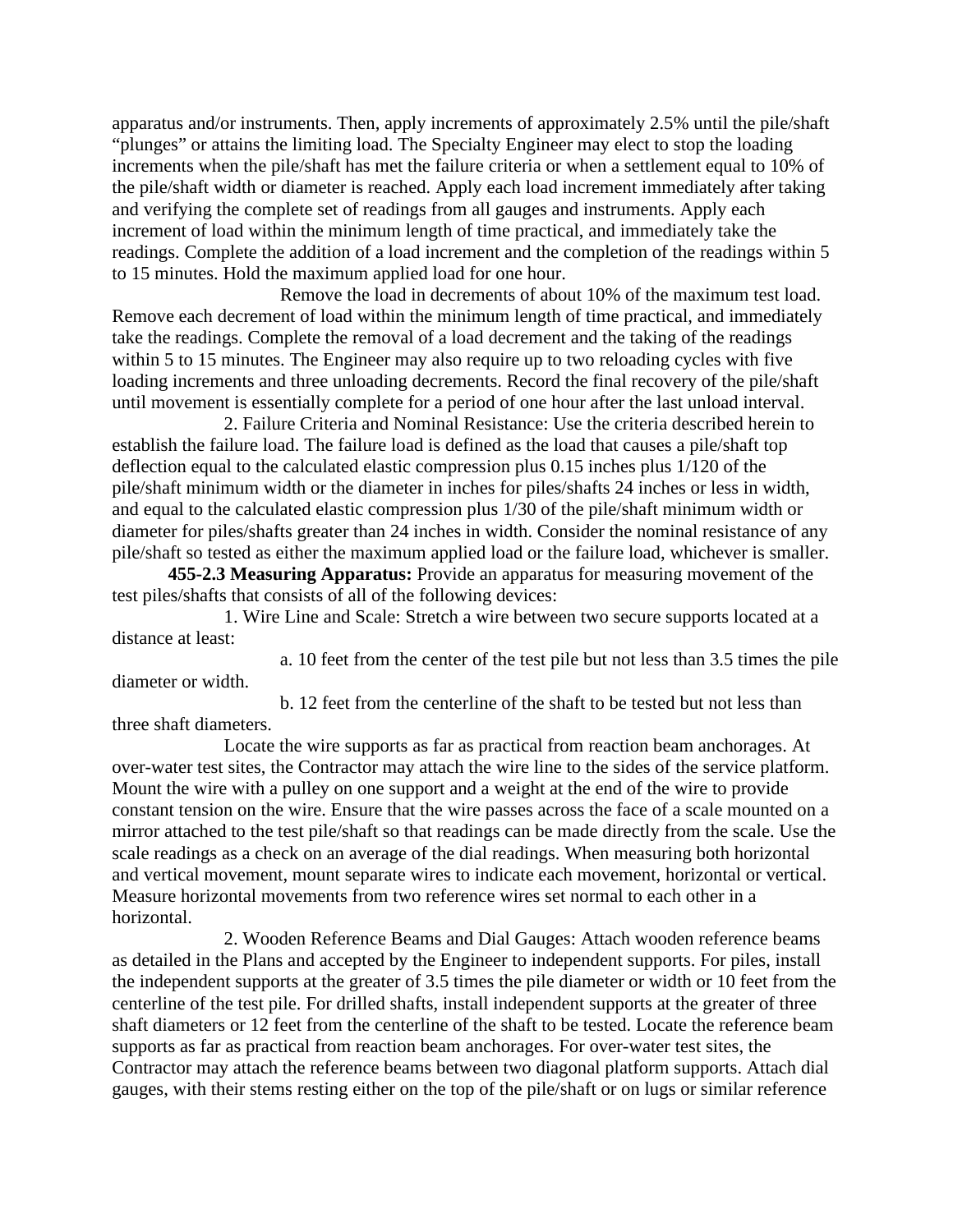apparatus and/or instruments. Then, apply increments of approximately 2.5% until the pile/shaft "plunges" or attains the limiting load. The Specialty Engineer may elect to stop the loading increments when the pile/shaft has met the failure criteria or when a settlement equal to 10% of the pile/shaft width or diameter is reached. Apply each load increment immediately after taking and verifying the complete set of readings from all gauges and instruments. Apply each increment of load within the minimum length of time practical, and immediately take the readings. Complete the addition of a load increment and the completion of the readings within 5 to 15 minutes. Hold the maximum applied load for one hour.

Remove the load in decrements of about 10% of the maximum test load. Remove each decrement of load within the minimum length of time practical, and immediately take the readings. Complete the removal of a load decrement and the taking of the readings within 5 to 15 minutes. The Engineer may also require up to two reloading cycles with five loading increments and three unloading decrements. Record the final recovery of the pile/shaft until movement is essentially complete for a period of one hour after the last unload interval.

2. Failure Criteria and Nominal Resistance: Use the criteria described herein to establish the failure load. The failure load is defined as the load that causes a pile/shaft top deflection equal to the calculated elastic compression plus 0.15 inches plus 1/120 of the pile/shaft minimum width or the diameter in inches for piles/shafts 24 inches or less in width, and equal to the calculated elastic compression plus 1/30 of the pile/shaft minimum width or diameter for piles/shafts greater than 24 inches in width. Consider the nominal resistance of any pile/shaft so tested as either the maximum applied load or the failure load, whichever is smaller.

**455-2.3 Measuring Apparatus:** Provide an apparatus for measuring movement of the test piles/shafts that consists of all of the following devices:

1. Wire Line and Scale: Stretch a wire between two secure supports located at a distance at least:

a. 10 feet from the center of the test pile but not less than 3.5 times the pile diameter or width.

b. 12 feet from the centerline of the shaft to be tested but not less than three shaft diameters.

Locate the wire supports as far as practical from reaction beam anchorages. At over-water test sites, the Contractor may attach the wire line to the sides of the service platform. Mount the wire with a pulley on one support and a weight at the end of the wire to provide constant tension on the wire. Ensure that the wire passes across the face of a scale mounted on a mirror attached to the test pile/shaft so that readings can be made directly from the scale. Use the scale readings as a check on an average of the dial readings. When measuring both horizontal and vertical movement, mount separate wires to indicate each movement, horizontal or vertical. Measure horizontal movements from two reference wires set normal to each other in a horizontal.

2. Wooden Reference Beams and Dial Gauges: Attach wooden reference beams as detailed in the Plans and accepted by the Engineer to independent supports. For piles, install the independent supports at the greater of 3.5 times the pile diameter or width or 10 feet from the centerline of the test pile. For drilled shafts, install independent supports at the greater of three shaft diameters or 12 feet from the centerline of the shaft to be tested. Locate the reference beam supports as far as practical from reaction beam anchorages. For over-water test sites, the Contractor may attach the reference beams between two diagonal platform supports. Attach dial gauges, with their stems resting either on the top of the pile/shaft or on lugs or similar reference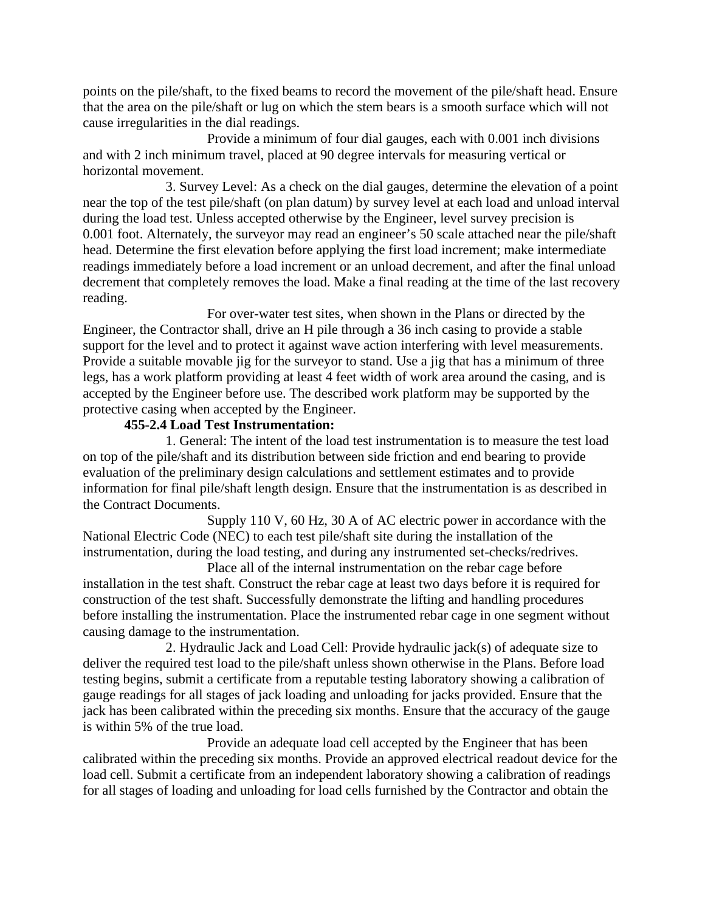points on the pile/shaft, to the fixed beams to record the movement of the pile/shaft head. Ensure that the area on the pile/shaft or lug on which the stem bears is a smooth surface which will not cause irregularities in the dial readings.

Provide a minimum of four dial gauges, each with 0.001 inch divisions and with 2 inch minimum travel, placed at 90 degree intervals for measuring vertical or horizontal movement.

3. Survey Level: As a check on the dial gauges, determine the elevation of a point near the top of the test pile/shaft (on plan datum) by survey level at each load and unload interval during the load test. Unless accepted otherwise by the Engineer, level survey precision is 0.001 foot. Alternately, the surveyor may read an engineer's 50 scale attached near the pile/shaft head. Determine the first elevation before applying the first load increment; make intermediate readings immediately before a load increment or an unload decrement, and after the final unload decrement that completely removes the load. Make a final reading at the time of the last recovery reading.

For over-water test sites, when shown in the Plans or directed by the Engineer, the Contractor shall, drive an H pile through a 36 inch casing to provide a stable support for the level and to protect it against wave action interfering with level measurements. Provide a suitable movable jig for the surveyor to stand. Use a jig that has a minimum of three legs, has a work platform providing at least 4 feet width of work area around the casing, and is accepted by the Engineer before use. The described work platform may be supported by the protective casing when accepted by the Engineer.

**455-2.4 Load Test Instrumentation:**

1. General: The intent of the load test instrumentation is to measure the test load on top of the pile/shaft and its distribution between side friction and end bearing to provide evaluation of the preliminary design calculations and settlement estimates and to provide information for final pile/shaft length design. Ensure that the instrumentation is as described in the Contract Documents.

Supply 110 V, 60 Hz, 30 A of AC electric power in accordance with the National Electric Code (NEC) to each test pile/shaft site during the installation of the instrumentation, during the load testing, and during any instrumented set-checks/redrives.

Place all of the internal instrumentation on the rebar cage before installation in the test shaft. Construct the rebar cage at least two days before it is required for construction of the test shaft. Successfully demonstrate the lifting and handling procedures before installing the instrumentation. Place the instrumented rebar cage in one segment without causing damage to the instrumentation.

2. Hydraulic Jack and Load Cell: Provide hydraulic jack(s) of adequate size to deliver the required test load to the pile/shaft unless shown otherwise in the Plans. Before load testing begins, submit a certificate from a reputable testing laboratory showing a calibration of gauge readings for all stages of jack loading and unloading for jacks provided. Ensure that the jack has been calibrated within the preceding six months. Ensure that the accuracy of the gauge is within 5% of the true load.

Provide an adequate load cell accepted by the Engineer that has been calibrated within the preceding six months. Provide an approved electrical readout device for the load cell. Submit a certificate from an independent laboratory showing a calibration of readings for all stages of loading and unloading for load cells furnished by the Contractor and obtain the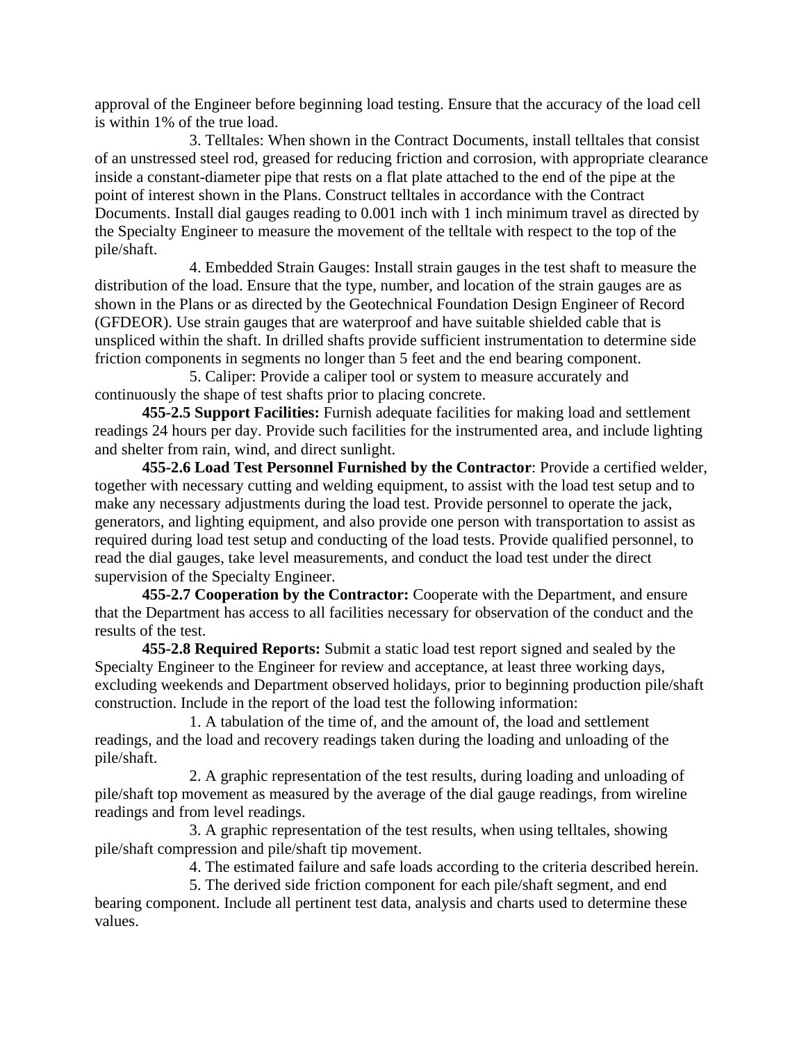approval of the Engineer before beginning load testing. Ensure that the accuracy of the load cell is within 1% of the true load.

3. Telltales: When shown in the Contract Documents, install telltales that consist of an unstressed steel rod, greased for reducing friction and corrosion, with appropriate clearance inside a constant-diameter pipe that rests on a flat plate attached to the end of the pipe at the point of interest shown in the Plans. Construct telltales in accordance with the Contract Documents. Install dial gauges reading to 0.001 inch with 1 inch minimum travel as directed by the Specialty Engineer to measure the movement of the telltale with respect to the top of the pile/shaft.

4. Embedded Strain Gauges: Install strain gauges in the test shaft to measure the distribution of the load. Ensure that the type, number, and location of the strain gauges are as shown in the Plans or as directed by the Geotechnical Foundation Design Engineer of Record (GFDEOR). Use strain gauges that are waterproof and have suitable shielded cable that is unspliced within the shaft. In drilled shafts provide sufficient instrumentation to determine side friction components in segments no longer than 5 feet and the end bearing component.

5. Caliper: Provide a caliper tool or system to measure accurately and continuously the shape of test shafts prior to placing concrete.

**455-2.5 Support Facilities:** Furnish adequate facilities for making load and settlement readings 24 hours per day. Provide such facilities for the instrumented area, and include lighting and shelter from rain, wind, and direct sunlight.

**455-2.6 Load Test Personnel Furnished by the Contractor**: Provide a certified welder, together with necessary cutting and welding equipment, to assist with the load test setup and to make any necessary adjustments during the load test. Provide personnel to operate the jack, generators, and lighting equipment, and also provide one person with transportation to assist as required during load test setup and conducting of the load tests. Provide qualified personnel, to read the dial gauges, take level measurements, and conduct the load test under the direct supervision of the Specialty Engineer.

**455-2.7 Cooperation by the Contractor:** Cooperate with the Department, and ensure that the Department has access to all facilities necessary for observation of the conduct and the results of the test.

**455-2.8 Required Reports:** Submit a static load test report signed and sealed by the Specialty Engineer to the Engineer for review and acceptance, at least three working days, excluding weekends and Department observed holidays, prior to beginning production pile/shaft construction. Include in the report of the load test the following information:

1. A tabulation of the time of, and the amount of, the load and settlement readings, and the load and recovery readings taken during the loading and unloading of the pile/shaft.

2. A graphic representation of the test results, during loading and unloading of pile/shaft top movement as measured by the average of the dial gauge readings, from wireline readings and from level readings.

3. A graphic representation of the test results, when using telltales, showing pile/shaft compression and pile/shaft tip movement.

4. The estimated failure and safe loads according to the criteria described herein.

5. The derived side friction component for each pile/shaft segment, and end bearing component. Include all pertinent test data, analysis and charts used to determine these values.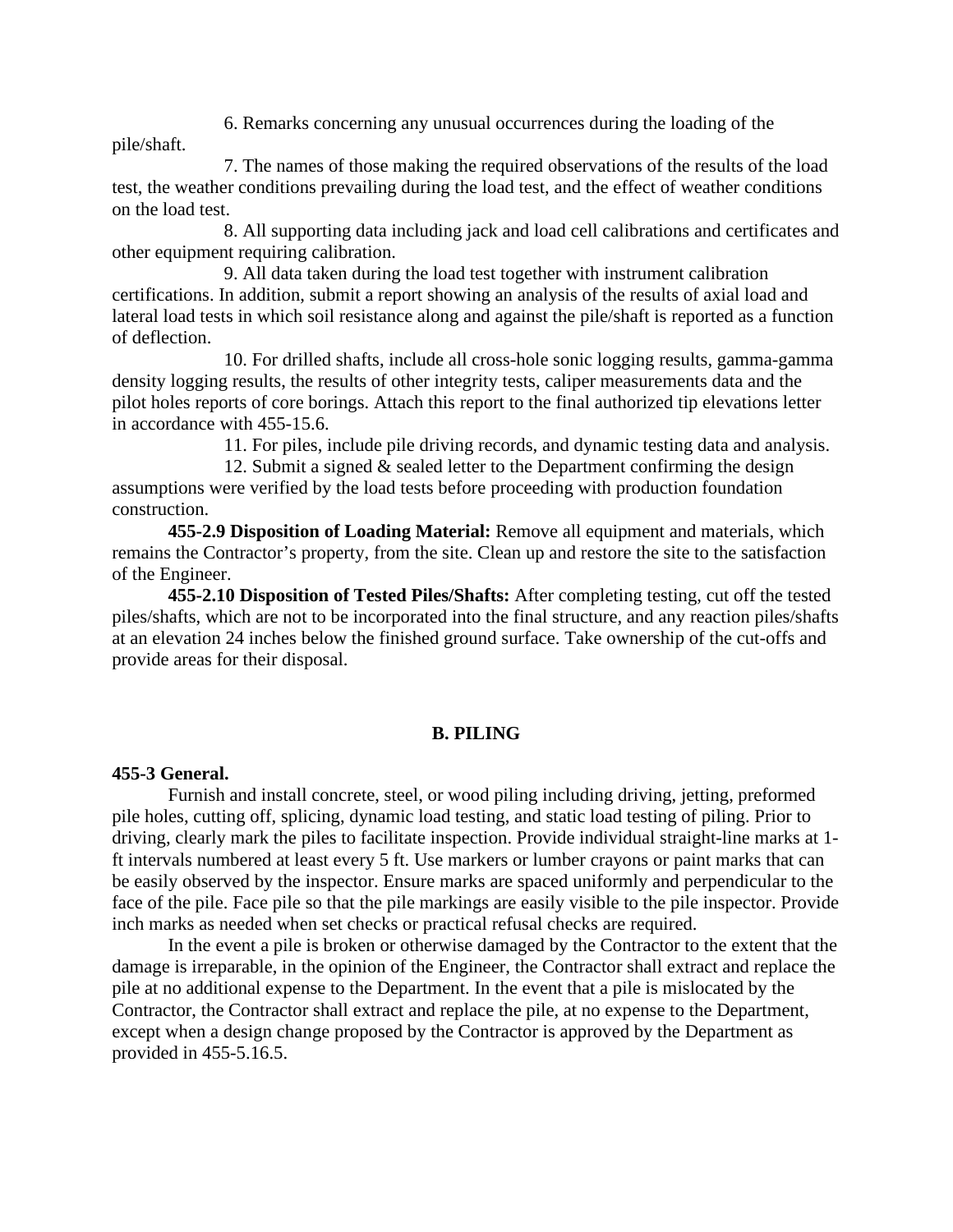6. Remarks concerning any unusual occurrences during the loading of the pile/shaft.

7. The names of those making the required observations of the results of the load test, the weather conditions prevailing during the load test, and the effect of weather conditions on the load test.

8. All supporting data including jack and load cell calibrations and certificates and other equipment requiring calibration.

9. All data taken during the load test together with instrument calibration certifications. In addition, submit a report showing an analysis of the results of axial load and lateral load tests in which soil resistance along and against the pile/shaft is reported as a function of deflection.

10. For drilled shafts, include all cross-hole sonic logging results, gamma-gamma density logging results, the results of other integrity tests, caliper measurements data and the pilot holes reports of core borings. Attach this report to the final authorized tip elevations letter in accordance with 455-15.6.

11. For piles, include pile driving records, and dynamic testing data and analysis.

12. Submit a signed & sealed letter to the Department confirming the design assumptions were verified by the load tests before proceeding with production foundation construction.

**455-2.9 Disposition of Loading Material:** Remove all equipment and materials, which remains the Contractor's property, from the site. Clean up and restore the site to the satisfaction of the Engineer.

**455-2.10 Disposition of Tested Piles/Shafts:** After completing testing, cut off the tested piles/shafts, which are not to be incorporated into the final structure, and any reaction piles/shafts at an elevation 24 inches below the finished ground surface. Take ownership of the cut-offs and provide areas for their disposal.

## B. PILING

**455-3 General.**

Furnish and install concrete, steel, or wood piling including driving, jetting, preformed pile holes, cutting off, splicing, dynamic load testing, and static load testing of piling. Prior to driving, clearly mark the piles to facilitate inspection. Provide individual straight-line marks at 1-ft intervals numbered at least every 5 ft. Use markers or lumber crayons or paint marks that can be easily observed by the inspector. Ensure marks are spaced uniformly and perpendicular to the face of the pile. Face pile so that the pile markings are easily visible to the pile inspector. Provide inch marks as needed when set checks or practical refusal checks are required.

In the event a pile is broken or otherwise damaged by the Contractor to the extent that the damage is irreparable, in the opinion of the Engineer, the Contractor shall extract and replace the pile at no additional expense to the Department. In the event that a pile is mislocated by the Contractor, the Contractor shall extract and replace the pile, at no expense to the Department, except when a design change proposed by the Contractor is approved by the Department as provided in 455-5.16.5.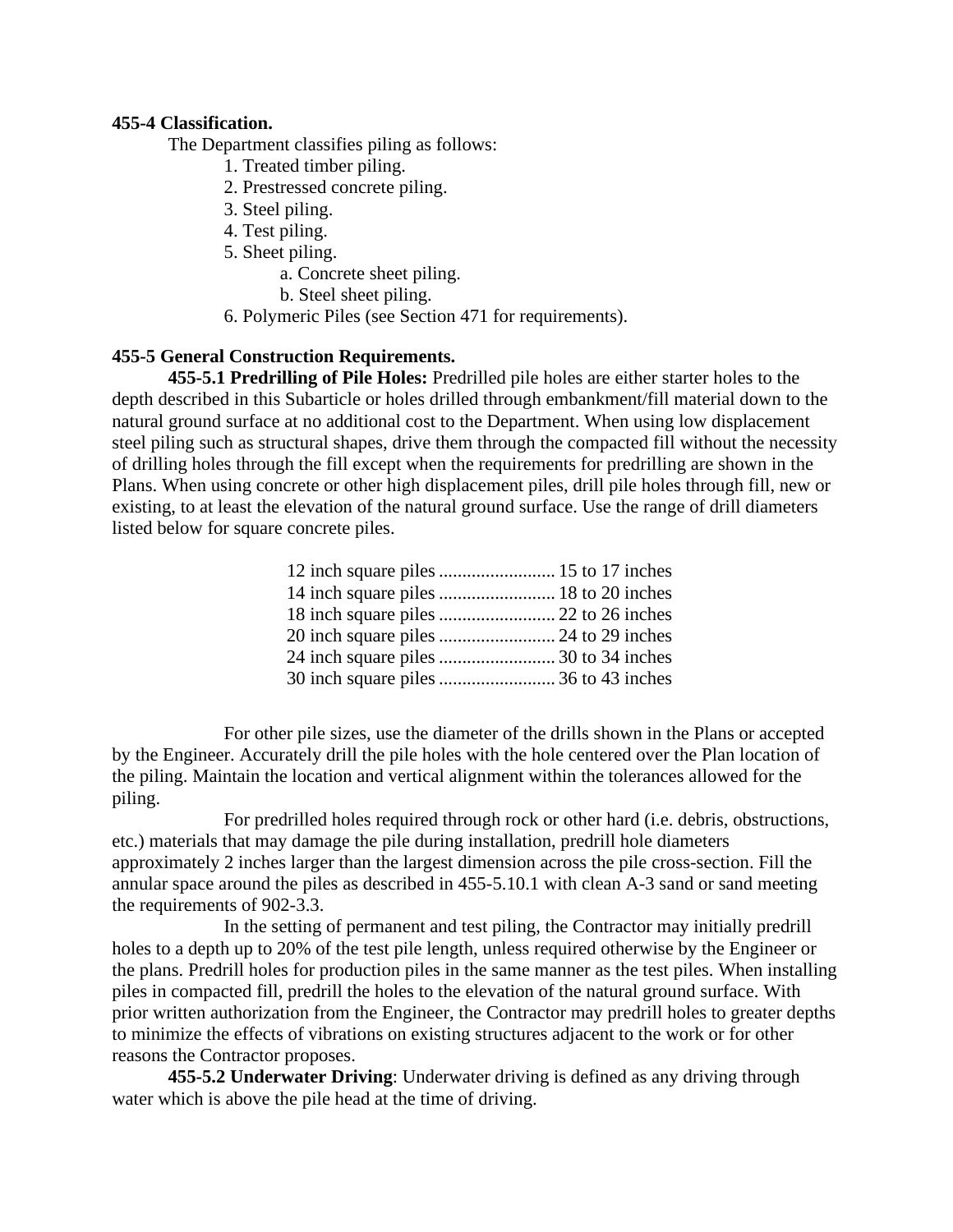**455-4 Classification.**

The Department classifies piling as follows:

1. Treated timber piling.
2. Prestressed concrete piling.
3. Steel piling.
4. Test piling.
5. Sheet piling.
   a. Concrete sheet piling.
   b. Steel sheet piling.
6. Polymeric Piles (see Section 471 for requirements).

**455-5 General Construction Requirements.**

**455-5.1 Predrilling of Pile Holes:** Predrilled pile holes are either starter holes to the depth described in this Subarticle or holes drilled through embankment/fill material down to the natural ground surface at no additional cost to the Department. When using low displacement steel piling such as structural shapes, drive them through the compacted fill without the necessity of drilling holes through the fill except when the requirements for predrilling are shown in the Plans. When using concrete or other high displacement piles, drill pile holes through fill, new or existing, to at least the elevation of the natural ground surface. Use the range of drill diameters listed below for square concrete piles.

12 inch square piles ......................... 15 to 17 inches
14 inch square piles ......................... 18 to 20 inches
18 inch square piles ......................... 22 to 26 inches
20 inch square piles ......................... 24 to 29 inches
24 inch square piles ......................... 30 to 34 inches
30 inch square piles ......................... 36 to 43 inches

For other pile sizes, use the diameter of the drills shown in the Plans or accepted by the Engineer. Accurately drill the pile holes with the hole centered over the Plan location of the piling. Maintain the location and vertical alignment within the tolerances allowed for the piling.

For predrilled holes required through rock or other hard (i.e. debris, obstructions, etc.) materials that may damage the pile during installation, predrill hole diameters approximately 2 inches larger than the largest dimension across the pile cross-section. Fill the annular space around the piles as described in 455-5.10.1 with clean A-3 sand or sand meeting the requirements of 902-3.3.

In the setting of permanent and test piling, the Contractor may initially predrill holes to a depth up to 20% of the test pile length, unless required otherwise by the Engineer or the plans. Predrill holes for production piles in the same manner as the test piles. When installing piles in compacted fill, predrill the holes to the elevation of the natural ground surface. With prior written authorization from the Engineer, the Contractor may predrill holes to greater depths to minimize the effects of vibrations on existing structures adjacent to the work or for other reasons the Contractor proposes.

**455-5.2 Underwater Driving**: Underwater driving is defined as any driving through water which is above the pile head at the time of driving.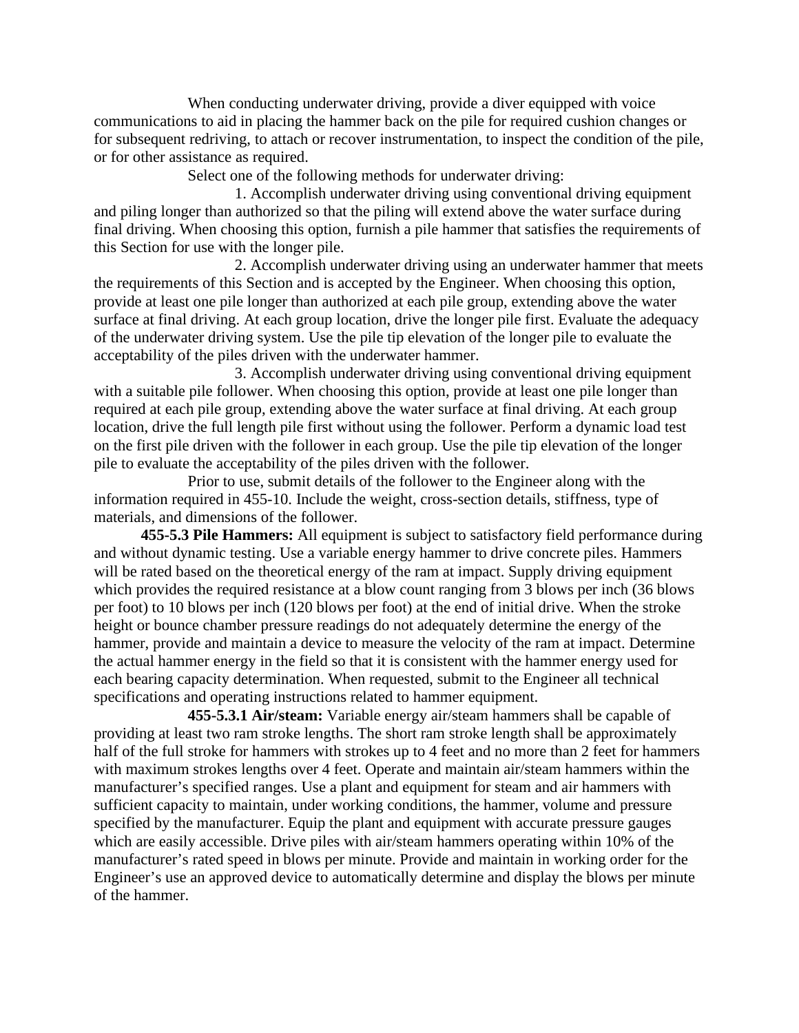When conducting underwater driving, provide a diver equipped with voice communications to aid in placing the hammer back on the pile for required cushion changes or for subsequent redriving, to attach or recover instrumentation, to inspect the condition of the pile, or for other assistance as required.

Select one of the following methods for underwater driving:

1. Accomplish underwater driving using conventional driving equipment and piling longer than authorized so that the piling will extend above the water surface during final driving. When choosing this option, furnish a pile hammer that satisfies the requirements of this Section for use with the longer pile.

2. Accomplish underwater driving using an underwater hammer that meets the requirements of this Section and is accepted by the Engineer. When choosing this option, provide at least one pile longer than authorized at each pile group, extending above the water surface at final driving. At each group location, drive the longer pile first. Evaluate the adequacy of the underwater driving system. Use the pile tip elevation of the longer pile to evaluate the acceptability of the piles driven with the underwater hammer.

3. Accomplish underwater driving using conventional driving equipment with a suitable pile follower. When choosing this option, provide at least one pile longer than required at each pile group, extending above the water surface at final driving. At each group location, drive the full length pile first without using the follower. Perform a dynamic load test on the first pile driven with the follower in each group. Use the pile tip elevation of the longer pile to evaluate the acceptability of the piles driven with the follower.

Prior to use, submit details of the follower to the Engineer along with the information required in 455-10. Include the weight, cross-section details, stiffness, type of materials, and dimensions of the follower.

**455-5.3 Pile Hammers:** All equipment is subject to satisfactory field performance during and without dynamic testing. Use a variable energy hammer to drive concrete piles. Hammers will be rated based on the theoretical energy of the ram at impact. Supply driving equipment which provides the required resistance at a blow count ranging from 3 blows per inch (36 blows per foot) to 10 blows per inch (120 blows per foot) at the end of initial drive. When the stroke height or bounce chamber pressure readings do not adequately determine the energy of the hammer, provide and maintain a device to measure the velocity of the ram at impact. Determine the actual hammer energy in the field so that it is consistent with the hammer energy used for each bearing capacity determination. When requested, submit to the Engineer all technical specifications and operating instructions related to hammer equipment.

**455-5.3.1 Air/steam:** Variable energy air/steam hammers shall be capable of providing at least two ram stroke lengths. The short ram stroke length shall be approximately half of the full stroke for hammers with strokes up to 4 feet and no more than 2 feet for hammers with maximum strokes lengths over 4 feet. Operate and maintain air/steam hammers within the manufacturer's specified ranges. Use a plant and equipment for steam and air hammers with sufficient capacity to maintain, under working conditions, the hammer, volume and pressure specified by the manufacturer. Equip the plant and equipment with accurate pressure gauges which are easily accessible. Drive piles with air/steam hammers operating within 10% of the manufacturer's rated speed in blows per minute. Provide and maintain in working order for the Engineer's use an approved device to automatically determine and display the blows per minute of the hammer.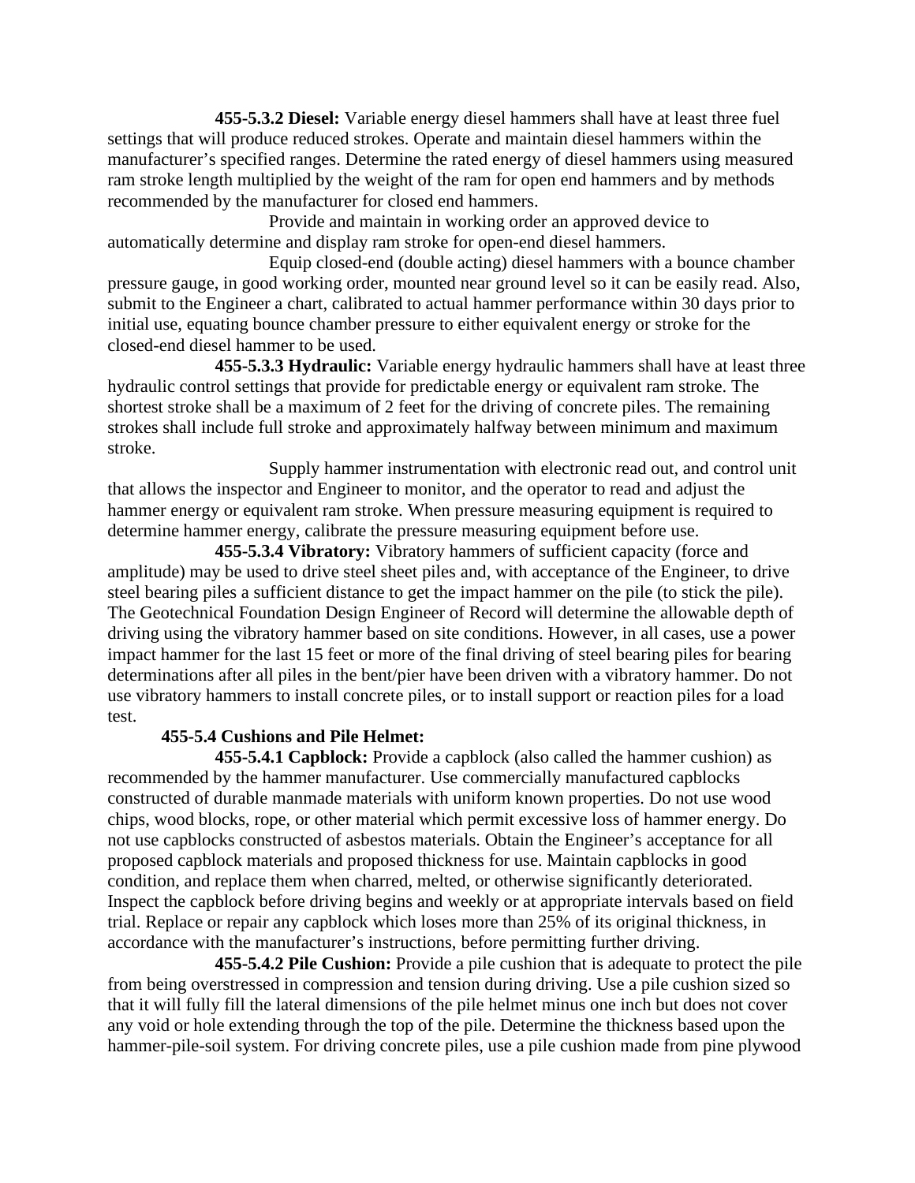**455-5.3.2 Diesel:** Variable energy diesel hammers shall have at least three fuel settings that will produce reduced strokes. Operate and maintain diesel hammers within the manufacturer's specified ranges. Determine the rated energy of diesel hammers using measured ram stroke length multiplied by the weight of the ram for open end hammers and by methods recommended by the manufacturer for closed end hammers.

Provide and maintain in working order an approved device to automatically determine and display ram stroke for open-end diesel hammers.

Equip closed-end (double acting) diesel hammers with a bounce chamber pressure gauge, in good working order, mounted near ground level so it can be easily read. Also, submit to the Engineer a chart, calibrated to actual hammer performance within 30 days prior to initial use, equating bounce chamber pressure to either equivalent energy or stroke for the closed-end diesel hammer to be used.

**455-5.3.3 Hydraulic:** Variable energy hydraulic hammers shall have at least three hydraulic control settings that provide for predictable energy or equivalent ram stroke. The shortest stroke shall be a maximum of 2 feet for the driving of concrete piles. The remaining strokes shall include full stroke and approximately halfway between minimum and maximum stroke.

Supply hammer instrumentation with electronic read out, and control unit that allows the inspector and Engineer to monitor, and the operator to read and adjust the hammer energy or equivalent ram stroke. When pressure measuring equipment is required to determine hammer energy, calibrate the pressure measuring equipment before use.

**455-5.3.4 Vibratory:** Vibratory hammers of sufficient capacity (force and amplitude) may be used to drive steel sheet piles and, with acceptance of the Engineer, to drive steel bearing piles a sufficient distance to get the impact hammer on the pile (to stick the pile). The Geotechnical Foundation Design Engineer of Record will determine the allowable depth of driving using the vibratory hammer based on site conditions. However, in all cases, use a power impact hammer for the last 15 feet or more of the final driving of steel bearing piles for bearing determinations after all piles in the bent/pier have been driven with a vibratory hammer. Do not use vibratory hammers to install concrete piles, or to install support or reaction piles for a load test.

**455-5.4 Cushions and Pile Helmet:**

**455-5.4.1 Capblock:** Provide a capblock (also called the hammer cushion) as recommended by the hammer manufacturer. Use commercially manufactured capblocks constructed of durable manmade materials with uniform known properties. Do not use wood chips, wood blocks, rope, or other material which permit excessive loss of hammer energy. Do not use capblocks constructed of asbestos materials. Obtain the Engineer's acceptance for all proposed capblock materials and proposed thickness for use. Maintain capblocks in good condition, and replace them when charred, melted, or otherwise significantly deteriorated. Inspect the capblock before driving begins and weekly or at appropriate intervals based on field trial. Replace or repair any capblock which loses more than 25% of its original thickness, in accordance with the manufacturer's instructions, before permitting further driving.

**455-5.4.2 Pile Cushion:** Provide a pile cushion that is adequate to protect the pile from being overstressed in compression and tension during driving. Use a pile cushion sized so that it will fully fill the lateral dimensions of the pile helmet minus one inch but does not cover any void or hole extending through the top of the pile. Determine the thickness based upon the hammer-pile-soil system. For driving concrete piles, use a pile cushion made from pine plywood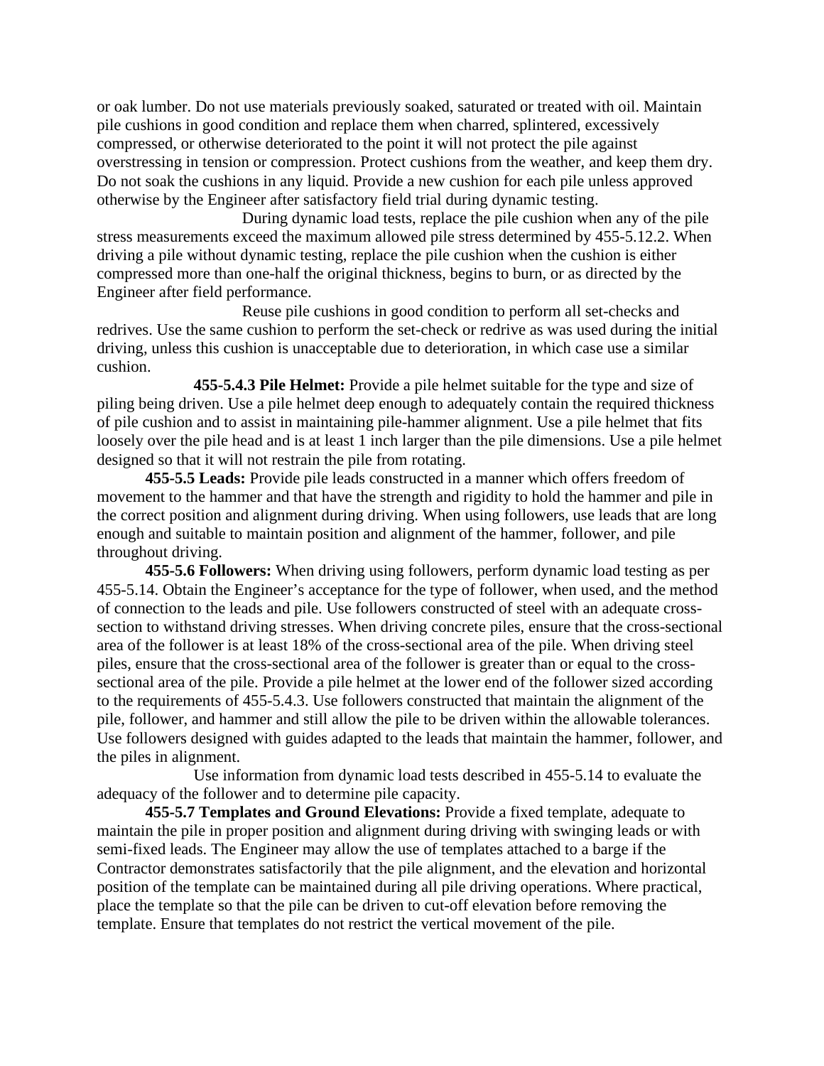or oak lumber. Do not use materials previously soaked, saturated or treated with oil. Maintain pile cushions in good condition and replace them when charred, splintered, excessively compressed, or otherwise deteriorated to the point it will not protect the pile against overstressing in tension or compression. Protect cushions from the weather, and keep them dry. Do not soak the cushions in any liquid. Provide a new cushion for each pile unless approved otherwise by the Engineer after satisfactory field trial during dynamic testing.

During dynamic load tests, replace the pile cushion when any of the pile stress measurements exceed the maximum allowed pile stress determined by 455-5.12.2. When driving a pile without dynamic testing, replace the pile cushion when the cushion is either compressed more than one-half the original thickness, begins to burn, or as directed by the Engineer after field performance.

Reuse pile cushions in good condition to perform all set-checks and redrives. Use the same cushion to perform the set-check or redrive as was used during the initial driving, unless this cushion is unacceptable due to deterioration, in which case use a similar cushion.

**455-5.4.3 Pile Helmet:** Provide a pile helmet suitable for the type and size of piling being driven. Use a pile helmet deep enough to adequately contain the required thickness of pile cushion and to assist in maintaining pile-hammer alignment. Use a pile helmet that fits loosely over the pile head and is at least 1 inch larger than the pile dimensions. Use a pile helmet designed so that it will not restrain the pile from rotating.

**455-5.5 Leads:** Provide pile leads constructed in a manner which offers freedom of movement to the hammer and that have the strength and rigidity to hold the hammer and pile in the correct position and alignment during driving. When using followers, use leads that are long enough and suitable to maintain position and alignment of the hammer, follower, and pile throughout driving.

**455-5.6 Followers:** When driving using followers, perform dynamic load testing as per 455-5.14. Obtain the Engineer's acceptance for the type of follower, when used, and the method of connection to the leads and pile. Use followers constructed of steel with an adequate cross-section to withstand driving stresses. When driving concrete piles, ensure that the cross-sectional area of the follower is at least 18% of the cross-sectional area of the pile. When driving steel piles, ensure that the cross-sectional area of the follower is greater than or equal to the cross-sectional area of the pile. Provide a pile helmet at the lower end of the follower sized according to the requirements of 455-5.4.3. Use followers constructed that maintain the alignment of the pile, follower, and hammer and still allow the pile to be driven within the allowable tolerances. Use followers designed with guides adapted to the leads that maintain the hammer, follower, and the piles in alignment.

Use information from dynamic load tests described in 455-5.14 to evaluate the adequacy of the follower and to determine pile capacity.

**455-5.7 Templates and Ground Elevations:** Provide a fixed template, adequate to maintain the pile in proper position and alignment during driving with swinging leads or with semi-fixed leads. The Engineer may allow the use of templates attached to a barge if the Contractor demonstrates satisfactorily that the pile alignment, and the elevation and horizontal position of the template can be maintained during all pile driving operations. Where practical, place the template so that the pile can be driven to cut-off elevation before removing the template. Ensure that templates do not restrict the vertical movement of the pile.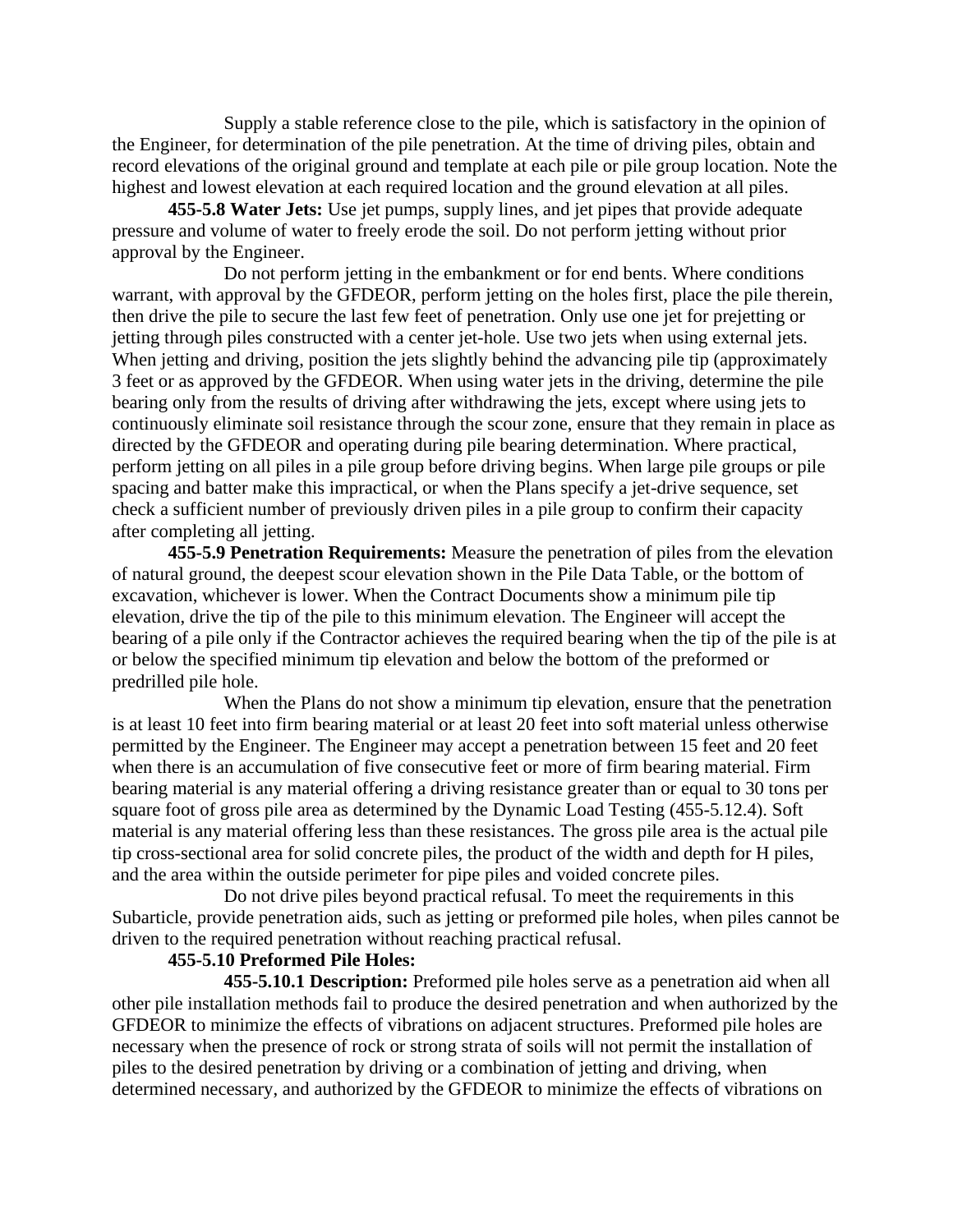Supply a stable reference close to the pile, which is satisfactory in the opinion of the Engineer, for determination of the pile penetration. At the time of driving piles, obtain and record elevations of the original ground and template at each pile or pile group location. Note the highest and lowest elevation at each required location and the ground elevation at all piles.

**455-5.8 Water Jets:** Use jet pumps, supply lines, and jet pipes that provide adequate pressure and volume of water to freely erode the soil. Do not perform jetting without prior approval by the Engineer.

Do not perform jetting in the embankment or for end bents. Where conditions warrant, with approval by the GFDEOR, perform jetting on the holes first, place the pile therein, then drive the pile to secure the last few feet of penetration. Only use one jet for prejetting or jetting through piles constructed with a center jet-hole. Use two jets when using external jets. When jetting and driving, position the jets slightly behind the advancing pile tip (approximately 3 feet or as approved by the GFDEOR. When using water jets in the driving, determine the pile bearing only from the results of driving after withdrawing the jets, except where using jets to continuously eliminate soil resistance through the scour zone, ensure that they remain in place as directed by the GFDEOR and operating during pile bearing determination. Where practical, perform jetting on all piles in a pile group before driving begins. When large pile groups or pile spacing and batter make this impractical, or when the Plans specify a jet-drive sequence, set check a sufficient number of previously driven piles in a pile group to confirm their capacity after completing all jetting.

**455-5.9 Penetration Requirements:** Measure the penetration of piles from the elevation of natural ground, the deepest scour elevation shown in the Pile Data Table, or the bottom of excavation, whichever is lower. When the Contract Documents show a minimum pile tip elevation, drive the tip of the pile to this minimum elevation. The Engineer will accept the bearing of a pile only if the Contractor achieves the required bearing when the tip of the pile is at or below the specified minimum tip elevation and below the bottom of the preformed or predrilled pile hole.

When the Plans do not show a minimum tip elevation, ensure that the penetration is at least 10 feet into firm bearing material or at least 20 feet into soft material unless otherwise permitted by the Engineer. The Engineer may accept a penetration between 15 feet and 20 feet when there is an accumulation of five consecutive feet or more of firm bearing material. Firm bearing material is any material offering a driving resistance greater than or equal to 30 tons per square foot of gross pile area as determined by the Dynamic Load Testing (455-5.12.4). Soft material is any material offering less than these resistances. The gross pile area is the actual pile tip cross-sectional area for solid concrete piles, the product of the width and depth for H piles, and the area within the outside perimeter for pipe piles and voided concrete piles.

Do not drive piles beyond practical refusal. To meet the requirements in this Subarticle, provide penetration aids, such as jetting or preformed pile holes, when piles cannot be driven to the required penetration without reaching practical refusal.

**455-5.10 Preformed Pile Holes:**

**455-5.10.1 Description:** Preformed pile holes serve as a penetration aid when all other pile installation methods fail to produce the desired penetration and when authorized by the GFDEOR to minimize the effects of vibrations on adjacent structures. Preformed pile holes are necessary when the presence of rock or strong strata of soils will not permit the installation of piles to the desired penetration by driving or a combination of jetting and driving, when determined necessary, and authorized by the GFDEOR to minimize the effects of vibrations on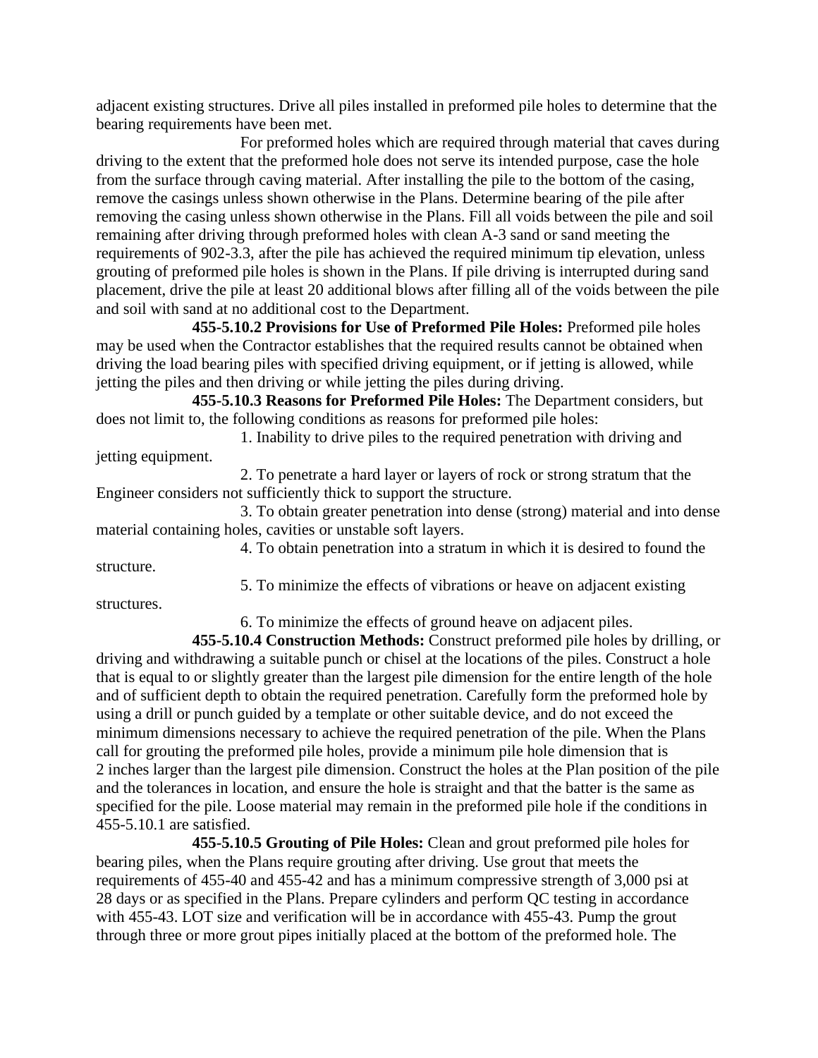adjacent existing structures. Drive all piles installed in preformed pile holes to determine that the bearing requirements have been met.

For preformed holes which are required through material that caves during driving to the extent that the preformed hole does not serve its intended purpose, case the hole from the surface through caving material. After installing the pile to the bottom of the casing, remove the casings unless shown otherwise in the Plans. Determine bearing of the pile after removing the casing unless shown otherwise in the Plans. Fill all voids between the pile and soil remaining after driving through preformed holes with clean A-3 sand or sand meeting the requirements of 902-3.3, after the pile has achieved the required minimum tip elevation, unless grouting of preformed pile holes is shown in the Plans. If pile driving is interrupted during sand placement, drive the pile at least 20 additional blows after filling all of the voids between the pile and soil with sand at no additional cost to the Department.

**455-5.10.2 Provisions for Use of Preformed Pile Holes:** Preformed pile holes may be used when the Contractor establishes that the required results cannot be obtained when driving the load bearing piles with specified driving equipment, or if jetting is allowed, while jetting the piles and then driving or while jetting the piles during driving.

**455-5.10.3 Reasons for Preformed Pile Holes:** The Department considers, but does not limit to, the following conditions as reasons for preformed pile holes:

1. Inability to drive piles to the required penetration with driving and jetting equipment.
2. To penetrate a hard layer or layers of rock or strong stratum that the Engineer considers not sufficiently thick to support the structure.
3. To obtain greater penetration into dense (strong) material and into dense material containing holes, cavities or unstable soft layers.
4. To obtain penetration into a stratum in which it is desired to found the structure.
5. To minimize the effects of vibrations or heave on adjacent existing structures.
6. To minimize the effects of ground heave on adjacent piles.

**455-5.10.4 Construction Methods:** Construct preformed pile holes by drilling, or driving and withdrawing a suitable punch or chisel at the locations of the piles. Construct a hole that is equal to or slightly greater than the largest pile dimension for the entire length of the hole and of sufficient depth to obtain the required penetration. Carefully form the preformed hole by using a drill or punch guided by a template or other suitable device, and do not exceed the minimum dimensions necessary to achieve the required penetration of the pile. When the Plans call for grouting the preformed pile holes, provide a minimum pile hole dimension that is 2 inches larger than the largest pile dimension. Construct the holes at the Plan position of the pile and the tolerances in location, and ensure the hole is straight and that the batter is the same as specified for the pile. Loose material may remain in the preformed pile hole if the conditions in 455-5.10.1 are satisfied.

**455-5.10.5 Grouting of Pile Holes:** Clean and grout preformed pile holes for bearing piles, when the Plans require grouting after driving. Use grout that meets the requirements of 455-40 and 455-42 and has a minimum compressive strength of 3,000 psi at 28 days or as specified in the Plans. Prepare cylinders and perform QC testing in accordance with 455-43. LOT size and verification will be in accordance with 455-43. Pump the grout through three or more grout pipes initially placed at the bottom of the preformed hole. The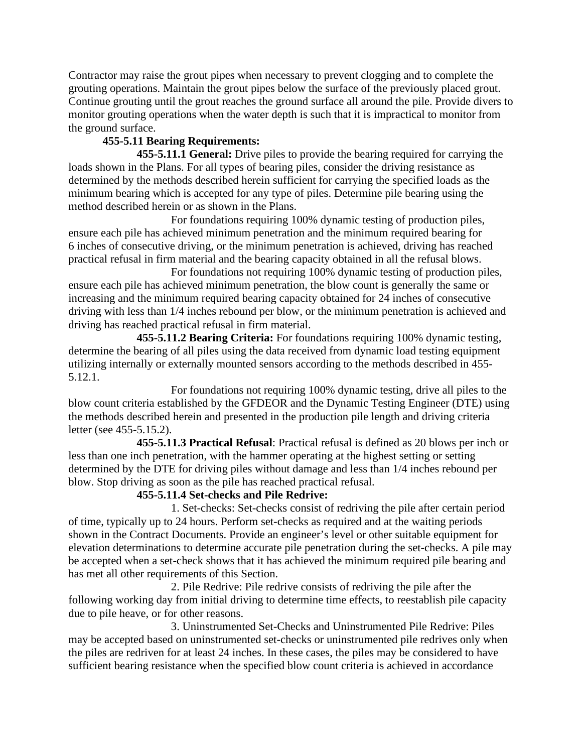Contractor may raise the grout pipes when necessary to prevent clogging and to complete the grouting operations. Maintain the grout pipes below the surface of the previously placed grout. Continue grouting until the grout reaches the ground surface all around the pile. Provide divers to monitor grouting operations when the water depth is such that it is impractical to monitor from the ground surface.

**455-5.11 Bearing Requirements:**

**455-5.11.1 General:** Drive piles to provide the bearing required for carrying the loads shown in the Plans. For all types of bearing piles, consider the driving resistance as determined by the methods described herein sufficient for carrying the specified loads as the minimum bearing which is accepted for any type of piles. Determine pile bearing using the method described herein or as shown in the Plans.

For foundations requiring 100% dynamic testing of production piles, ensure each pile has achieved minimum penetration and the minimum required bearing for 6 inches of consecutive driving, or the minimum penetration is achieved, driving has reached practical refusal in firm material and the bearing capacity obtained in all the refusal blows.

For foundations not requiring 100% dynamic testing of production piles, ensure each pile has achieved minimum penetration, the blow count is generally the same or increasing and the minimum required bearing capacity obtained for 24 inches of consecutive driving with less than 1/4 inches rebound per blow, or the minimum penetration is achieved and driving has reached practical refusal in firm material.

**455-5.11.2 Bearing Criteria:** For foundations requiring 100% dynamic testing, determine the bearing of all piles using the data received from dynamic load testing equipment utilizing internally or externally mounted sensors according to the methods described in 455-5.12.1.

For foundations not requiring 100% dynamic testing, drive all piles to the blow count criteria established by the GFDEOR and the Dynamic Testing Engineer (DTE) using the methods described herein and presented in the production pile length and driving criteria letter (see 455-5.15.2).

**455-5.11.3 Practical Refusal**: Practical refusal is defined as 20 blows per inch or less than one inch penetration, with the hammer operating at the highest setting or setting determined by the DTE for driving piles without damage and less than 1/4 inches rebound per blow. Stop driving as soon as the pile has reached practical refusal.

**455-5.11.4 Set-checks and Pile Redrive:**

1. Set-checks: Set-checks consist of redriving the pile after certain period of time, typically up to 24 hours. Perform set-checks as required and at the waiting periods shown in the Contract Documents. Provide an engineer's level or other suitable equipment for elevation determinations to determine accurate pile penetration during the set-checks. A pile may be accepted when a set-check shows that it has achieved the minimum required pile bearing and has met all other requirements of this Section.

2. Pile Redrive: Pile redrive consists of redriving the pile after the following working day from initial driving to determine time effects, to reestablish pile capacity due to pile heave, or for other reasons.

3. Uninstrumented Set-Checks and Uninstrumented Pile Redrive: Piles may be accepted based on uninstrumented set-checks or uninstrumented pile redrives only when the piles are redriven for at least 24 inches. In these cases, the piles may be considered to have sufficient bearing resistance when the specified blow count criteria is achieved in accordance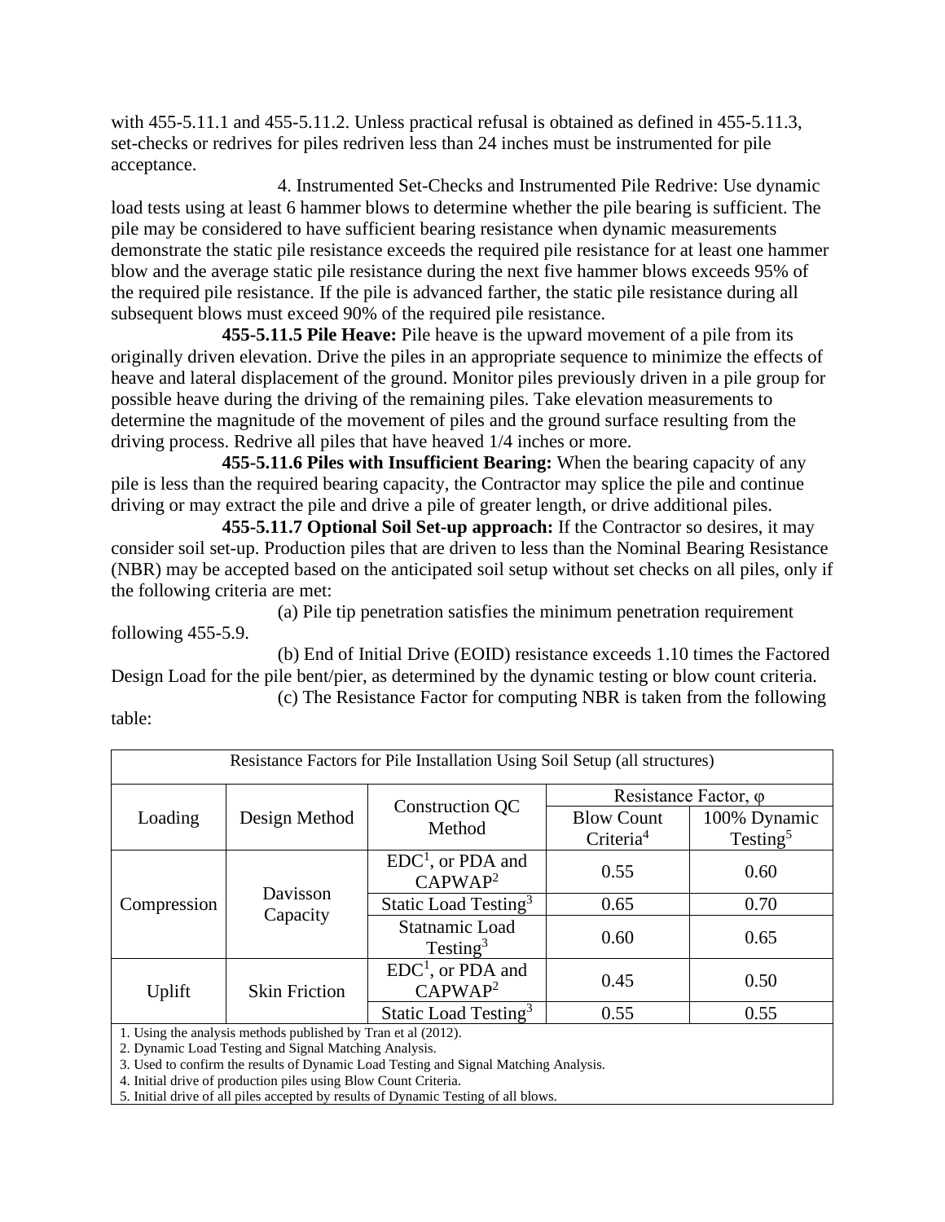with 455-5.11.1 and 455-5.11.2. Unless practical refusal is obtained as defined in 455-5.11.3, set-checks or redrives for piles redriven less than 24 inches must be instrumented for pile acceptance.

4. Instrumented Set-Checks and Instrumented Pile Redrive: Use dynamic load tests using at least 6 hammer blows to determine whether the pile bearing is sufficient. The pile may be considered to have sufficient bearing resistance when dynamic measurements demonstrate the static pile resistance exceeds the required pile resistance for at least one hammer blow and the average static pile resistance during the next five hammer blows exceeds 95% of the required pile resistance. If the pile is advanced farther, the static pile resistance during all subsequent blows must exceed 90% of the required pile resistance.

**455-5.11.5 Pile Heave:** Pile heave is the upward movement of a pile from its originally driven elevation. Drive the piles in an appropriate sequence to minimize the effects of heave and lateral displacement of the ground. Monitor piles previously driven in a pile group for possible heave during the driving of the remaining piles. Take elevation measurements to determine the magnitude of the movement of piles and the ground surface resulting from the driving process. Redrive all piles that have heaved 1/4 inches or more.

**455-5.11.6 Piles with Insufficient Bearing:** When the bearing capacity of any pile is less than the required bearing capacity, the Contractor may splice the pile and continue driving or may extract the pile and drive a pile of greater length, or drive additional piles.

**455-5.11.7 Optional Soil Set-up approach:** If the Contractor so desires, it may consider soil set-up. Production piles that are driven to less than the Nominal Bearing Resistance (NBR) may be accepted based on the anticipated soil setup without set checks on all piles, only if the following criteria are met:

(a) Pile tip penetration satisfies the minimum penetration requirement following 455-5.9.

(b) End of Initial Drive (EOID) resistance exceeds 1.10 times the Factored Design Load for the pile bent/pier, as determined by the dynamic testing or blow count criteria.

(c) The Resistance Factor for computing NBR is taken from the following table:

| Resistance Factors for Pile Installation Using Soil Setup (all structures) | | | | |
|---|---|---|---|---|
| Loading | Design Method | Construction QC Method | Resistance Factor, φ | |
| | | | Blow Count Criteria[4] | 100% Dynamic Testing[5] |
| Compression | Davisson Capacity | EDC[1], or PDA and CAPWAP[2] | 0.55 | 0.60 |
| | | Static Load Testing[3] | 0.65 | 0.70 |
| | | Statnamic Load Testing[3] | 0.60 | 0.65 |
| Uplift | Skin Friction | EDC[1], or PDA and CAPWAP[2] | 0.45 | 0.50 |
| | | Static Load Testing[3] | 0.55 | 0.55 |

1. Using the analysis methods published by Tran et al (2012).
2. Dynamic Load Testing and Signal Matching Analysis.
3. Used to confirm the results of Dynamic Load Testing and Signal Matching Analysis.
4. Initial drive of production piles using Blow Count Criteria.
5. Initial drive of all piles accepted by results of Dynamic Testing of all blows.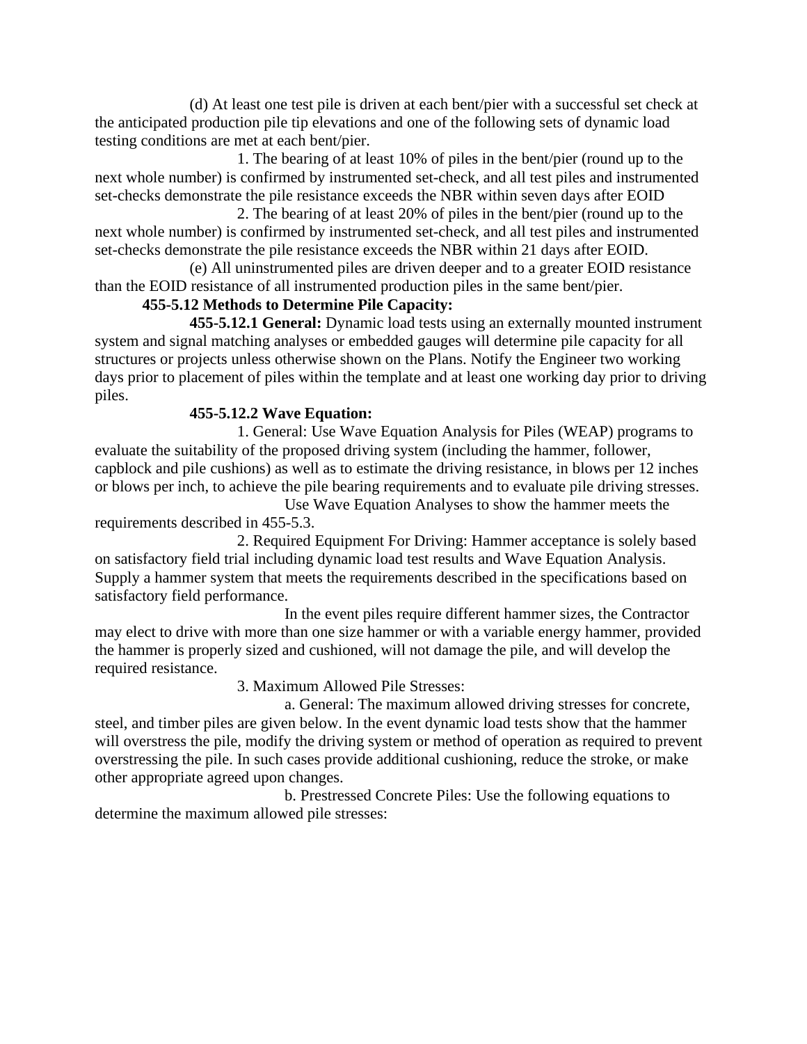(d) At least one test pile is driven at each bent/pier with a successful set check at the anticipated production pile tip elevations and one of the following sets of dynamic load testing conditions are met at each bent/pier.

1. The bearing of at least 10% of piles in the bent/pier (round up to the next whole number) is confirmed by instrumented set-check, and all test piles and instrumented set-checks demonstrate the pile resistance exceeds the NBR within seven days after EOID

2. The bearing of at least 20% of piles in the bent/pier (round up to the next whole number) is confirmed by instrumented set-check, and all test piles and instrumented set-checks demonstrate the pile resistance exceeds the NBR within 21 days after EOID.

(e) All uninstrumented piles are driven deeper and to a greater EOID resistance than the EOID resistance of all instrumented production piles in the same bent/pier.

**455-5.12 Methods to Determine Pile Capacity:**

**455-5.12.1 General:** Dynamic load tests using an externally mounted instrument system and signal matching analyses or embedded gauges will determine pile capacity for all structures or projects unless otherwise shown on the Plans. Notify the Engineer two working days prior to placement of piles within the template and at least one working day prior to driving piles.

**455-5.12.2 Wave Equation:**

1. General: Use Wave Equation Analysis for Piles (WEAP) programs to evaluate the suitability of the proposed driving system (including the hammer, follower, capblock and pile cushions) as well as to estimate the driving resistance, in blows per 12 inches or blows per inch, to achieve the pile bearing requirements and to evaluate pile driving stresses.

Use Wave Equation Analyses to show the hammer meets the requirements described in 455-5.3.

2. Required Equipment For Driving: Hammer acceptance is solely based on satisfactory field trial including dynamic load test results and Wave Equation Analysis. Supply a hammer system that meets the requirements described in the specifications based on satisfactory field performance.

In the event piles require different hammer sizes, the Contractor may elect to drive with more than one size hammer or with a variable energy hammer, provided the hammer is properly sized and cushioned, will not damage the pile, and will develop the required resistance.

3. Maximum Allowed Pile Stresses:

a. General: The maximum allowed driving stresses for concrete, steel, and timber piles are given below. In the event dynamic load tests show that the hammer will overstress the pile, modify the driving system or method of operation as required to prevent overstressing the pile. In such cases provide additional cushioning, reduce the stroke, or make other appropriate agreed upon changes.

b. Prestressed Concrete Piles: Use the following equations to determine the maximum allowed pile stresses: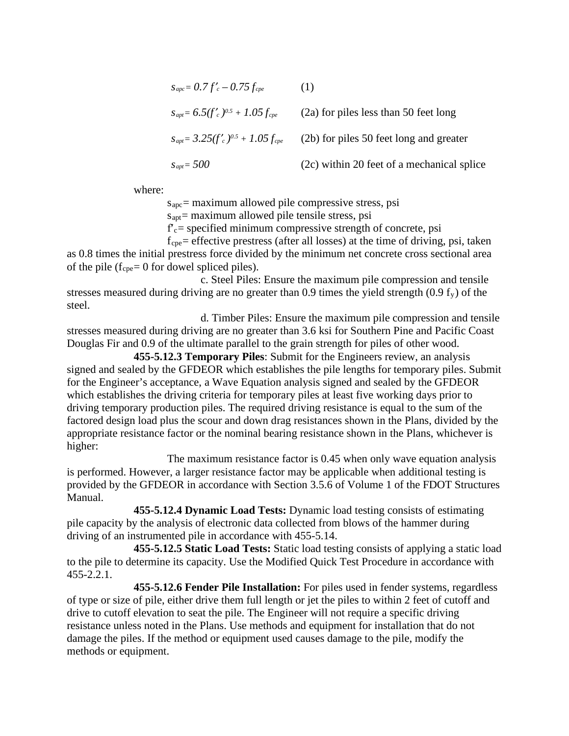$$s_{apc} = 0.7\, f'_c - 0.75\, f_{cpe} \qquad (1)$$

$$s_{apt} = 6.5(f'_c)^{0.5} + 1.05\, f_{cpe} \qquad \text{(2a) for piles less than 50 feet long}$$

$$s_{apt} = 3.25(f'_c)^{0.5} + 1.05\, f_{cpe} \qquad \text{(2b) for piles 50 feet long and greater}$$

$$s_{apt} = 500 \qquad \text{(2c) within 20 feet of a mechanical splice}$$

where:

$s_{apc}$ = maximum allowed pile compressive stress, psi
$s_{apt}$ = maximum allowed pile tensile stress, psi
$f'_c$ = specified minimum compressive strength of concrete, psi
$f_{cpe}$ = effective prestress (after all losses) at the time of driving, psi, taken as 0.8 times the initial prestress force divided by the minimum net concrete cross sectional area of the pile ($f_{cpe}$ = 0 for dowel spliced piles).

c. Steel Piles: Ensure the maximum pile compression and tensile stresses measured during driving are no greater than 0.9 times the yield strength ($0.9\ f_y$) of the steel.

d. Timber Piles: Ensure the maximum pile compression and tensile stresses measured during driving are no greater than 3.6 ksi for Southern Pine and Pacific Coast Douglas Fir and 0.9 of the ultimate parallel to the grain strength for piles of other wood.

**455-5.12.3 Temporary Piles**: Submit for the Engineers review, an analysis signed and sealed by the GFDEOR which establishes the pile lengths for temporary piles. Submit for the Engineer's acceptance, a Wave Equation analysis signed and sealed by the GFDEOR which establishes the driving criteria for temporary piles at least five working days prior to driving temporary production piles. The required driving resistance is equal to the sum of the factored design load plus the scour and down drag resistances shown in the Plans, divided by the appropriate resistance factor or the nominal bearing resistance shown in the Plans, whichever is higher:

The maximum resistance factor is 0.45 when only wave equation analysis is performed. However, a larger resistance factor may be applicable when additional testing is provided by the GFDEOR in accordance with Section 3.5.6 of Volume 1 of the FDOT Structures Manual.

**455-5.12.4 Dynamic Load Tests:** Dynamic load testing consists of estimating pile capacity by the analysis of electronic data collected from blows of the hammer during driving of an instrumented pile in accordance with 455-5.14.

**455-5.12.5 Static Load Tests:** Static load testing consists of applying a static load to the pile to determine its capacity. Use the Modified Quick Test Procedure in accordance with 455-2.2.1.

**455-5.12.6 Fender Pile Installation:** For piles used in fender systems, regardless of type or size of pile, either drive them full length or jet the piles to within 2 feet of cutoff and drive to cutoff elevation to seat the pile. The Engineer will not require a specific driving resistance unless noted in the Plans. Use methods and equipment for installation that do not damage the piles. If the method or equipment used causes damage to the pile, modify the methods or equipment.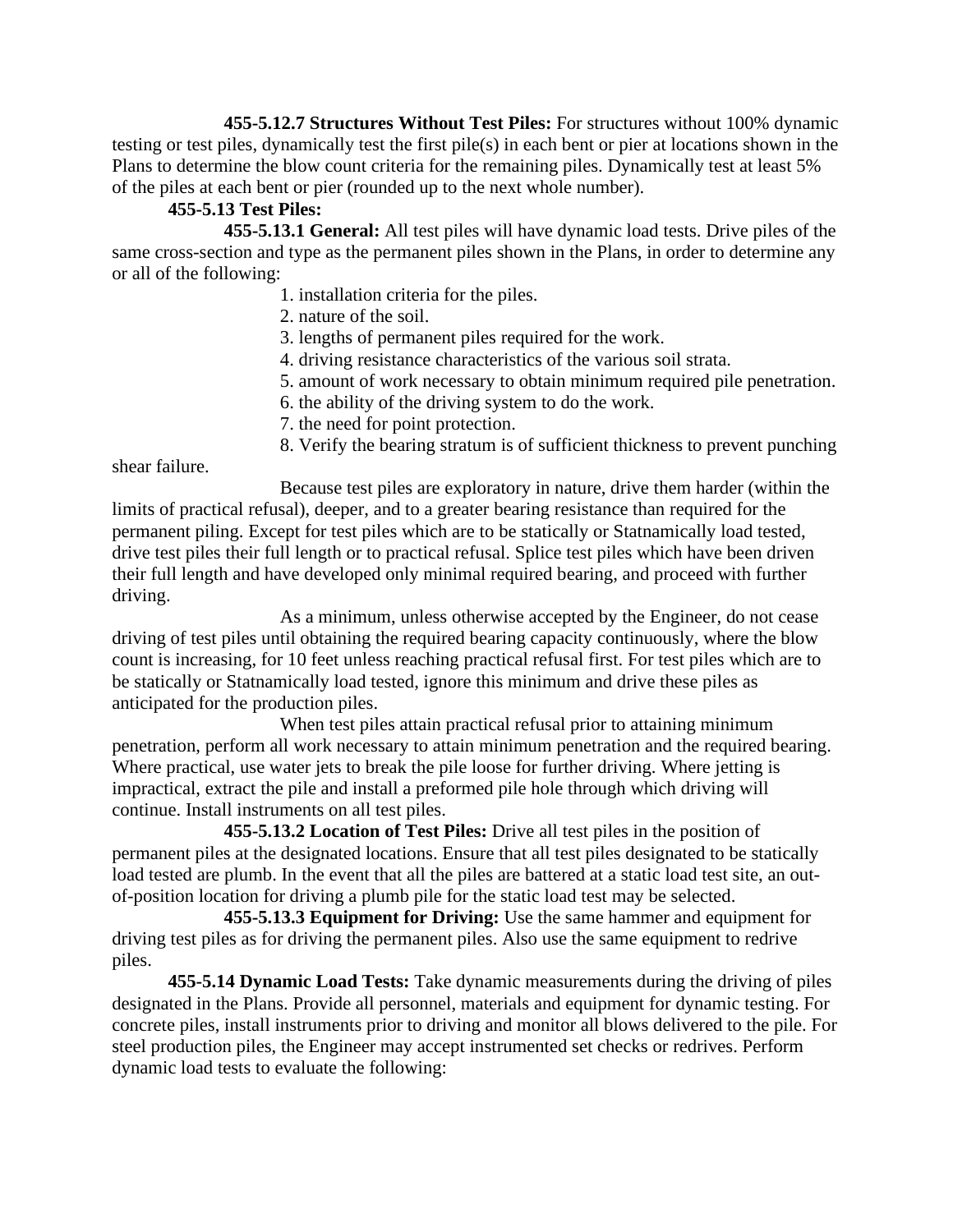**455-5.12.7 Structures Without Test Piles:** For structures without 100% dynamic testing or test piles, dynamically test the first pile(s) in each bent or pier at locations shown in the Plans to determine the blow count criteria for the remaining piles. Dynamically test at least 5% of the piles at each bent or pier (rounded up to the next whole number).

**455-5.13 Test Piles:**

**455-5.13.1 General:** All test piles will have dynamic load tests. Drive piles of the same cross-section and type as the permanent piles shown in the Plans, in order to determine any or all of the following:

1. installation criteria for the piles.
2. nature of the soil.
3. lengths of permanent piles required for the work.
4. driving resistance characteristics of the various soil strata.
5. amount of work necessary to obtain minimum required pile penetration.
6. the ability of the driving system to do the work.
7. the need for point protection.
8. Verify the bearing stratum is of sufficient thickness to prevent punching shear failure.

Because test piles are exploratory in nature, drive them harder (within the limits of practical refusal), deeper, and to a greater bearing resistance than required for the permanent piling. Except for test piles which are to be statically or Statnamically load tested, drive test piles their full length or to practical refusal. Splice test piles which have been driven their full length and have developed only minimal required bearing, and proceed with further driving.

As a minimum, unless otherwise accepted by the Engineer, do not cease driving of test piles until obtaining the required bearing capacity continuously, where the blow count is increasing, for 10 feet unless reaching practical refusal first. For test piles which are to be statically or Statnamically load tested, ignore this minimum and drive these piles as anticipated for the production piles.

When test piles attain practical refusal prior to attaining minimum penetration, perform all work necessary to attain minimum penetration and the required bearing. Where practical, use water jets to break the pile loose for further driving. Where jetting is impractical, extract the pile and install a preformed pile hole through which driving will continue. Install instruments on all test piles.

**455-5.13.2 Location of Test Piles:** Drive all test piles in the position of permanent piles at the designated locations. Ensure that all test piles designated to be statically load tested are plumb. In the event that all the piles are battered at a static load test site, an out-of-position location for driving a plumb pile for the static load test may be selected.

**455-5.13.3 Equipment for Driving:** Use the same hammer and equipment for driving test piles as for driving the permanent piles. Also use the same equipment to redrive piles.

**455-5.14 Dynamic Load Tests:** Take dynamic measurements during the driving of piles designated in the Plans. Provide all personnel, materials and equipment for dynamic testing. For concrete piles, install instruments prior to driving and monitor all blows delivered to the pile. For steel production piles, the Engineer may accept instrumented set checks or redrives. Perform dynamic load tests to evaluate the following: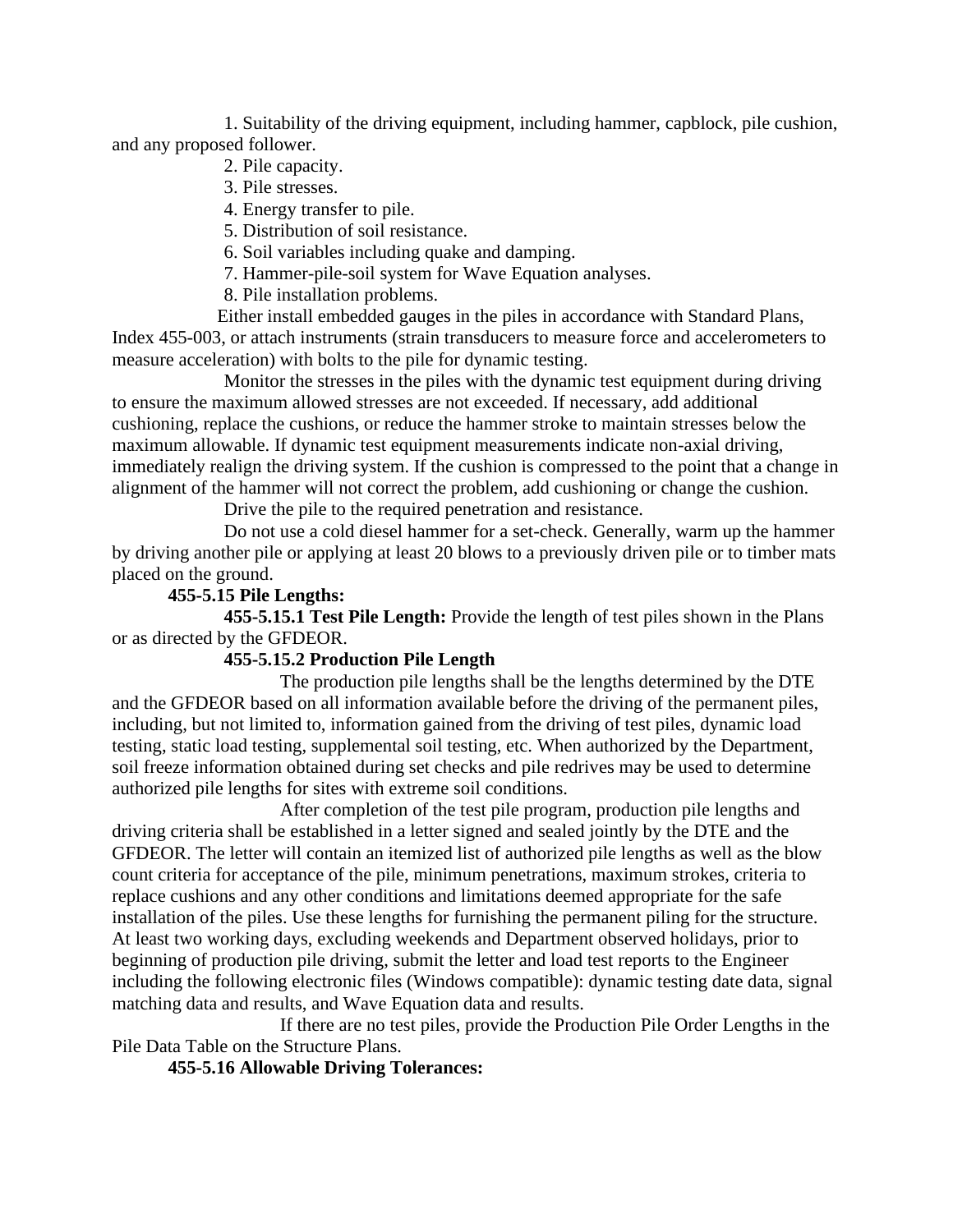1. Suitability of the driving equipment, including hammer, capblock, pile cushion, and any proposed follower.
2. Pile capacity.
3. Pile stresses.
4. Energy transfer to pile.
5. Distribution of soil resistance.
6. Soil variables including quake and damping.
7. Hammer-pile-soil system for Wave Equation analyses.
8. Pile installation problems.

Either install embedded gauges in the piles in accordance with Standard Plans, Index 455-003, or attach instruments (strain transducers to measure force and accelerometers to measure acceleration) with bolts to the pile for dynamic testing.

Monitor the stresses in the piles with the dynamic test equipment during driving to ensure the maximum allowed stresses are not exceeded. If necessary, add additional cushioning, replace the cushions, or reduce the hammer stroke to maintain stresses below the maximum allowable. If dynamic test equipment measurements indicate non-axial driving, immediately realign the driving system. If the cushion is compressed to the point that a change in alignment of the hammer will not correct the problem, add cushioning or change the cushion.

Drive the pile to the required penetration and resistance.

Do not use a cold diesel hammer for a set-check. Generally, warm up the hammer by driving another pile or applying at least 20 blows to a previously driven pile or to timber mats placed on the ground.

**455-5.15 Pile Lengths:**

**455-5.15.1 Test Pile Length:** Provide the length of test piles shown in the Plans or as directed by the GFDEOR.

**455-5.15.2 Production Pile Length**

The production pile lengths shall be the lengths determined by the DTE and the GFDEOR based on all information available before the driving of the permanent piles, including, but not limited to, information gained from the driving of test piles, dynamic load testing, static load testing, supplemental soil testing, etc. When authorized by the Department, soil freeze information obtained during set checks and pile redrives may be used to determine authorized pile lengths for sites with extreme soil conditions.

After completion of the test pile program, production pile lengths and driving criteria shall be established in a letter signed and sealed jointly by the DTE and the GFDEOR. The letter will contain an itemized list of authorized pile lengths as well as the blow count criteria for acceptance of the pile, minimum penetrations, maximum strokes, criteria to replace cushions and any other conditions and limitations deemed appropriate for the safe installation of the piles. Use these lengths for furnishing the permanent piling for the structure. At least two working days, excluding weekends and Department observed holidays, prior to beginning of production pile driving, submit the letter and load test reports to the Engineer including the following electronic files (Windows compatible): dynamic testing date data, signal matching data and results, and Wave Equation data and results.

If there are no test piles, provide the Production Pile Order Lengths in the Pile Data Table on the Structure Plans.

**455-5.16 Allowable Driving Tolerances:**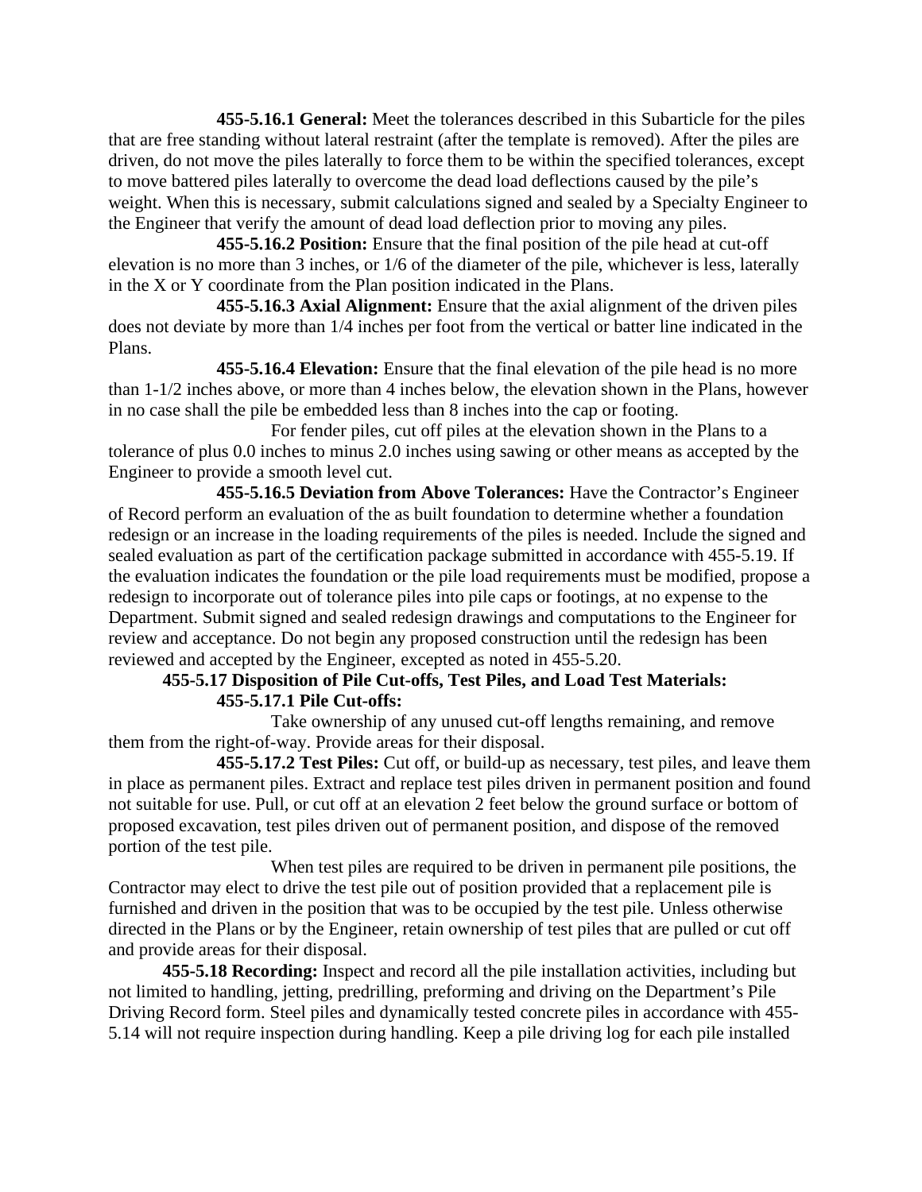**455-5.16.1 General:** Meet the tolerances described in this Subarticle for the piles that are free standing without lateral restraint (after the template is removed). After the piles are driven, do not move the piles laterally to force them to be within the specified tolerances, except to move battered piles laterally to overcome the dead load deflections caused by the pile's weight. When this is necessary, submit calculations signed and sealed by a Specialty Engineer to the Engineer that verify the amount of dead load deflection prior to moving any piles.

**455-5.16.2 Position:** Ensure that the final position of the pile head at cut-off elevation is no more than 3 inches, or 1/6 of the diameter of the pile, whichever is less, laterally in the X or Y coordinate from the Plan position indicated in the Plans.

**455-5.16.3 Axial Alignment:** Ensure that the axial alignment of the driven piles does not deviate by more than 1/4 inches per foot from the vertical or batter line indicated in the Plans.

**455-5.16.4 Elevation:** Ensure that the final elevation of the pile head is no more than 1-1/2 inches above, or more than 4 inches below, the elevation shown in the Plans, however in no case shall the pile be embedded less than 8 inches into the cap or footing.

For fender piles, cut off piles at the elevation shown in the Plans to a tolerance of plus 0.0 inches to minus 2.0 inches using sawing or other means as accepted by the Engineer to provide a smooth level cut.

**455-5.16.5 Deviation from Above Tolerances:** Have the Contractor's Engineer of Record perform an evaluation of the as built foundation to determine whether a foundation redesign or an increase in the loading requirements of the piles is needed. Include the signed and sealed evaluation as part of the certification package submitted in accordance with 455-5.19. If the evaluation indicates the foundation or the pile load requirements must be modified, propose a redesign to incorporate out of tolerance piles into pile caps or footings, at no expense to the Department. Submit signed and sealed redesign drawings and computations to the Engineer for review and acceptance. Do not begin any proposed construction until the redesign has been reviewed and accepted by the Engineer, excepted as noted in 455-5.20.

**455-5.17 Disposition of Pile Cut-offs, Test Piles, and Load Test Materials:**

**455-5.17.1 Pile Cut-offs:**

Take ownership of any unused cut-off lengths remaining, and remove them from the right-of-way. Provide areas for their disposal.

**455-5.17.2 Test Piles:** Cut off, or build-up as necessary, test piles, and leave them in place as permanent piles. Extract and replace test piles driven in permanent position and found not suitable for use. Pull, or cut off at an elevation 2 feet below the ground surface or bottom of proposed excavation, test piles driven out of permanent position, and dispose of the removed portion of the test pile.

When test piles are required to be driven in permanent pile positions, the Contractor may elect to drive the test pile out of position provided that a replacement pile is furnished and driven in the position that was to be occupied by the test pile. Unless otherwise directed in the Plans or by the Engineer, retain ownership of test piles that are pulled or cut off and provide areas for their disposal.

**455-5.18 Recording:** Inspect and record all the pile installation activities, including but not limited to handling, jetting, predrilling, preforming and driving on the Department's Pile Driving Record form. Steel piles and dynamically tested concrete piles in accordance with 455-5.14 will not require inspection during handling. Keep a pile driving log for each pile installed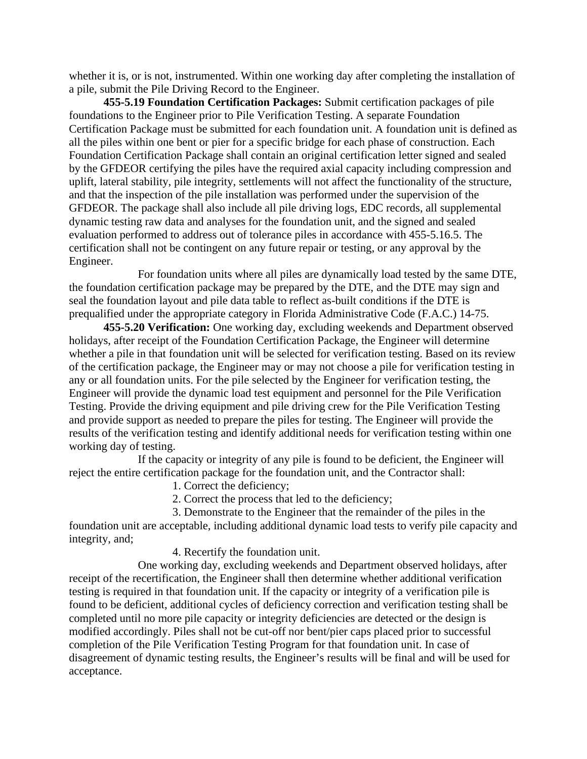whether it is, or is not, instrumented. Within one working day after completing the installation of a pile, submit the Pile Driving Record to the Engineer.

**455-5.19 Foundation Certification Packages:** Submit certification packages of pile foundations to the Engineer prior to Pile Verification Testing. A separate Foundation Certification Package must be submitted for each foundation unit. A foundation unit is defined as all the piles within one bent or pier for a specific bridge for each phase of construction. Each Foundation Certification Package shall contain an original certification letter signed and sealed by the GFDEOR certifying the piles have the required axial capacity including compression and uplift, lateral stability, pile integrity, settlements will not affect the functionality of the structure, and that the inspection of the pile installation was performed under the supervision of the GFDEOR. The package shall also include all pile driving logs, EDC records, all supplemental dynamic testing raw data and analyses for the foundation unit, and the signed and sealed evaluation performed to address out of tolerance piles in accordance with 455-5.16.5. The certification shall not be contingent on any future repair or testing, or any approval by the Engineer.

For foundation units where all piles are dynamically load tested by the same DTE, the foundation certification package may be prepared by the DTE, and the DTE may sign and seal the foundation layout and pile data table to reflect as-built conditions if the DTE is prequalified under the appropriate category in Florida Administrative Code (F.A.C.) 14-75.

**455-5.20 Verification:** One working day, excluding weekends and Department observed holidays, after receipt of the Foundation Certification Package, the Engineer will determine whether a pile in that foundation unit will be selected for verification testing. Based on its review of the certification package, the Engineer may or may not choose a pile for verification testing in any or all foundation units. For the pile selected by the Engineer for verification testing, the Engineer will provide the dynamic load test equipment and personnel for the Pile Verification Testing. Provide the driving equipment and pile driving crew for the Pile Verification Testing and provide support as needed to prepare the piles for testing. The Engineer will provide the results of the verification testing and identify additional needs for verification testing within one working day of testing.

If the capacity or integrity of any pile is found to be deficient, the Engineer will reject the entire certification package for the foundation unit, and the Contractor shall:

1. Correct the deficiency;
2. Correct the process that led to the deficiency;
3. Demonstrate to the Engineer that the remainder of the piles in the foundation unit are acceptable, including additional dynamic load tests to verify pile capacity and integrity, and;
4. Recertify the foundation unit.

One working day, excluding weekends and Department observed holidays, after receipt of the recertification, the Engineer shall then determine whether additional verification testing is required in that foundation unit. If the capacity or integrity of a verification pile is found to be deficient, additional cycles of deficiency correction and verification testing shall be completed until no more pile capacity or integrity deficiencies are detected or the design is modified accordingly. Piles shall not be cut-off nor bent/pier caps placed prior to successful completion of the Pile Verification Testing Program for that foundation unit. In case of disagreement of dynamic testing results, the Engineer's results will be final and will be used for acceptance.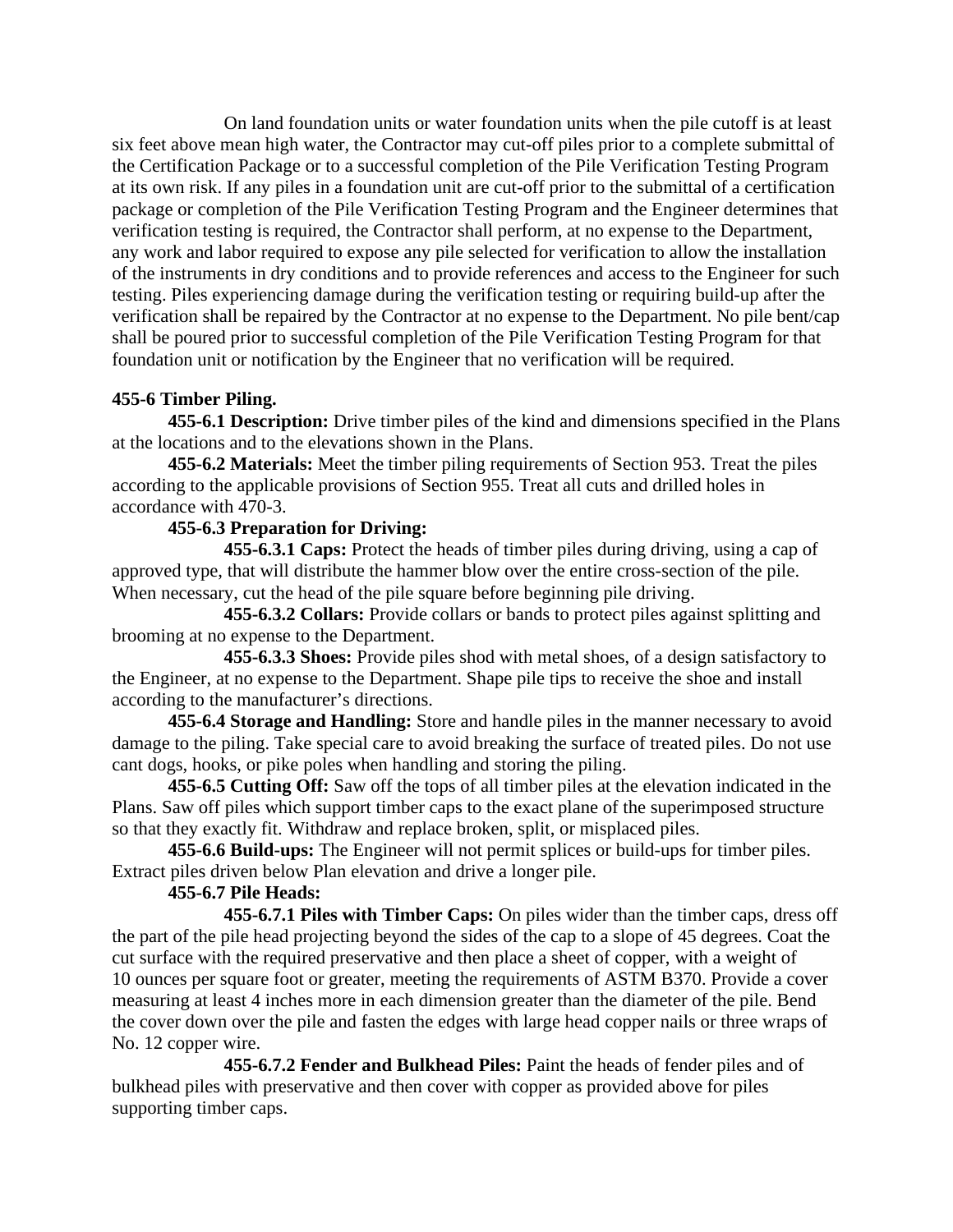On land foundation units or water foundation units when the pile cutoff is at least six feet above mean high water, the Contractor may cut-off piles prior to a complete submittal of the Certification Package or to a successful completion of the Pile Verification Testing Program at its own risk. If any piles in a foundation unit are cut-off prior to the submittal of a certification package or completion of the Pile Verification Testing Program and the Engineer determines that verification testing is required, the Contractor shall perform, at no expense to the Department, any work and labor required to expose any pile selected for verification to allow the installation of the instruments in dry conditions and to provide references and access to the Engineer for such testing. Piles experiencing damage during the verification testing or requiring build-up after the verification shall be repaired by the Contractor at no expense to the Department. No pile bent/cap shall be poured prior to successful completion of the Pile Verification Testing Program for that foundation unit or notification by the Engineer that no verification will be required.

**455-6 Timber Piling.**

**455-6.1 Description:** Drive timber piles of the kind and dimensions specified in the Plans at the locations and to the elevations shown in the Plans.

**455-6.2 Materials:** Meet the timber piling requirements of Section 953. Treat the piles according to the applicable provisions of Section 955. Treat all cuts and drilled holes in accordance with 470-3.

**455-6.3 Preparation for Driving:**

**455-6.3.1 Caps:** Protect the heads of timber piles during driving, using a cap of approved type, that will distribute the hammer blow over the entire cross-section of the pile. When necessary, cut the head of the pile square before beginning pile driving.

**455-6.3.2 Collars:** Provide collars or bands to protect piles against splitting and brooming at no expense to the Department.

**455-6.3.3 Shoes:** Provide piles shod with metal shoes, of a design satisfactory to the Engineer, at no expense to the Department. Shape pile tips to receive the shoe and install according to the manufacturer's directions.

**455-6.4 Storage and Handling:** Store and handle piles in the manner necessary to avoid damage to the piling. Take special care to avoid breaking the surface of treated piles. Do not use cant dogs, hooks, or pike poles when handling and storing the piling.

**455-6.5 Cutting Off:** Saw off the tops of all timber piles at the elevation indicated in the Plans. Saw off piles which support timber caps to the exact plane of the superimposed structure so that they exactly fit. Withdraw and replace broken, split, or misplaced piles.

**455-6.6 Build-ups:** The Engineer will not permit splices or build-ups for timber piles. Extract piles driven below Plan elevation and drive a longer pile.

**455-6.7 Pile Heads:**

**455-6.7.1 Piles with Timber Caps:** On piles wider than the timber caps, dress off the part of the pile head projecting beyond the sides of the cap to a slope of 45 degrees. Coat the cut surface with the required preservative and then place a sheet of copper, with a weight of 10 ounces per square foot or greater, meeting the requirements of ASTM B370. Provide a cover measuring at least 4 inches more in each dimension greater than the diameter of the pile. Bend the cover down over the pile and fasten the edges with large head copper nails or three wraps of No. 12 copper wire.

**455-6.7.2 Fender and Bulkhead Piles:** Paint the heads of fender piles and of bulkhead piles with preservative and then cover with copper as provided above for piles supporting timber caps.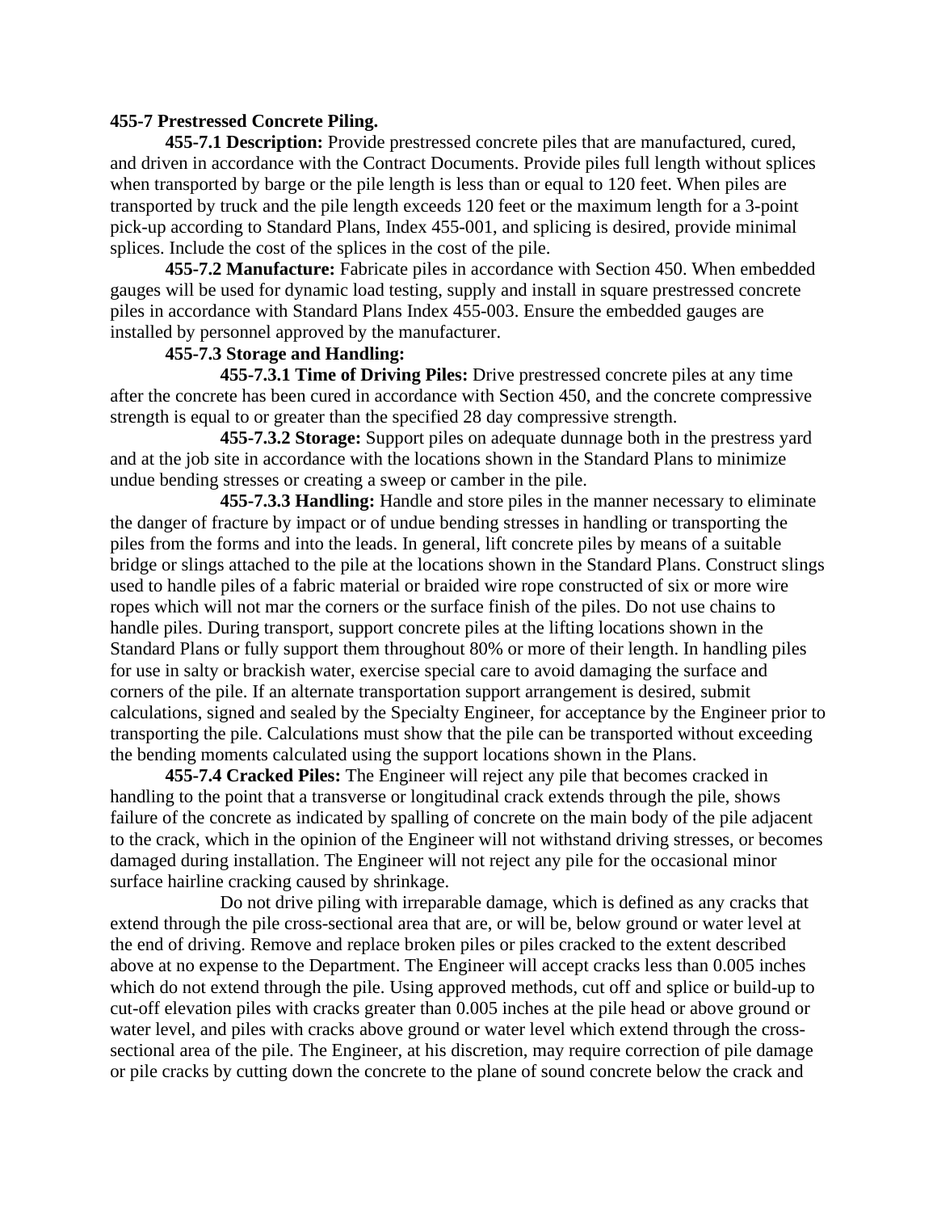**455-7 Prestressed Concrete Piling.**

**455-7.1 Description:** Provide prestressed concrete piles that are manufactured, cured, and driven in accordance with the Contract Documents. Provide piles full length without splices when transported by barge or the pile length is less than or equal to 120 feet. When piles are transported by truck and the pile length exceeds 120 feet or the maximum length for a 3-point pick-up according to Standard Plans, Index 455-001, and splicing is desired, provide minimal splices. Include the cost of the splices in the cost of the pile.

**455-7.2 Manufacture:** Fabricate piles in accordance with Section 450. When embedded gauges will be used for dynamic load testing, supply and install in square prestressed concrete piles in accordance with Standard Plans Index 455-003. Ensure the embedded gauges are installed by personnel approved by the manufacturer.

**455-7.3 Storage and Handling:**

**455-7.3.1 Time of Driving Piles:** Drive prestressed concrete piles at any time after the concrete has been cured in accordance with Section 450, and the concrete compressive strength is equal to or greater than the specified 28 day compressive strength.

**455-7.3.2 Storage:** Support piles on adequate dunnage both in the prestress yard and at the job site in accordance with the locations shown in the Standard Plans to minimize undue bending stresses or creating a sweep or camber in the pile.

**455-7.3.3 Handling:** Handle and store piles in the manner necessary to eliminate the danger of fracture by impact or of undue bending stresses in handling or transporting the piles from the forms and into the leads. In general, lift concrete piles by means of a suitable bridge or slings attached to the pile at the locations shown in the Standard Plans. Construct slings used to handle piles of a fabric material or braided wire rope constructed of six or more wire ropes which will not mar the corners or the surface finish of the piles. Do not use chains to handle piles. During transport, support concrete piles at the lifting locations shown in the Standard Plans or fully support them throughout 80% or more of their length. In handling piles for use in salty or brackish water, exercise special care to avoid damaging the surface and corners of the pile. If an alternate transportation support arrangement is desired, submit calculations, signed and sealed by the Specialty Engineer, for acceptance by the Engineer prior to transporting the pile. Calculations must show that the pile can be transported without exceeding the bending moments calculated using the support locations shown in the Plans.

**455-7.4 Cracked Piles:** The Engineer will reject any pile that becomes cracked in handling to the point that a transverse or longitudinal crack extends through the pile, shows failure of the concrete as indicated by spalling of concrete on the main body of the pile adjacent to the crack, which in the opinion of the Engineer will not withstand driving stresses, or becomes damaged during installation. The Engineer will not reject any pile for the occasional minor surface hairline cracking caused by shrinkage.

Do not drive piling with irreparable damage, which is defined as any cracks that extend through the pile cross-sectional area that are, or will be, below ground or water level at the end of driving. Remove and replace broken piles or piles cracked to the extent described above at no expense to the Department. The Engineer will accept cracks less than 0.005 inches which do not extend through the pile. Using approved methods, cut off and splice or build-up to cut-off elevation piles with cracks greater than 0.005 inches at the pile head or above ground or water level, and piles with cracks above ground or water level which extend through the cross-sectional area of the pile. The Engineer, at his discretion, may require correction of pile damage or pile cracks by cutting down the concrete to the plane of sound concrete below the crack and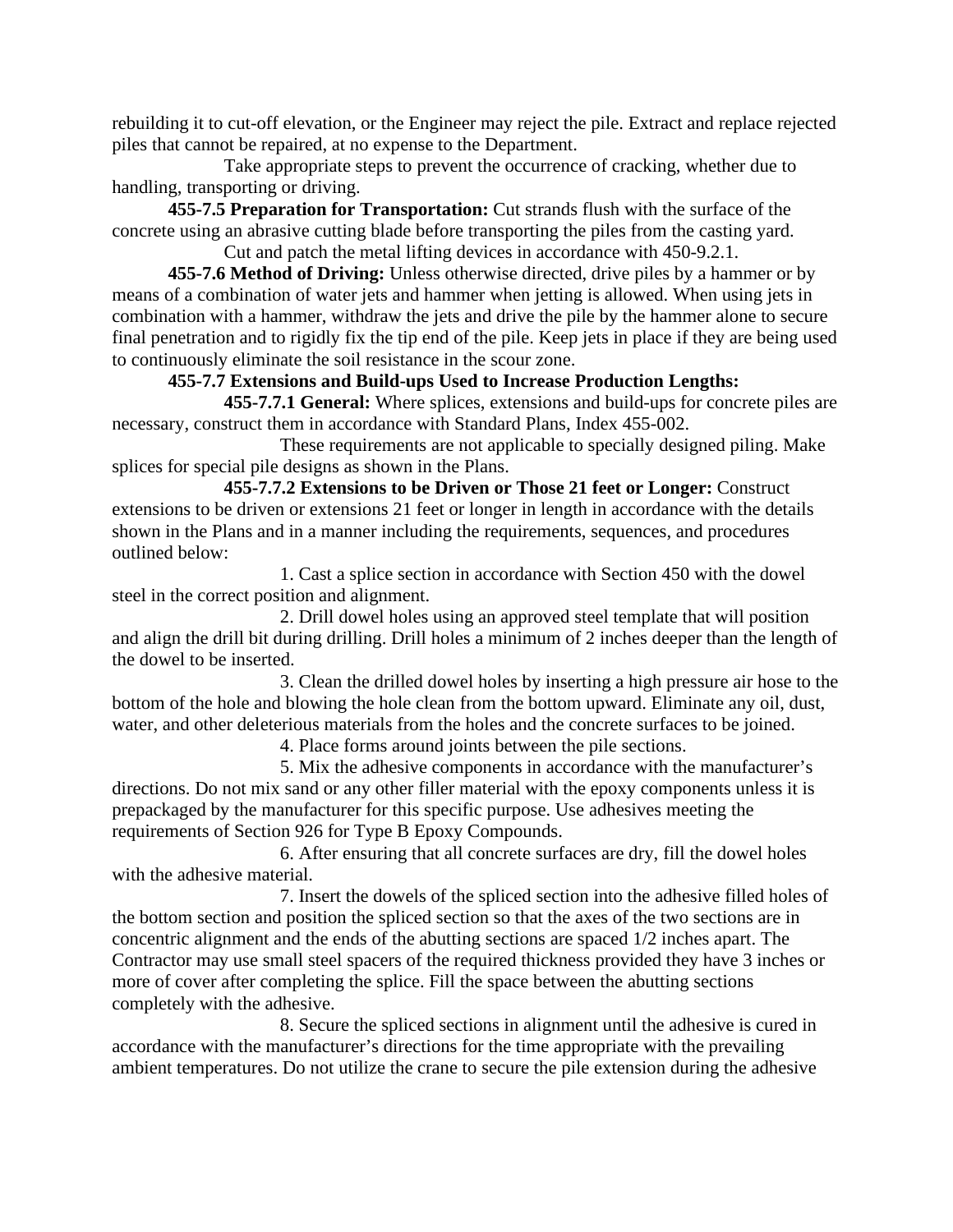rebuilding it to cut-off elevation, or the Engineer may reject the pile. Extract and replace rejected piles that cannot be repaired, at no expense to the Department.

Take appropriate steps to prevent the occurrence of cracking, whether due to handling, transporting or driving.

**455-7.5 Preparation for Transportation:** Cut strands flush with the surface of the concrete using an abrasive cutting blade before transporting the piles from the casting yard.

Cut and patch the metal lifting devices in accordance with 450-9.2.1.

**455-7.6 Method of Driving:** Unless otherwise directed, drive piles by a hammer or by means of a combination of water jets and hammer when jetting is allowed. When using jets in combination with a hammer, withdraw the jets and drive the pile by the hammer alone to secure final penetration and to rigidly fix the tip end of the pile. Keep jets in place if they are being used to continuously eliminate the soil resistance in the scour zone.

**455-7.7 Extensions and Build-ups Used to Increase Production Lengths:**

**455-7.7.1 General:** Where splices, extensions and build-ups for concrete piles are necessary, construct them in accordance with Standard Plans, Index 455-002.

These requirements are not applicable to specially designed piling. Make splices for special pile designs as shown in the Plans.

**455-7.7.2 Extensions to be Driven or Those 21 feet or Longer:** Construct extensions to be driven or extensions 21 feet or longer in length in accordance with the details shown in the Plans and in a manner including the requirements, sequences, and procedures outlined below:

1. Cast a splice section in accordance with Section 450 with the dowel steel in the correct position and alignment.

2. Drill dowel holes using an approved steel template that will position and align the drill bit during drilling. Drill holes a minimum of 2 inches deeper than the length of the dowel to be inserted.

3. Clean the drilled dowel holes by inserting a high pressure air hose to the bottom of the hole and blowing the hole clean from the bottom upward. Eliminate any oil, dust, water, and other deleterious materials from the holes and the concrete surfaces to be joined.

4. Place forms around joints between the pile sections.

5. Mix the adhesive components in accordance with the manufacturer's directions. Do not mix sand or any other filler material with the epoxy components unless it is prepackaged by the manufacturer for this specific purpose. Use adhesives meeting the requirements of Section 926 for Type B Epoxy Compounds.

6. After ensuring that all concrete surfaces are dry, fill the dowel holes with the adhesive material.

7. Insert the dowels of the spliced section into the adhesive filled holes of the bottom section and position the spliced section so that the axes of the two sections are in concentric alignment and the ends of the abutting sections are spaced 1/2 inches apart. The Contractor may use small steel spacers of the required thickness provided they have 3 inches or more of cover after completing the splice. Fill the space between the abutting sections completely with the adhesive.

8. Secure the spliced sections in alignment until the adhesive is cured in accordance with the manufacturer's directions for the time appropriate with the prevailing ambient temperatures. Do not utilize the crane to secure the pile extension during the adhesive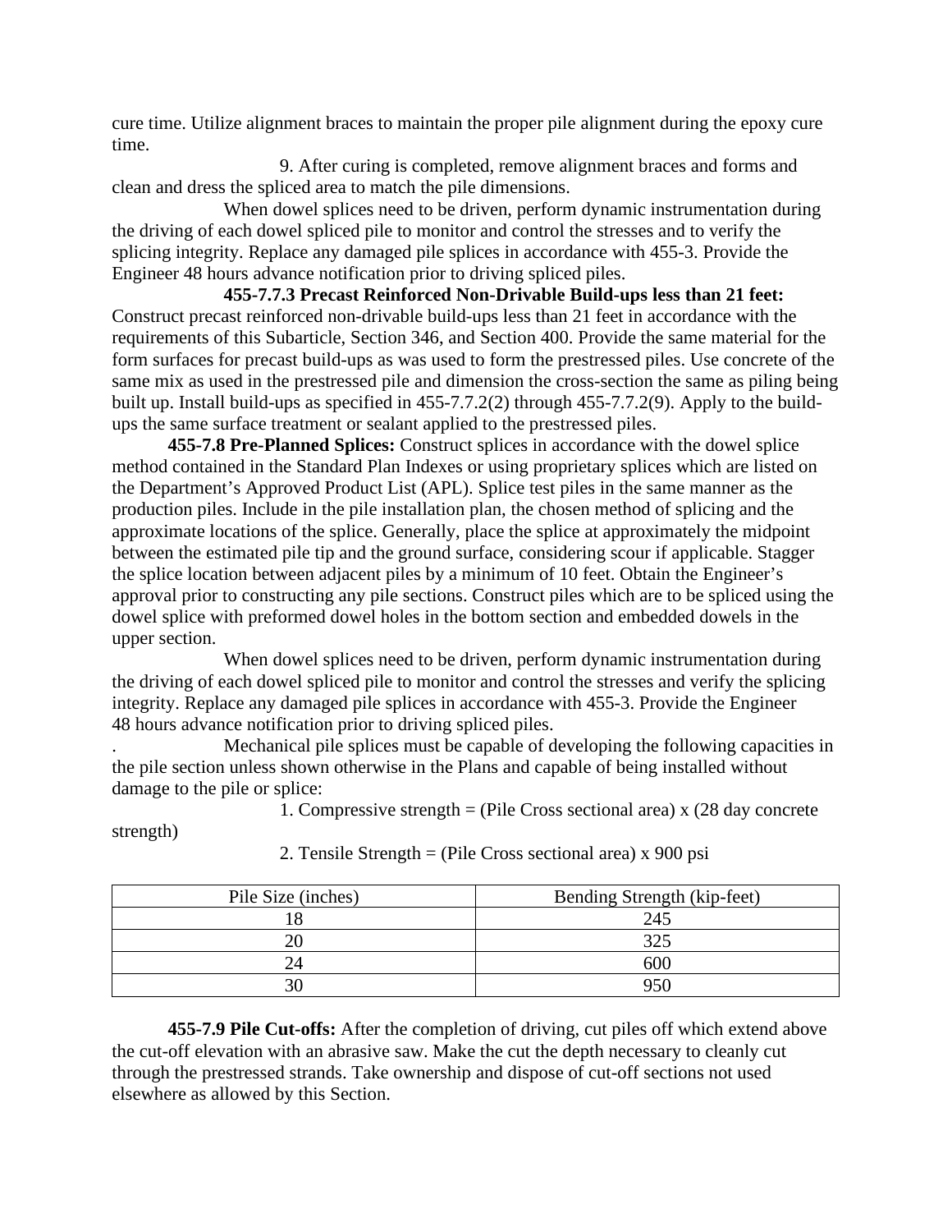cure time. Utilize alignment braces to maintain the proper pile alignment during the epoxy cure time.

9. After curing is completed, remove alignment braces and forms and clean and dress the spliced area to match the pile dimensions.

When dowel splices need to be driven, perform dynamic instrumentation during the driving of each dowel spliced pile to monitor and control the stresses and to verify the splicing integrity. Replace any damaged pile splices in accordance with 455-3. Provide the Engineer 48 hours advance notification prior to driving spliced piles.

**455-7.7.3 Precast Reinforced Non-Drivable Build-ups less than 21 feet:** Construct precast reinforced non-drivable build-ups less than 21 feet in accordance with the requirements of this Subarticle, Section 346, and Section 400. Provide the same material for the form surfaces for precast build-ups as was used to form the prestressed piles. Use concrete of the same mix as used in the prestressed pile and dimension the cross-section the same as piling being built up. Install build-ups as specified in 455-7.7.2(2) through 455-7.7.2(9). Apply to the build-ups the same surface treatment or sealant applied to the prestressed piles.

**455-7.8 Pre-Planned Splices:** Construct splices in accordance with the dowel splice method contained in the Standard Plan Indexes or using proprietary splices which are listed on the Department's Approved Product List (APL). Splice test piles in the same manner as the production piles. Include in the pile installation plan, the chosen method of splicing and the approximate locations of the splice. Generally, place the splice at approximately the midpoint between the estimated pile tip and the ground surface, considering scour if applicable. Stagger the splice location between adjacent piles by a minimum of 10 feet. Obtain the Engineer's approval prior to constructing any pile sections. Construct piles which are to be spliced using the dowel splice with preformed dowel holes in the bottom section and embedded dowels in the upper section.

When dowel splices need to be driven, perform dynamic instrumentation during the driving of each dowel spliced pile to monitor and control the stresses and verify the splicing integrity. Replace any damaged pile splices in accordance with 455-3. Provide the Engineer 48 hours advance notification prior to driving spliced piles.

. Mechanical pile splices must be capable of developing the following capacities in the pile section unless shown otherwise in the Plans and capable of being installed without damage to the pile or splice:

1. Compressive strength = (Pile Cross sectional area) x (28 day concrete strength)

2. Tensile Strength = (Pile Cross sectional area) x 900 psi

| Pile Size (inches) | Bending Strength (kip-feet) |
|---|---|
| 18 | 245 |
| 20 | 325 |
| 24 | 600 |
| 30 | 950 |

**455-7.9 Pile Cut-offs:** After the completion of driving, cut piles off which extend above the cut-off elevation with an abrasive saw. Make the cut the depth necessary to cleanly cut through the prestressed strands. Take ownership and dispose of cut-off sections not used elsewhere as allowed by this Section.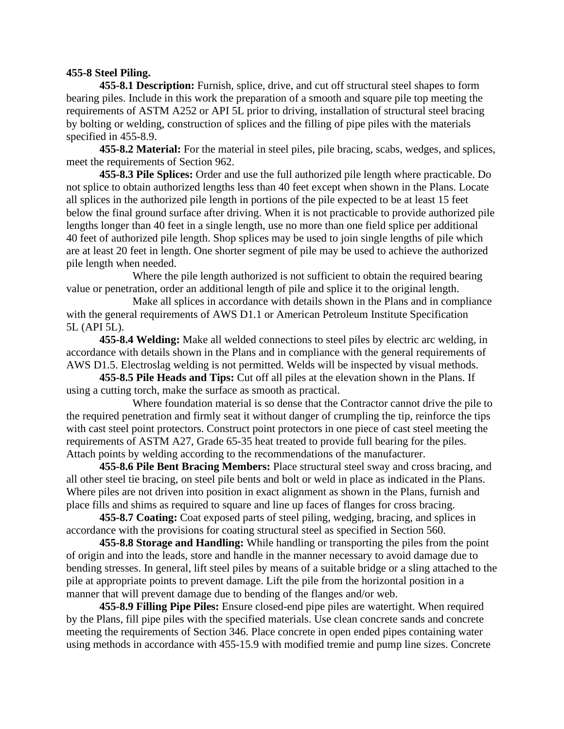**455-8 Steel Piling.**

**455-8.1 Description:** Furnish, splice, drive, and cut off structural steel shapes to form bearing piles. Include in this work the preparation of a smooth and square pile top meeting the requirements of ASTM A252 or API 5L prior to driving, installation of structural steel bracing by bolting or welding, construction of splices and the filling of pipe piles with the materials specified in 455-8.9.

**455-8.2 Material:** For the material in steel piles, pile bracing, scabs, wedges, and splices, meet the requirements of Section 962.

**455-8.3 Pile Splices:** Order and use the full authorized pile length where practicable. Do not splice to obtain authorized lengths less than 40 feet except when shown in the Plans. Locate all splices in the authorized pile length in portions of the pile expected to be at least 15 feet below the final ground surface after driving. When it is not practicable to provide authorized pile lengths longer than 40 feet in a single length, use no more than one field splice per additional 40 feet of authorized pile length. Shop splices may be used to join single lengths of pile which are at least 20 feet in length. One shorter segment of pile may be used to achieve the authorized pile length when needed.

Where the pile length authorized is not sufficient to obtain the required bearing value or penetration, order an additional length of pile and splice it to the original length.

Make all splices in accordance with details shown in the Plans and in compliance with the general requirements of AWS D1.1 or American Petroleum Institute Specification 5L (API 5L).

**455-8.4 Welding:** Make all welded connections to steel piles by electric arc welding, in accordance with details shown in the Plans and in compliance with the general requirements of AWS D1.5. Electroslag welding is not permitted. Welds will be inspected by visual methods.

**455-8.5 Pile Heads and Tips:** Cut off all piles at the elevation shown in the Plans. If using a cutting torch, make the surface as smooth as practical.

Where foundation material is so dense that the Contractor cannot drive the pile to the required penetration and firmly seat it without danger of crumpling the tip, reinforce the tips with cast steel point protectors. Construct point protectors in one piece of cast steel meeting the requirements of ASTM A27, Grade 65-35 heat treated to provide full bearing for the piles. Attach points by welding according to the recommendations of the manufacturer.

**455-8.6 Pile Bent Bracing Members:** Place structural steel sway and cross bracing, and all other steel tie bracing, on steel pile bents and bolt or weld in place as indicated in the Plans. Where piles are not driven into position in exact alignment as shown in the Plans, furnish and place fills and shims as required to square and line up faces of flanges for cross bracing.

**455-8.7 Coating:** Coat exposed parts of steel piling, wedging, bracing, and splices in accordance with the provisions for coating structural steel as specified in Section 560.

**455-8.8 Storage and Handling:** While handling or transporting the piles from the point of origin and into the leads, store and handle in the manner necessary to avoid damage due to bending stresses. In general, lift steel piles by means of a suitable bridge or a sling attached to the pile at appropriate points to prevent damage. Lift the pile from the horizontal position in a manner that will prevent damage due to bending of the flanges and/or web.

**455-8.9 Filling Pipe Piles:** Ensure closed-end pipe piles are watertight. When required by the Plans, fill pipe piles with the specified materials. Use clean concrete sands and concrete meeting the requirements of Section 346. Place concrete in open ended pipes containing water using methods in accordance with 455-15.9 with modified tremie and pump line sizes. Concrete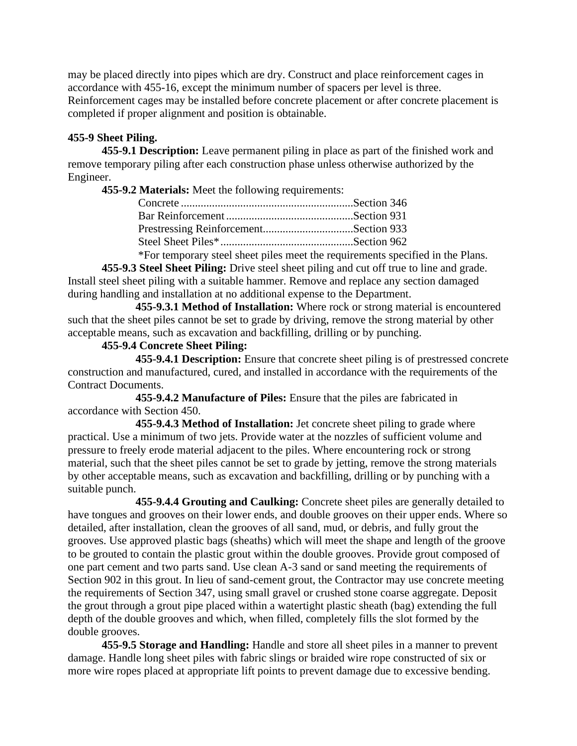may be placed directly into pipes which are dry. Construct and place reinforcement cages in accordance with 455-16, except the minimum number of spacers per level is three. Reinforcement cages may be installed before concrete placement or after concrete placement is completed if proper alignment and position is obtainable.

**455-9 Sheet Piling.**

**455-9.1 Description:** Leave permanent piling in place as part of the finished work and remove temporary piling after each construction phase unless otherwise authorized by the Engineer.

**455-9.2 Materials:** Meet the following requirements:

Concrete ............................................................Section 346
Bar Reinforcement.............................................Section 931
Prestressing Reinforcement................................Section 933
Steel Sheet Piles*...............................................Section 962

*For temporary steel sheet piles meet the requirements specified in the Plans.

**455-9.3 Steel Sheet Piling:** Drive steel sheet piling and cut off true to line and grade. Install steel sheet piling with a suitable hammer. Remove and replace any section damaged during handling and installation at no additional expense to the Department.

**455-9.3.1 Method of Installation:** Where rock or strong material is encountered such that the sheet piles cannot be set to grade by driving, remove the strong material by other acceptable means, such as excavation and backfilling, drilling or by punching.

**455-9.4 Concrete Sheet Piling:**

**455-9.4.1 Description:** Ensure that concrete sheet piling is of prestressed concrete construction and manufactured, cured, and installed in accordance with the requirements of the Contract Documents.

**455-9.4.2 Manufacture of Piles:** Ensure that the piles are fabricated in accordance with Section 450.

**455-9.4.3 Method of Installation:** Jet concrete sheet piling to grade where practical. Use a minimum of two jets. Provide water at the nozzles of sufficient volume and pressure to freely erode material adjacent to the piles. Where encountering rock or strong material, such that the sheet piles cannot be set to grade by jetting, remove the strong materials by other acceptable means, such as excavation and backfilling, drilling or by punching with a suitable punch.

**455-9.4.4 Grouting and Caulking:** Concrete sheet piles are generally detailed to have tongues and grooves on their lower ends, and double grooves on their upper ends. Where so detailed, after installation, clean the grooves of all sand, mud, or debris, and fully grout the grooves. Use approved plastic bags (sheaths) which will meet the shape and length of the groove to be grouted to contain the plastic grout within the double grooves. Provide grout composed of one part cement and two parts sand. Use clean A-3 sand or sand meeting the requirements of Section 902 in this grout. In lieu of sand-cement grout, the Contractor may use concrete meeting the requirements of Section 347, using small gravel or crushed stone coarse aggregate. Deposit the grout through a grout pipe placed within a watertight plastic sheath (bag) extending the full depth of the double grooves and which, when filled, completely fills the slot formed by the double grooves.

**455-9.5 Storage and Handling:** Handle and store all sheet piles in a manner to prevent damage. Handle long sheet piles with fabric slings or braided wire rope constructed of six or more wire ropes placed at appropriate lift points to prevent damage due to excessive bending.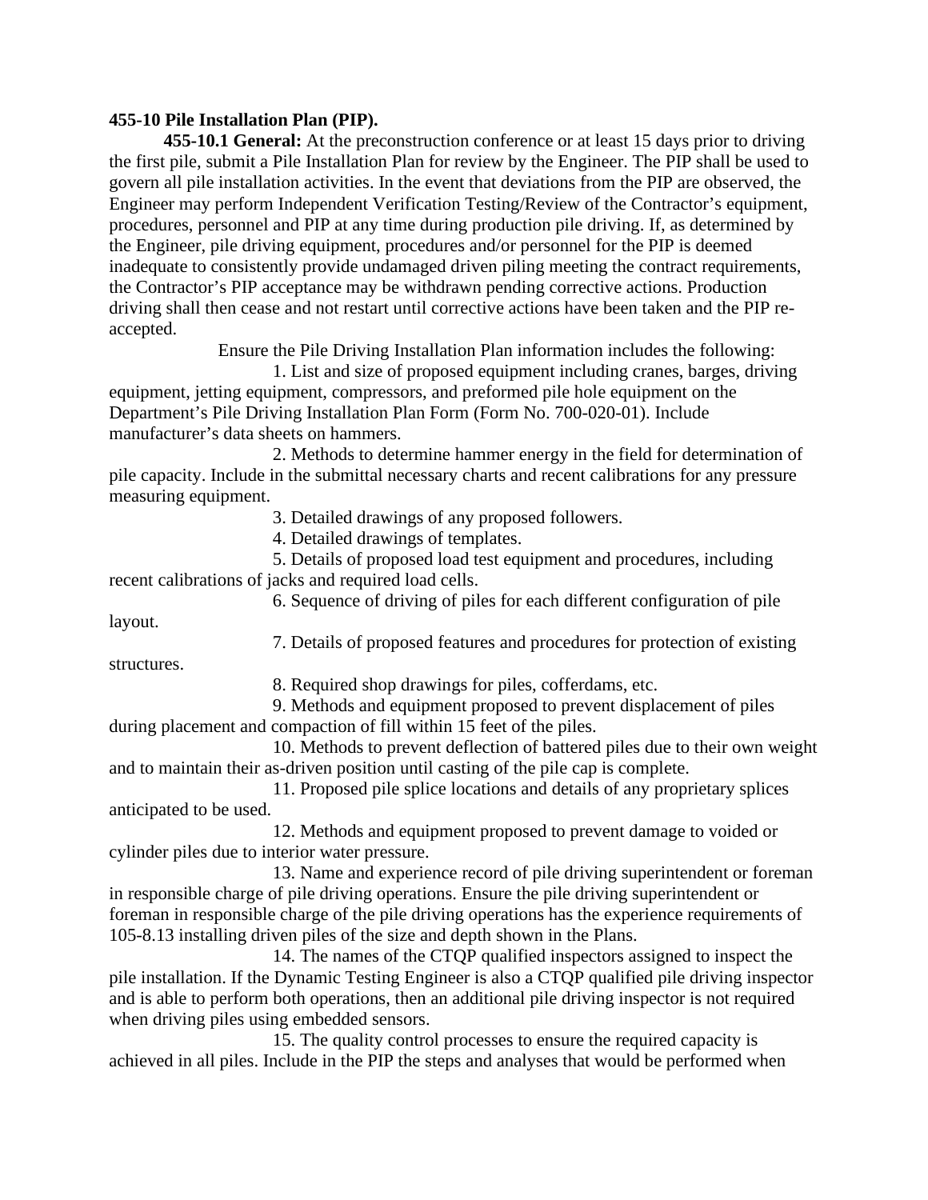**455-10 Pile Installation Plan (PIP).**

**455-10.1 General:** At the preconstruction conference or at least 15 days prior to driving the first pile, submit a Pile Installation Plan for review by the Engineer. The PIP shall be used to govern all pile installation activities. In the event that deviations from the PIP are observed, the Engineer may perform Independent Verification Testing/Review of the Contractor's equipment, procedures, personnel and PIP at any time during production pile driving. If, as determined by the Engineer, pile driving equipment, procedures and/or personnel for the PIP is deemed inadequate to consistently provide undamaged driven piling meeting the contract requirements, the Contractor's PIP acceptance may be withdrawn pending corrective actions. Production driving shall then cease and not restart until corrective actions have been taken and the PIP re-accepted.

Ensure the Pile Driving Installation Plan information includes the following:

1. List and size of proposed equipment including cranes, barges, driving equipment, jetting equipment, compressors, and preformed pile hole equipment on the Department's Pile Driving Installation Plan Form (Form No. 700-020-01). Include manufacturer's data sheets on hammers.

2. Methods to determine hammer energy in the field for determination of pile capacity. Include in the submittal necessary charts and recent calibrations for any pressure measuring equipment.

3. Detailed drawings of any proposed followers.

4. Detailed drawings of templates.

5. Details of proposed load test equipment and procedures, including recent calibrations of jacks and required load cells.

6. Sequence of driving of piles for each different configuration of pile layout.

7. Details of proposed features and procedures for protection of existing structures.

8. Required shop drawings for piles, cofferdams, etc.

9. Methods and equipment proposed to prevent displacement of piles during placement and compaction of fill within 15 feet of the piles.

10. Methods to prevent deflection of battered piles due to their own weight and to maintain their as-driven position until casting of the pile cap is complete.

11. Proposed pile splice locations and details of any proprietary splices anticipated to be used.

12. Methods and equipment proposed to prevent damage to voided or cylinder piles due to interior water pressure.

13. Name and experience record of pile driving superintendent or foreman in responsible charge of pile driving operations. Ensure the pile driving superintendent or foreman in responsible charge of the pile driving operations has the experience requirements of 105-8.13 installing driven piles of the size and depth shown in the Plans.

14. The names of the CTQP qualified inspectors assigned to inspect the pile installation. If the Dynamic Testing Engineer is also a CTQP qualified pile driving inspector and is able to perform both operations, then an additional pile driving inspector is not required when driving piles using embedded sensors.

15. The quality control processes to ensure the required capacity is achieved in all piles. Include in the PIP the steps and analyses that would be performed when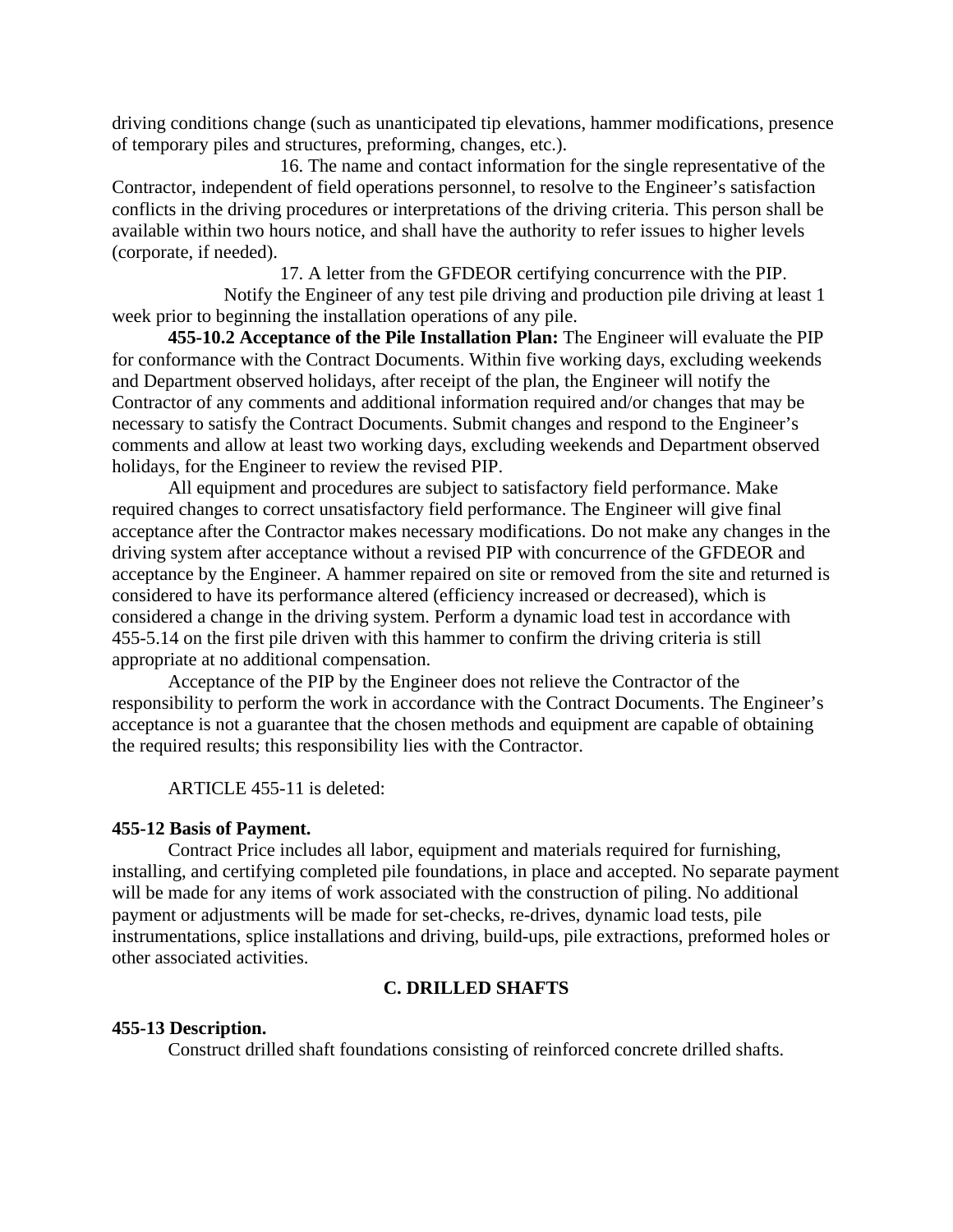driving conditions change (such as unanticipated tip elevations, hammer modifications, presence of temporary piles and structures, preforming, changes, etc.).

16. The name and contact information for the single representative of the Contractor, independent of field operations personnel, to resolve to the Engineer's satisfaction conflicts in the driving procedures or interpretations of the driving criteria. This person shall be available within two hours notice, and shall have the authority to refer issues to higher levels (corporate, if needed).

17. A letter from the GFDEOR certifying concurrence with the PIP.

Notify the Engineer of any test pile driving and production pile driving at least 1 week prior to beginning the installation operations of any pile.

**455-10.2 Acceptance of the Pile Installation Plan:** The Engineer will evaluate the PIP for conformance with the Contract Documents. Within five working days, excluding weekends and Department observed holidays, after receipt of the plan, the Engineer will notify the Contractor of any comments and additional information required and/or changes that may be necessary to satisfy the Contract Documents. Submit changes and respond to the Engineer's comments and allow at least two working days, excluding weekends and Department observed holidays, for the Engineer to review the revised PIP.

All equipment and procedures are subject to satisfactory field performance. Make required changes to correct unsatisfactory field performance. The Engineer will give final acceptance after the Contractor makes necessary modifications. Do not make any changes in the driving system after acceptance without a revised PIP with concurrence of the GFDEOR and acceptance by the Engineer. A hammer repaired on site or removed from the site and returned is considered to have its performance altered (efficiency increased or decreased), which is considered a change in the driving system. Perform a dynamic load test in accordance with 455-5.14 on the first pile driven with this hammer to confirm the driving criteria is still appropriate at no additional compensation.

Acceptance of the PIP by the Engineer does not relieve the Contractor of the responsibility to perform the work in accordance with the Contract Documents. The Engineer's acceptance is not a guarantee that the chosen methods and equipment are capable of obtaining the required results; this responsibility lies with the Contractor.

ARTICLE 455-11 is deleted:

**455-12 Basis of Payment.**

Contract Price includes all labor, equipment and materials required for furnishing, installing, and certifying completed pile foundations, in place and accepted. No separate payment will be made for any items of work associated with the construction of piling. No additional payment or adjustments will be made for set-checks, re-drives, dynamic load tests, pile instrumentations, splice installations and driving, build-ups, pile extractions, preformed holes or other associated activities.

## C. DRILLED SHAFTS

**455-13 Description.**

Construct drilled shaft foundations consisting of reinforced concrete drilled shafts.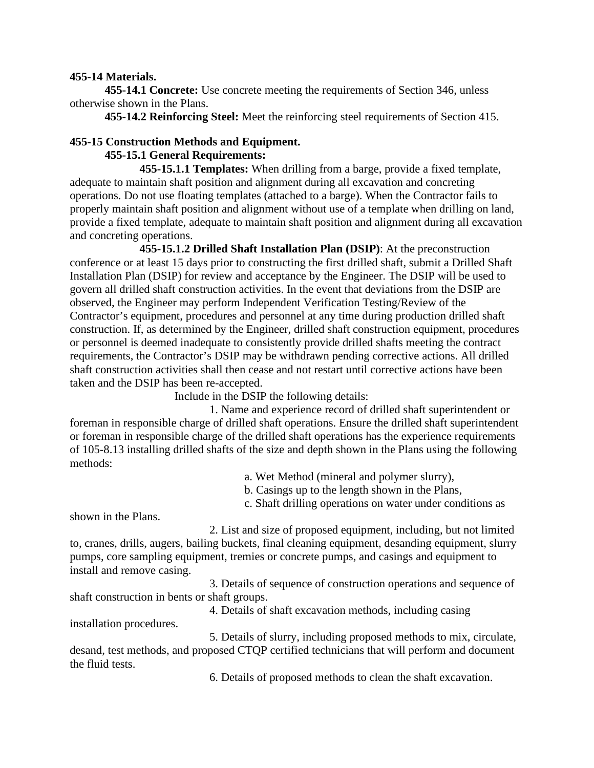**455-14 Materials.**

**455-14.1 Concrete:** Use concrete meeting the requirements of Section 346, unless otherwise shown in the Plans.

**455-14.2 Reinforcing Steel:** Meet the reinforcing steel requirements of Section 415.

**455-15 Construction Methods and Equipment.**

**455-15.1 General Requirements:**

**455-15.1.1 Templates:** When drilling from a barge, provide a fixed template, adequate to maintain shaft position and alignment during all excavation and concreting operations. Do not use floating templates (attached to a barge). When the Contractor fails to properly maintain shaft position and alignment without use of a template when drilling on land, provide a fixed template, adequate to maintain shaft position and alignment during all excavation and concreting operations.

**455-15.1.2 Drilled Shaft Installation Plan (DSIP)**: At the preconstruction conference or at least 15 days prior to constructing the first drilled shaft, submit a Drilled Shaft Installation Plan (DSIP) for review and acceptance by the Engineer. The DSIP will be used to govern all drilled shaft construction activities. In the event that deviations from the DSIP are observed, the Engineer may perform Independent Verification Testing/Review of the Contractor's equipment, procedures and personnel at any time during production drilled shaft construction. If, as determined by the Engineer, drilled shaft construction equipment, procedures or personnel is deemed inadequate to consistently provide drilled shafts meeting the contract requirements, the Contractor's DSIP may be withdrawn pending corrective actions. All drilled shaft construction activities shall then cease and not restart until corrective actions have been taken and the DSIP has been re-accepted.

Include in the DSIP the following details:

1. Name and experience record of drilled shaft superintendent or foreman in responsible charge of drilled shaft operations. Ensure the drilled shaft superintendent or foreman in responsible charge of the drilled shaft operations has the experience requirements of 105-8.13 installing drilled shafts of the size and depth shown in the Plans using the following methods:

    a. Wet Method (mineral and polymer slurry),

    b. Casings up to the length shown in the Plans,

    c. Shaft drilling operations on water under conditions as shown in the Plans.

2. List and size of proposed equipment, including, but not limited to, cranes, drills, augers, bailing buckets, final cleaning equipment, desanding equipment, slurry pumps, core sampling equipment, tremies or concrete pumps, and casings and equipment to install and remove casing.

3. Details of sequence of construction operations and sequence of shaft construction in bents or shaft groups.

4. Details of shaft excavation methods, including casing installation procedures.

5. Details of slurry, including proposed methods to mix, circulate, desand, test methods, and proposed CTQP certified technicians that will perform and document the fluid tests.

6. Details of proposed methods to clean the shaft excavation.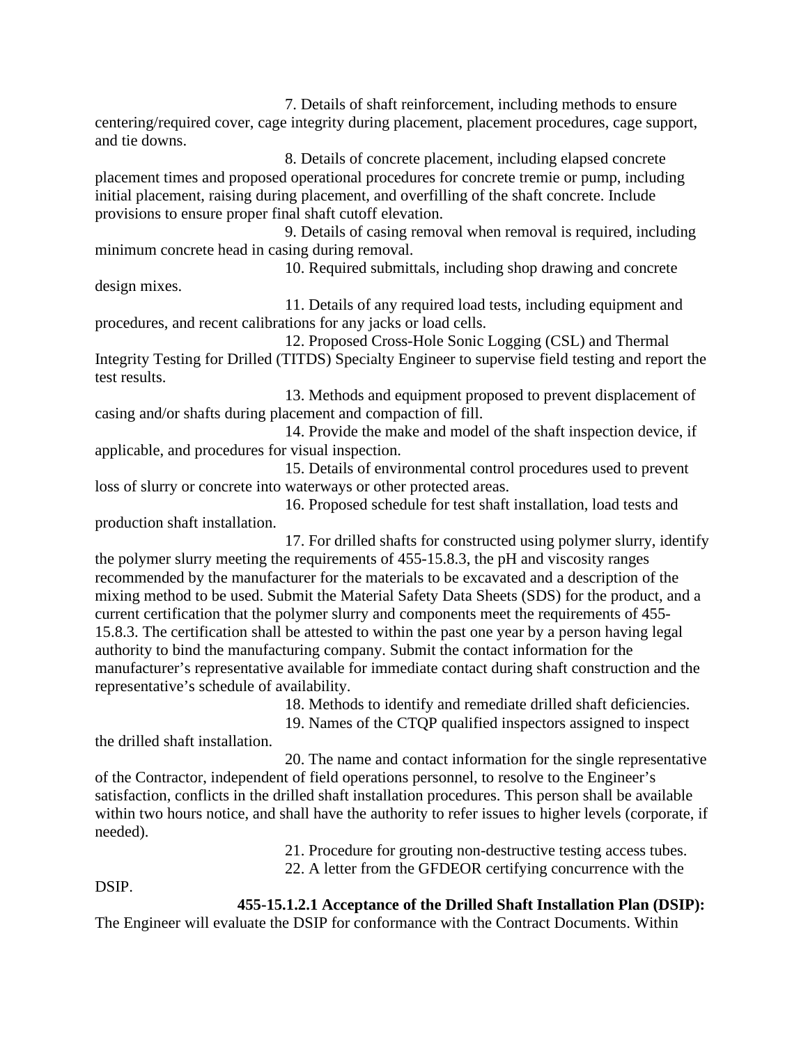7. Details of shaft reinforcement, including methods to ensure centering/required cover, cage integrity during placement, placement procedures, cage support, and tie downs.

8. Details of concrete placement, including elapsed concrete placement times and proposed operational procedures for concrete tremie or pump, including initial placement, raising during placement, and overfilling of the shaft concrete. Include provisions to ensure proper final shaft cutoff elevation.

9. Details of casing removal when removal is required, including minimum concrete head in casing during removal.

10. Required submittals, including shop drawing and concrete design mixes.

11. Details of any required load tests, including equipment and procedures, and recent calibrations for any jacks or load cells.

12. Proposed Cross-Hole Sonic Logging (CSL) and Thermal Integrity Testing for Drilled (TITDS) Specialty Engineer to supervise field testing and report the test results.

13. Methods and equipment proposed to prevent displacement of casing and/or shafts during placement and compaction of fill.

14. Provide the make and model of the shaft inspection device, if applicable, and procedures for visual inspection.

15. Details of environmental control procedures used to prevent loss of slurry or concrete into waterways or other protected areas.

16. Proposed schedule for test shaft installation, load tests and production shaft installation.

17. For drilled shafts for constructed using polymer slurry, identify the polymer slurry meeting the requirements of 455-15.8.3, the pH and viscosity ranges recommended by the manufacturer for the materials to be excavated and a description of the mixing method to be used. Submit the Material Safety Data Sheets (SDS) for the product, and a current certification that the polymer slurry and components meet the requirements of 455-15.8.3. The certification shall be attested to within the past one year by a person having legal authority to bind the manufacturing company. Submit the contact information for the manufacturer's representative available for immediate contact during shaft construction and the representative's schedule of availability.

18. Methods to identify and remediate drilled shaft deficiencies.

19. Names of the CTQP qualified inspectors assigned to inspect the drilled shaft installation.

20. The name and contact information for the single representative of the Contractor, independent of field operations personnel, to resolve to the Engineer's satisfaction, conflicts in the drilled shaft installation procedures. This person shall be available within two hours notice, and shall have the authority to refer issues to higher levels (corporate, if needed).

21. Procedure for grouting non-destructive testing access tubes.

22. A letter from the GFDEOR certifying concurrence with the DSIP.

**455-15.1.2.1 Acceptance of the Drilled Shaft Installation Plan (DSIP):** The Engineer will evaluate the DSIP for conformance with the Contract Documents. Within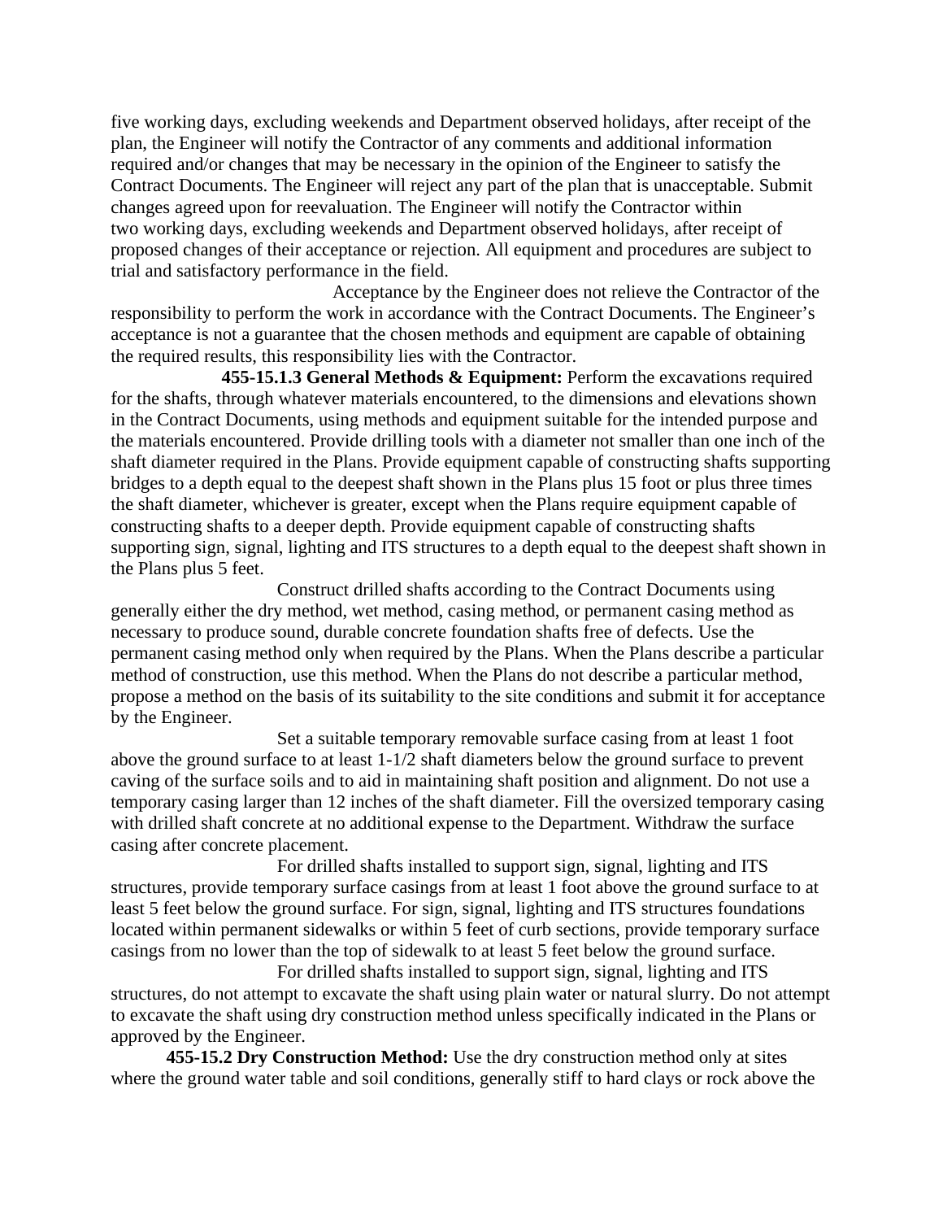five working days, excluding weekends and Department observed holidays, after receipt of the plan, the Engineer will notify the Contractor of any comments and additional information required and/or changes that may be necessary in the opinion of the Engineer to satisfy the Contract Documents. The Engineer will reject any part of the plan that is unacceptable. Submit changes agreed upon for reevaluation. The Engineer will notify the Contractor within two working days, excluding weekends and Department observed holidays, after receipt of proposed changes of their acceptance or rejection. All equipment and procedures are subject to trial and satisfactory performance in the field.

Acceptance by the Engineer does not relieve the Contractor of the responsibility to perform the work in accordance with the Contract Documents. The Engineer's acceptance is not a guarantee that the chosen methods and equipment are capable of obtaining the required results, this responsibility lies with the Contractor.

**455-15.1.3 General Methods & Equipment:** Perform the excavations required for the shafts, through whatever materials encountered, to the dimensions and elevations shown in the Contract Documents, using methods and equipment suitable for the intended purpose and the materials encountered. Provide drilling tools with a diameter not smaller than one inch of the shaft diameter required in the Plans. Provide equipment capable of constructing shafts supporting bridges to a depth equal to the deepest shaft shown in the Plans plus 15 foot or plus three times the shaft diameter, whichever is greater, except when the Plans require equipment capable of constructing shafts to a deeper depth. Provide equipment capable of constructing shafts supporting sign, signal, lighting and ITS structures to a depth equal to the deepest shaft shown in the Plans plus 5 feet.

Construct drilled shafts according to the Contract Documents using generally either the dry method, wet method, casing method, or permanent casing method as necessary to produce sound, durable concrete foundation shafts free of defects. Use the permanent casing method only when required by the Plans. When the Plans describe a particular method of construction, use this method. When the Plans do not describe a particular method, propose a method on the basis of its suitability to the site conditions and submit it for acceptance by the Engineer.

Set a suitable temporary removable surface casing from at least 1 foot above the ground surface to at least 1-1/2 shaft diameters below the ground surface to prevent caving of the surface soils and to aid in maintaining shaft position and alignment. Do not use a temporary casing larger than 12 inches of the shaft diameter. Fill the oversized temporary casing with drilled shaft concrete at no additional expense to the Department. Withdraw the surface casing after concrete placement.

For drilled shafts installed to support sign, signal, lighting and ITS structures, provide temporary surface casings from at least 1 foot above the ground surface to at least 5 feet below the ground surface. For sign, signal, lighting and ITS structures foundations located within permanent sidewalks or within 5 feet of curb sections, provide temporary surface casings from no lower than the top of sidewalk to at least 5 feet below the ground surface.

For drilled shafts installed to support sign, signal, lighting and ITS structures, do not attempt to excavate the shaft using plain water or natural slurry. Do not attempt to excavate the shaft using dry construction method unless specifically indicated in the Plans or approved by the Engineer.

**455-15.2 Dry Construction Method:** Use the dry construction method only at sites where the ground water table and soil conditions, generally stiff to hard clays or rock above the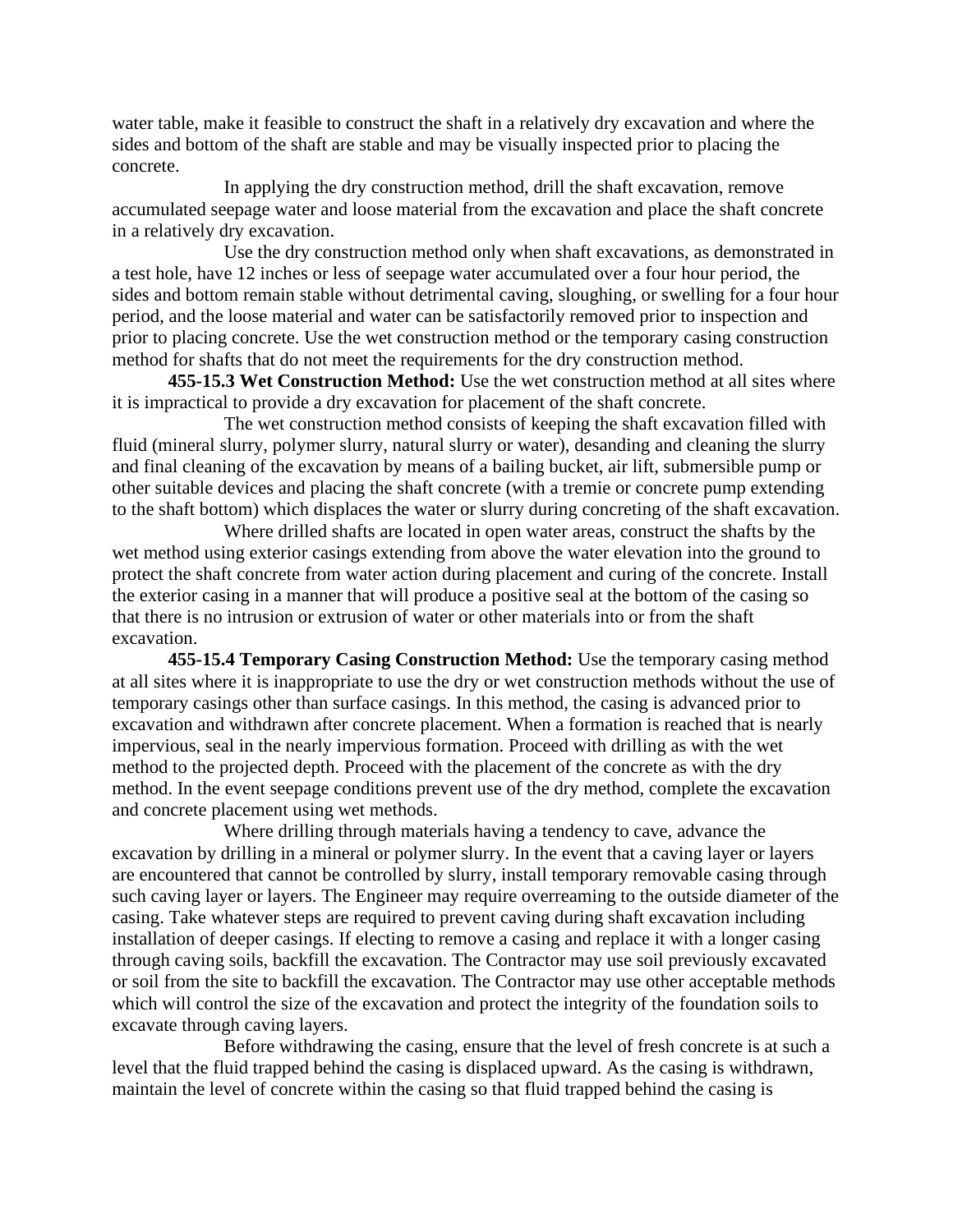water table, make it feasible to construct the shaft in a relatively dry excavation and where the sides and bottom of the shaft are stable and may be visually inspected prior to placing the concrete.

In applying the dry construction method, drill the shaft excavation, remove accumulated seepage water and loose material from the excavation and place the shaft concrete in a relatively dry excavation.

Use the dry construction method only when shaft excavations, as demonstrated in a test hole, have 12 inches or less of seepage water accumulated over a four hour period, the sides and bottom remain stable without detrimental caving, sloughing, or swelling for a four hour period, and the loose material and water can be satisfactorily removed prior to inspection and prior to placing concrete. Use the wet construction method or the temporary casing construction method for shafts that do not meet the requirements for the dry construction method.

**455-15.3 Wet Construction Method:** Use the wet construction method at all sites where it is impractical to provide a dry excavation for placement of the shaft concrete.

The wet construction method consists of keeping the shaft excavation filled with fluid (mineral slurry, polymer slurry, natural slurry or water), desanding and cleaning the slurry and final cleaning of the excavation by means of a bailing bucket, air lift, submersible pump or other suitable devices and placing the shaft concrete (with a tremie or concrete pump extending to the shaft bottom) which displaces the water or slurry during concreting of the shaft excavation.

Where drilled shafts are located in open water areas, construct the shafts by the wet method using exterior casings extending from above the water elevation into the ground to protect the shaft concrete from water action during placement and curing of the concrete. Install the exterior casing in a manner that will produce a positive seal at the bottom of the casing so that there is no intrusion or extrusion of water or other materials into or from the shaft excavation.

**455-15.4 Temporary Casing Construction Method:** Use the temporary casing method at all sites where it is inappropriate to use the dry or wet construction methods without the use of temporary casings other than surface casings. In this method, the casing is advanced prior to excavation and withdrawn after concrete placement. When a formation is reached that is nearly impervious, seal in the nearly impervious formation. Proceed with drilling as with the wet method to the projected depth. Proceed with the placement of the concrete as with the dry method. In the event seepage conditions prevent use of the dry method, complete the excavation and concrete placement using wet methods.

Where drilling through materials having a tendency to cave, advance the excavation by drilling in a mineral or polymer slurry. In the event that a caving layer or layers are encountered that cannot be controlled by slurry, install temporary removable casing through such caving layer or layers. The Engineer may require overreaming to the outside diameter of the casing. Take whatever steps are required to prevent caving during shaft excavation including installation of deeper casings. If electing to remove a casing and replace it with a longer casing through caving soils, backfill the excavation. The Contractor may use soil previously excavated or soil from the site to backfill the excavation. The Contractor may use other acceptable methods which will control the size of the excavation and protect the integrity of the foundation soils to excavate through caving layers.

Before withdrawing the casing, ensure that the level of fresh concrete is at such a level that the fluid trapped behind the casing is displaced upward. As the casing is withdrawn, maintain the level of concrete within the casing so that fluid trapped behind the casing is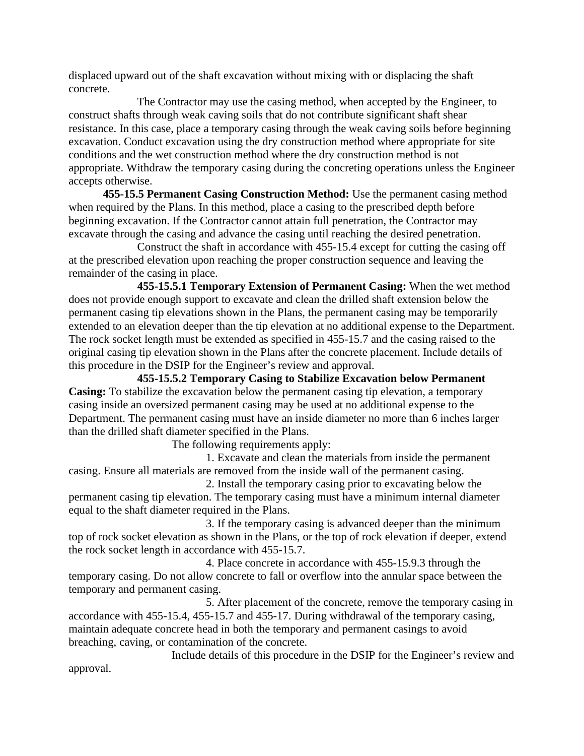displaced upward out of the shaft excavation without mixing with or displacing the shaft concrete.

The Contractor may use the casing method, when accepted by the Engineer, to construct shafts through weak caving soils that do not contribute significant shaft shear resistance. In this case, place a temporary casing through the weak caving soils before beginning excavation. Conduct excavation using the dry construction method where appropriate for site conditions and the wet construction method where the dry construction method is not appropriate. Withdraw the temporary casing during the concreting operations unless the Engineer accepts otherwise.

**455-15.5 Permanent Casing Construction Method:** Use the permanent casing method when required by the Plans. In this method, place a casing to the prescribed depth before beginning excavation. If the Contractor cannot attain full penetration, the Contractor may excavate through the casing and advance the casing until reaching the desired penetration.

Construct the shaft in accordance with 455-15.4 except for cutting the casing off at the prescribed elevation upon reaching the proper construction sequence and leaving the remainder of the casing in place.

**455-15.5.1 Temporary Extension of Permanent Casing:** When the wet method does not provide enough support to excavate and clean the drilled shaft extension below the permanent casing tip elevations shown in the Plans, the permanent casing may be temporarily extended to an elevation deeper than the tip elevation at no additional expense to the Department. The rock socket length must be extended as specified in 455-15.7 and the casing raised to the original casing tip elevation shown in the Plans after the concrete placement. Include details of this procedure in the DSIP for the Engineer's review and approval.

**455-15.5.2 Temporary Casing to Stabilize Excavation below Permanent Casing:** To stabilize the excavation below the permanent casing tip elevation, a temporary casing inside an oversized permanent casing may be used at no additional expense to the Department. The permanent casing must have an inside diameter no more than 6 inches larger than the drilled shaft diameter specified in the Plans.

The following requirements apply:

1. Excavate and clean the materials from inside the permanent casing. Ensure all materials are removed from the inside wall of the permanent casing.

2. Install the temporary casing prior to excavating below the permanent casing tip elevation. The temporary casing must have a minimum internal diameter equal to the shaft diameter required in the Plans.

3. If the temporary casing is advanced deeper than the minimum top of rock socket elevation as shown in the Plans, or the top of rock elevation if deeper, extend the rock socket length in accordance with 455-15.7.

4. Place concrete in accordance with 455-15.9.3 through the temporary casing. Do not allow concrete to fall or overflow into the annular space between the temporary and permanent casing.

5. After placement of the concrete, remove the temporary casing in accordance with 455-15.4, 455-15.7 and 455-17. During withdrawal of the temporary casing, maintain adequate concrete head in both the temporary and permanent casings to avoid breaching, caving, or contamination of the concrete.

Include details of this procedure in the DSIP for the Engineer's review and approval.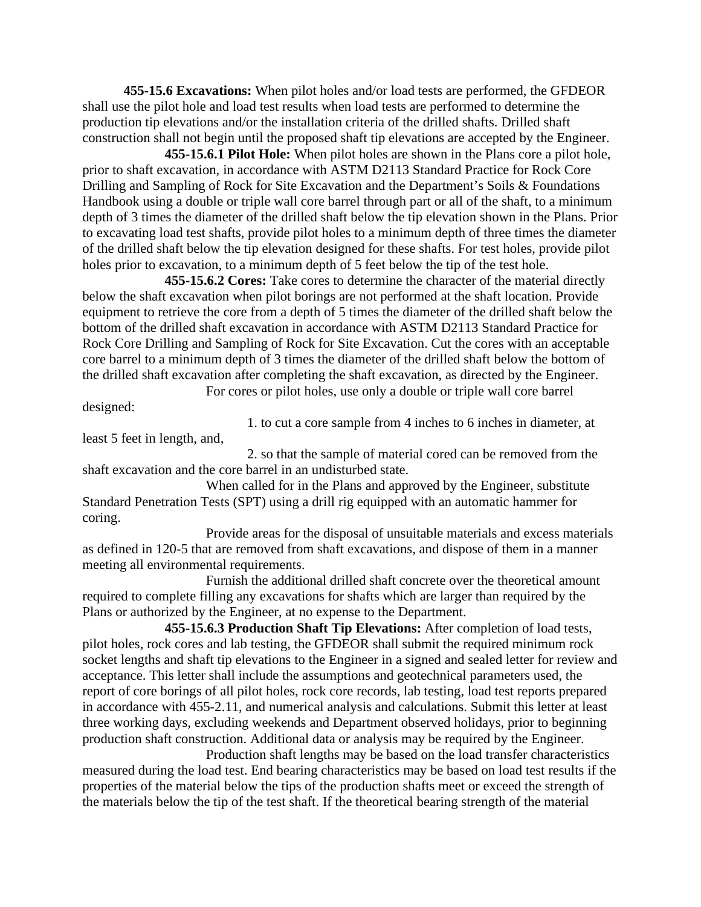**455-15.6 Excavations:** When pilot holes and/or load tests are performed, the GFDEOR shall use the pilot hole and load test results when load tests are performed to determine the production tip elevations and/or the installation criteria of the drilled shafts. Drilled shaft construction shall not begin until the proposed shaft tip elevations are accepted by the Engineer.

**455-15.6.1 Pilot Hole:** When pilot holes are shown in the Plans core a pilot hole, prior to shaft excavation, in accordance with ASTM D2113 Standard Practice for Rock Core Drilling and Sampling of Rock for Site Excavation and the Department's Soils & Foundations Handbook using a double or triple wall core barrel through part or all of the shaft, to a minimum depth of 3 times the diameter of the drilled shaft below the tip elevation shown in the Plans. Prior to excavating load test shafts, provide pilot holes to a minimum depth of three times the diameter of the drilled shaft below the tip elevation designed for these shafts. For test holes, provide pilot holes prior to excavation, to a minimum depth of 5 feet below the tip of the test hole.

**455-15.6.2 Cores:** Take cores to determine the character of the material directly below the shaft excavation when pilot borings are not performed at the shaft location. Provide equipment to retrieve the core from a depth of 5 times the diameter of the drilled shaft below the bottom of the drilled shaft excavation in accordance with ASTM D2113 Standard Practice for Rock Core Drilling and Sampling of Rock for Site Excavation. Cut the cores with an acceptable core barrel to a minimum depth of 3 times the diameter of the drilled shaft below the bottom of the drilled shaft excavation after completing the shaft excavation, as directed by the Engineer.

For cores or pilot holes, use only a double or triple wall core barrel designed:

1. to cut a core sample from 4 inches to 6 inches in diameter, at least 5 feet in length, and,

2. so that the sample of material cored can be removed from the shaft excavation and the core barrel in an undisturbed state.

When called for in the Plans and approved by the Engineer, substitute Standard Penetration Tests (SPT) using a drill rig equipped with an automatic hammer for coring.

Provide areas for the disposal of unsuitable materials and excess materials as defined in 120-5 that are removed from shaft excavations, and dispose of them in a manner meeting all environmental requirements.

Furnish the additional drilled shaft concrete over the theoretical amount required to complete filling any excavations for shafts which are larger than required by the Plans or authorized by the Engineer, at no expense to the Department.

**455-15.6.3 Production Shaft Tip Elevations:** After completion of load tests, pilot holes, rock cores and lab testing, the GFDEOR shall submit the required minimum rock socket lengths and shaft tip elevations to the Engineer in a signed and sealed letter for review and acceptance. This letter shall include the assumptions and geotechnical parameters used, the report of core borings of all pilot holes, rock core records, lab testing, load test reports prepared in accordance with 455-2.11, and numerical analysis and calculations. Submit this letter at least three working days, excluding weekends and Department observed holidays, prior to beginning production shaft construction. Additional data or analysis may be required by the Engineer.

Production shaft lengths may be based on the load transfer characteristics measured during the load test. End bearing characteristics may be based on load test results if the properties of the material below the tips of the production shafts meet or exceed the strength of the materials below the tip of the test shaft. If the theoretical bearing strength of the material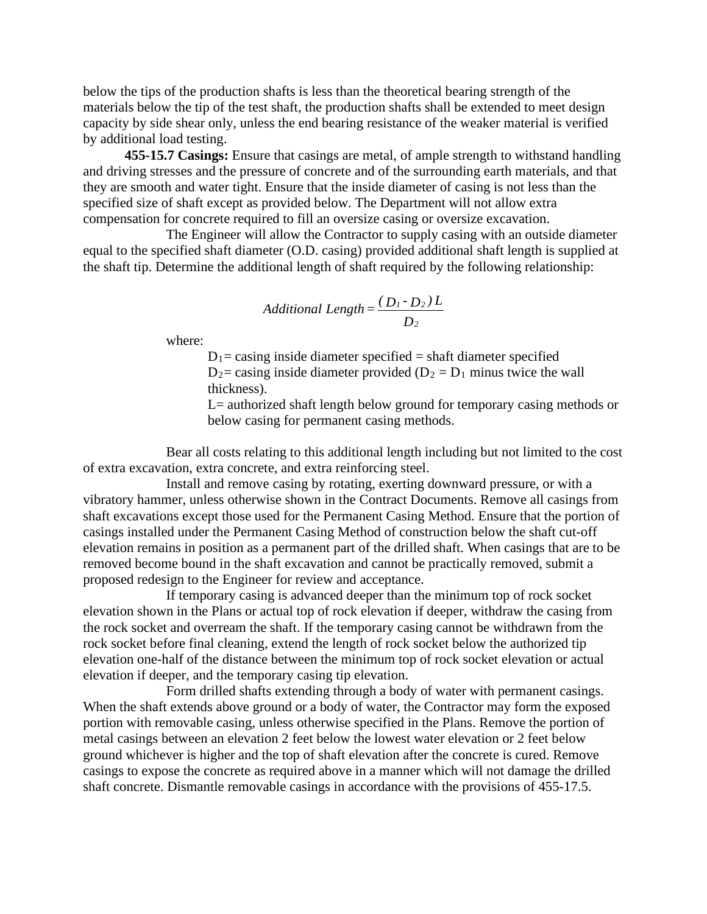below the tips of the production shafts is less than the theoretical bearing strength of the materials below the tip of the test shaft, the production shafts shall be extended to meet design capacity by side shear only, unless the end bearing resistance of the weaker material is verified by additional load testing.

**455-15.7 Casings:** Ensure that casings are metal, of ample strength to withstand handling and driving stresses and the pressure of concrete and of the surrounding earth materials, and that they are smooth and water tight. Ensure that the inside diameter of casing is not less than the specified size of shaft except as provided below. The Department will not allow extra compensation for concrete required to fill an oversize casing or oversize excavation.

The Engineer will allow the Contractor to supply casing with an outside diameter equal to the specified shaft diameter (O.D. casing) provided additional shaft length is supplied at the shaft tip. Determine the additional length of shaft required by the following relationship:

$$Additional\ Length = \frac{(D_1 - D_2)\,L}{D_2}$$

where:

$D_1$= casing inside diameter specified = shaft diameter specified

$D_2$= casing inside diameter provided ($D_2 = D_1$ minus twice the wall thickness).

L= authorized shaft length below ground for temporary casing methods or below casing for permanent casing methods.

Bear all costs relating to this additional length including but not limited to the cost of extra excavation, extra concrete, and extra reinforcing steel.

Install and remove casing by rotating, exerting downward pressure, or with a vibratory hammer, unless otherwise shown in the Contract Documents. Remove all casings from shaft excavations except those used for the Permanent Casing Method. Ensure that the portion of casings installed under the Permanent Casing Method of construction below the shaft cut-off elevation remains in position as a permanent part of the drilled shaft. When casings that are to be removed become bound in the shaft excavation and cannot be practically removed, submit a proposed redesign to the Engineer for review and acceptance.

If temporary casing is advanced deeper than the minimum top of rock socket elevation shown in the Plans or actual top of rock elevation if deeper, withdraw the casing from the rock socket and overream the shaft. If the temporary casing cannot be withdrawn from the rock socket before final cleaning, extend the length of rock socket below the authorized tip elevation one-half of the distance between the minimum top of rock socket elevation or actual elevation if deeper, and the temporary casing tip elevation.

Form drilled shafts extending through a body of water with permanent casings. When the shaft extends above ground or a body of water, the Contractor may form the exposed portion with removable casing, unless otherwise specified in the Plans. Remove the portion of metal casings between an elevation 2 feet below the lowest water elevation or 2 feet below ground whichever is higher and the top of shaft elevation after the concrete is cured. Remove casings to expose the concrete as required above in a manner which will not damage the drilled shaft concrete. Dismantle removable casings in accordance with the provisions of 455-17.5.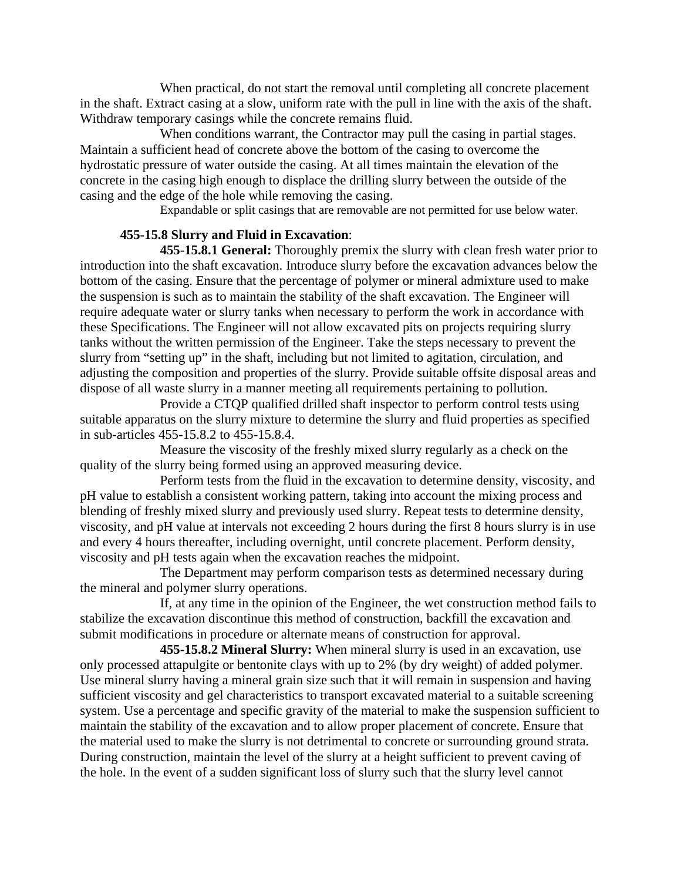When practical, do not start the removal until completing all concrete placement in the shaft. Extract casing at a slow, uniform rate with the pull in line with the axis of the shaft. Withdraw temporary casings while the concrete remains fluid.

When conditions warrant, the Contractor may pull the casing in partial stages. Maintain a sufficient head of concrete above the bottom of the casing to overcome the hydrostatic pressure of water outside the casing. At all times maintain the elevation of the concrete in the casing high enough to displace the drilling slurry between the outside of the casing and the edge of the hole while removing the casing.

Expandable or split casings that are removable are not permitted for use below water.

**455-15.8 Slurry and Fluid in Excavation**:

**455-15.8.1 General:** Thoroughly premix the slurry with clean fresh water prior to introduction into the shaft excavation. Introduce slurry before the excavation advances below the bottom of the casing. Ensure that the percentage of polymer or mineral admixture used to make the suspension is such as to maintain the stability of the shaft excavation. The Engineer will require adequate water or slurry tanks when necessary to perform the work in accordance with these Specifications. The Engineer will not allow excavated pits on projects requiring slurry tanks without the written permission of the Engineer. Take the steps necessary to prevent the slurry from "setting up" in the shaft, including but not limited to agitation, circulation, and adjusting the composition and properties of the slurry. Provide suitable offsite disposal areas and dispose of all waste slurry in a manner meeting all requirements pertaining to pollution.

Provide a CTQP qualified drilled shaft inspector to perform control tests using suitable apparatus on the slurry mixture to determine the slurry and fluid properties as specified in sub-articles 455-15.8.2 to 455-15.8.4.

Measure the viscosity of the freshly mixed slurry regularly as a check on the quality of the slurry being formed using an approved measuring device.

Perform tests from the fluid in the excavation to determine density, viscosity, and pH value to establish a consistent working pattern, taking into account the mixing process and blending of freshly mixed slurry and previously used slurry. Repeat tests to determine density, viscosity, and pH value at intervals not exceeding 2 hours during the first 8 hours slurry is in use and every 4 hours thereafter, including overnight, until concrete placement. Perform density, viscosity and pH tests again when the excavation reaches the midpoint.

The Department may perform comparison tests as determined necessary during the mineral and polymer slurry operations.

If, at any time in the opinion of the Engineer, the wet construction method fails to stabilize the excavation discontinue this method of construction, backfill the excavation and submit modifications in procedure or alternate means of construction for approval.

**455-15.8.2 Mineral Slurry:** When mineral slurry is used in an excavation, use only processed attapulgite or bentonite clays with up to 2% (by dry weight) of added polymer. Use mineral slurry having a mineral grain size such that it will remain in suspension and having sufficient viscosity and gel characteristics to transport excavated material to a suitable screening system. Use a percentage and specific gravity of the material to make the suspension sufficient to maintain the stability of the excavation and to allow proper placement of concrete. Ensure that the material used to make the slurry is not detrimental to concrete or surrounding ground strata. During construction, maintain the level of the slurry at a height sufficient to prevent caving of the hole. In the event of a sudden significant loss of slurry such that the slurry level cannot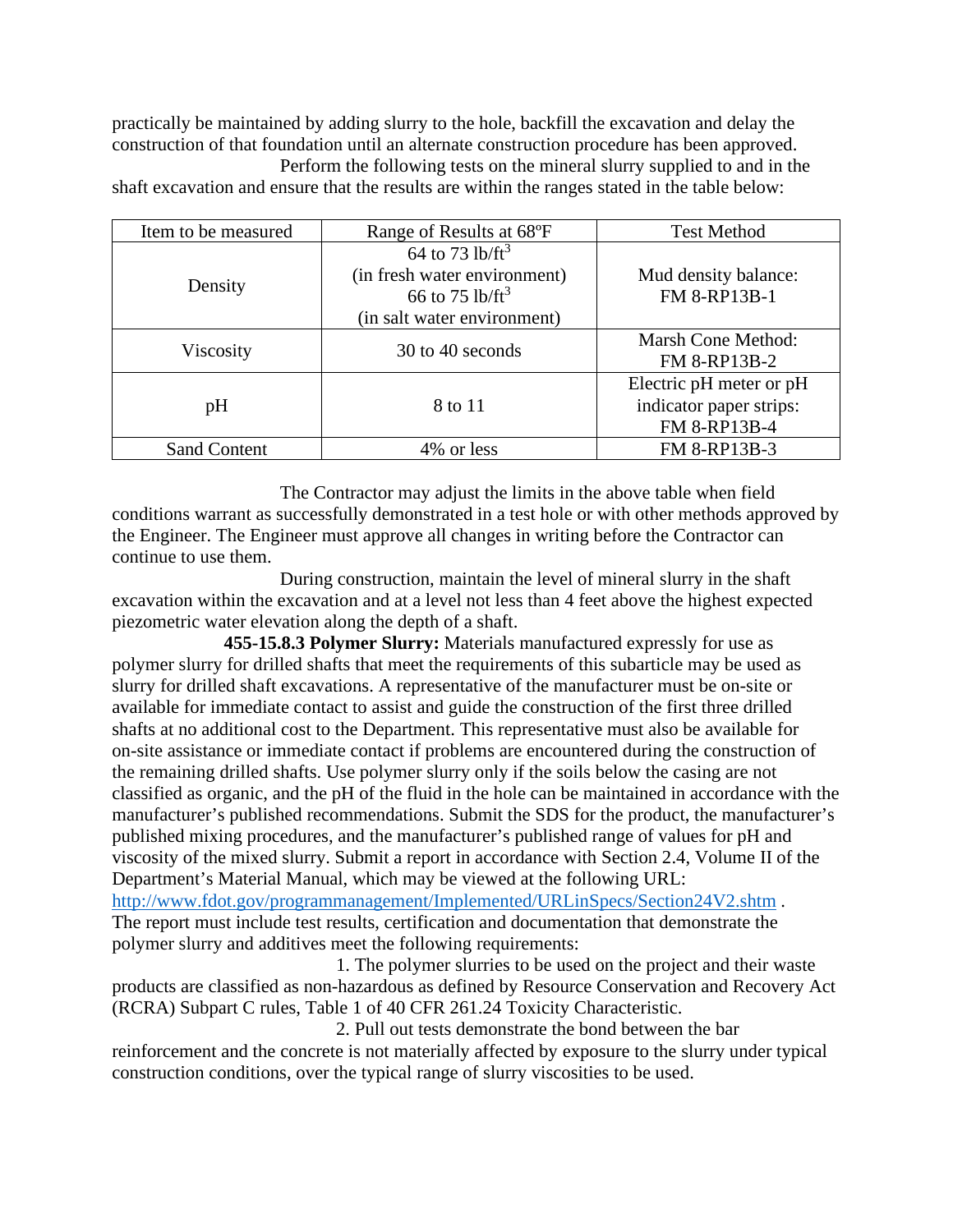practically be maintained by adding slurry to the hole, backfill the excavation and delay the construction of that foundation until an alternate construction procedure has been approved.

Perform the following tests on the mineral slurry supplied to and in the shaft excavation and ensure that the results are within the ranges stated in the table below:

| Item to be measured | Range of Results at 68ºF | Test Method |
| --- | --- | --- |
| Density | 64 to 73 $lb/ft^3$ (in fresh water environment) 66 to 75 $lb/ft^3$ (in salt water environment) | Mud density balance: FM 8-RP13B-1 |
| Viscosity | 30 to 40 seconds | Marsh Cone Method: FM 8-RP13B-2 |
| pH | 8 to 11 | Electric pH meter or pH indicator paper strips: FM 8-RP13B-4 |
| Sand Content | 4% or less | FM 8-RP13B-3 |

The Contractor may adjust the limits in the above table when field conditions warrant as successfully demonstrated in a test hole or with other methods approved by the Engineer. The Engineer must approve all changes in writing before the Contractor can continue to use them.

During construction, maintain the level of mineral slurry in the shaft excavation within the excavation and at a level not less than 4 feet above the highest expected piezometric water elevation along the depth of a shaft.

**455-15.8.3 Polymer Slurry:** Materials manufactured expressly for use as polymer slurry for drilled shafts that meet the requirements of this subarticle may be used as slurry for drilled shaft excavations. A representative of the manufacturer must be on-site or available for immediate contact to assist and guide the construction of the first three drilled shafts at no additional cost to the Department. This representative must also be available for on-site assistance or immediate contact if problems are encountered during the construction of the remaining drilled shafts. Use polymer slurry only if the soils below the casing are not classified as organic, and the pH of the fluid in the hole can be maintained in accordance with the manufacturer's published recommendations. Submit the SDS for the product, the manufacturer's published mixing procedures, and the manufacturer's published range of values for pH and viscosity of the mixed slurry. Submit a report in accordance with Section 2.4, Volume II of the Department's Material Manual, which may be viewed at the following URL: http://www.fdot.gov/programmanagement/Implemented/URLinSpecs/Section24V2.shtm . The report must include test results, certification and documentation that demonstrate the polymer slurry and additives meet the following requirements:

1. The polymer slurries to be used on the project and their waste products are classified as non-hazardous as defined by Resource Conservation and Recovery Act (RCRA) Subpart C rules, Table 1 of 40 CFR 261.24 Toxicity Characteristic.

2. Pull out tests demonstrate the bond between the bar reinforcement and the concrete is not materially affected by exposure to the slurry under typical construction conditions, over the typical range of slurry viscosities to be used.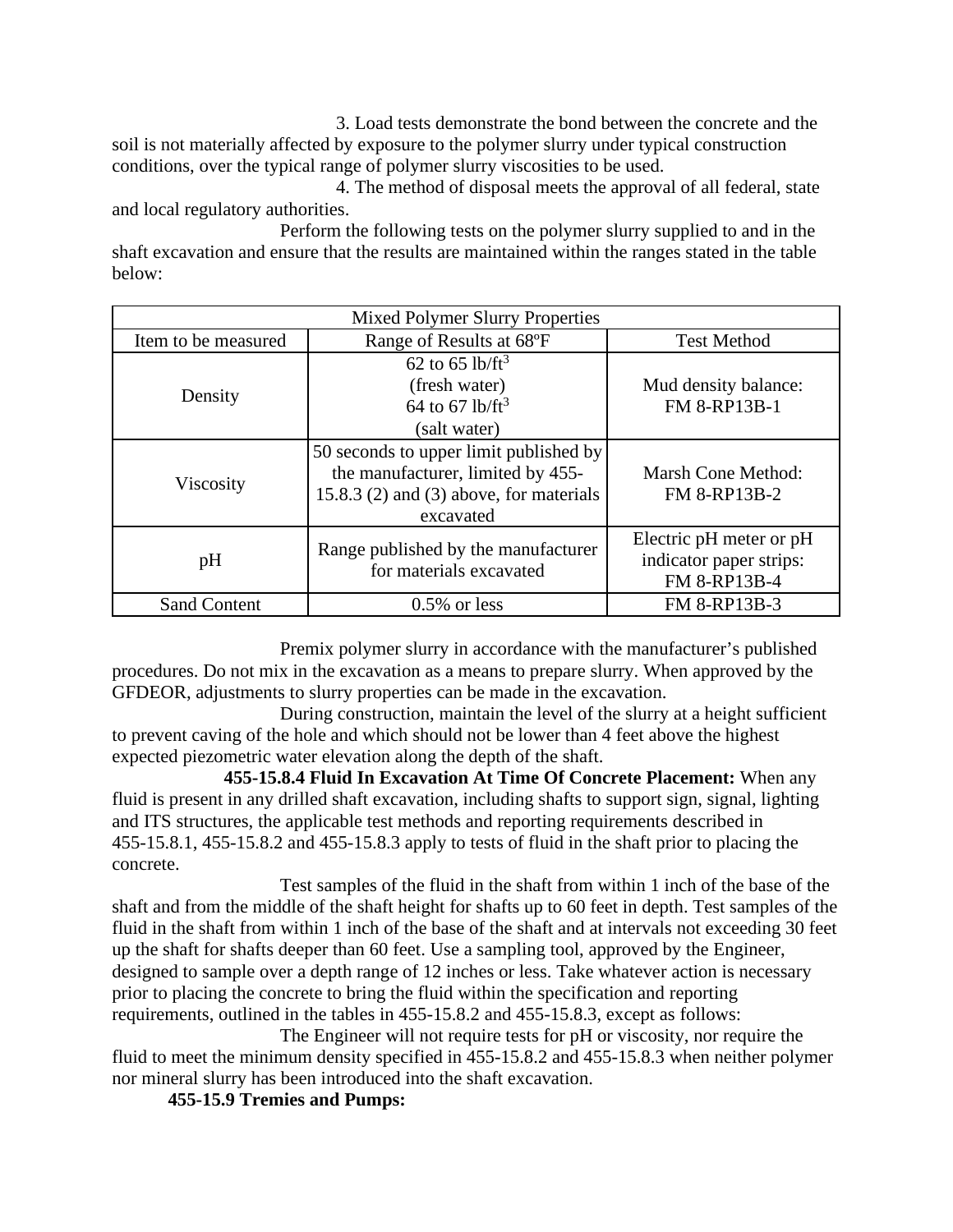3. Load tests demonstrate the bond between the concrete and the soil is not materially affected by exposure to the polymer slurry under typical construction conditions, over the typical range of polymer slurry viscosities to be used.

4. The method of disposal meets the approval of all federal, state and local regulatory authorities.

Perform the following tests on the polymer slurry supplied to and in the shaft excavation and ensure that the results are maintained within the ranges stated in the table below:

| Mixed Polymer Slurry Properties | | |
|---|---|---|
| Item to be measured | Range of Results at 68ºF | Test Method |
| Density | 62 to 65 $lb/ft^3$ (fresh water) 64 to 67 $lb/ft^3$ (salt water) | Mud density balance: FM 8-RP13B-1 |
| Viscosity | 50 seconds to upper limit published by the manufacturer, limited by 455-15.8.3 (2) and (3) above, for materials excavated | Marsh Cone Method: FM 8-RP13B-2 |
| pH | Range published by the manufacturer for materials excavated | Electric pH meter or pH indicator paper strips: FM 8-RP13B-4 |
| Sand Content | 0.5% or less | FM 8-RP13B-3 |

Premix polymer slurry in accordance with the manufacturer's published procedures. Do not mix in the excavation as a means to prepare slurry. When approved by the GFDEOR, adjustments to slurry properties can be made in the excavation.

During construction, maintain the level of the slurry at a height sufficient to prevent caving of the hole and which should not be lower than 4 feet above the highest expected piezometric water elevation along the depth of the shaft.

**455-15.8.4 Fluid In Excavation At Time Of Concrete Placement:** When any fluid is present in any drilled shaft excavation, including shafts to support sign, signal, lighting and ITS structures, the applicable test methods and reporting requirements described in 455-15.8.1, 455-15.8.2 and 455-15.8.3 apply to tests of fluid in the shaft prior to placing the concrete.

Test samples of the fluid in the shaft from within 1 inch of the base of the shaft and from the middle of the shaft height for shafts up to 60 feet in depth. Test samples of the fluid in the shaft from within 1 inch of the base of the shaft and at intervals not exceeding 30 feet up the shaft for shafts deeper than 60 feet. Use a sampling tool, approved by the Engineer, designed to sample over a depth range of 12 inches or less. Take whatever action is necessary prior to placing the concrete to bring the fluid within the specification and reporting requirements, outlined in the tables in 455-15.8.2 and 455-15.8.3, except as follows:

The Engineer will not require tests for pH or viscosity, nor require the fluid to meet the minimum density specified in 455-15.8.2 and 455-15.8.3 when neither polymer nor mineral slurry has been introduced into the shaft excavation.

**455-15.9 Tremies and Pumps:**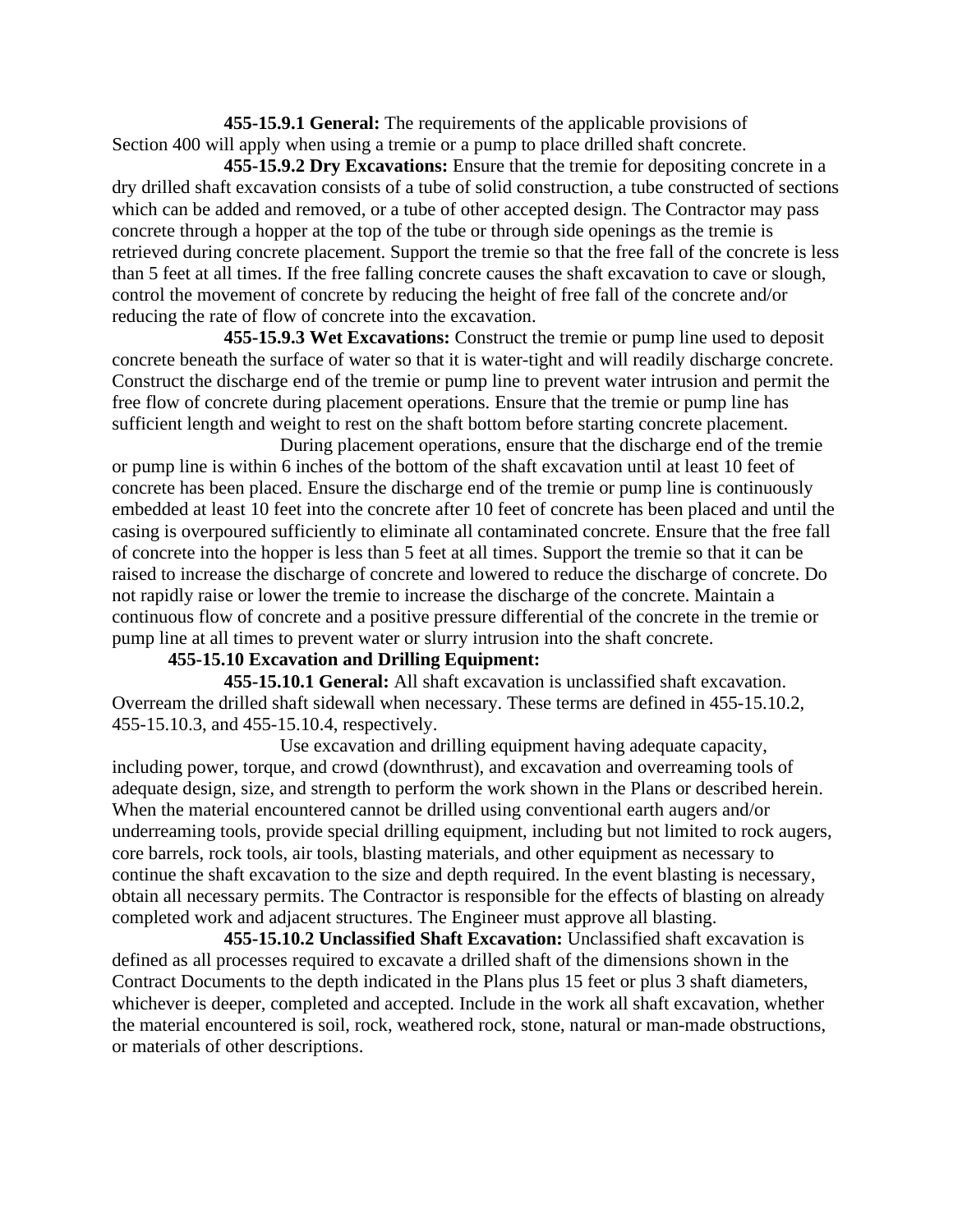**455-15.9.1 General:** The requirements of the applicable provisions of Section 400 will apply when using a tremie or a pump to place drilled shaft concrete.

**455-15.9.2 Dry Excavations:** Ensure that the tremie for depositing concrete in a dry drilled shaft excavation consists of a tube of solid construction, a tube constructed of sections which can be added and removed, or a tube of other accepted design. The Contractor may pass concrete through a hopper at the top of the tube or through side openings as the tremie is retrieved during concrete placement. Support the tremie so that the free fall of the concrete is less than 5 feet at all times. If the free falling concrete causes the shaft excavation to cave or slough, control the movement of concrete by reducing the height of free fall of the concrete and/or reducing the rate of flow of concrete into the excavation.

**455-15.9.3 Wet Excavations:** Construct the tremie or pump line used to deposit concrete beneath the surface of water so that it is water-tight and will readily discharge concrete. Construct the discharge end of the tremie or pump line to prevent water intrusion and permit the free flow of concrete during placement operations. Ensure that the tremie or pump line has sufficient length and weight to rest on the shaft bottom before starting concrete placement.

During placement operations, ensure that the discharge end of the tremie or pump line is within 6 inches of the bottom of the shaft excavation until at least 10 feet of concrete has been placed. Ensure the discharge end of the tremie or pump line is continuously embedded at least 10 feet into the concrete after 10 feet of concrete has been placed and until the casing is overpoured sufficiently to eliminate all contaminated concrete. Ensure that the free fall of concrete into the hopper is less than 5 feet at all times. Support the tremie so that it can be raised to increase the discharge of concrete and lowered to reduce the discharge of concrete. Do not rapidly raise or lower the tremie to increase the discharge of the concrete. Maintain a continuous flow of concrete and a positive pressure differential of the concrete in the tremie or pump line at all times to prevent water or slurry intrusion into the shaft concrete.

**455-15.10 Excavation and Drilling Equipment:**

**455-15.10.1 General:** All shaft excavation is unclassified shaft excavation. Overream the drilled shaft sidewall when necessary. These terms are defined in 455-15.10.2, 455-15.10.3, and 455-15.10.4, respectively.

Use excavation and drilling equipment having adequate capacity, including power, torque, and crowd (downthrust), and excavation and overreaming tools of adequate design, size, and strength to perform the work shown in the Plans or described herein. When the material encountered cannot be drilled using conventional earth augers and/or underreaming tools, provide special drilling equipment, including but not limited to rock augers, core barrels, rock tools, air tools, blasting materials, and other equipment as necessary to continue the shaft excavation to the size and depth required. In the event blasting is necessary, obtain all necessary permits. The Contractor is responsible for the effects of blasting on already completed work and adjacent structures. The Engineer must approve all blasting.

**455-15.10.2 Unclassified Shaft Excavation:** Unclassified shaft excavation is defined as all processes required to excavate a drilled shaft of the dimensions shown in the Contract Documents to the depth indicated in the Plans plus 15 feet or plus 3 shaft diameters, whichever is deeper, completed and accepted. Include in the work all shaft excavation, whether the material encountered is soil, rock, weathered rock, stone, natural or man-made obstructions, or materials of other descriptions.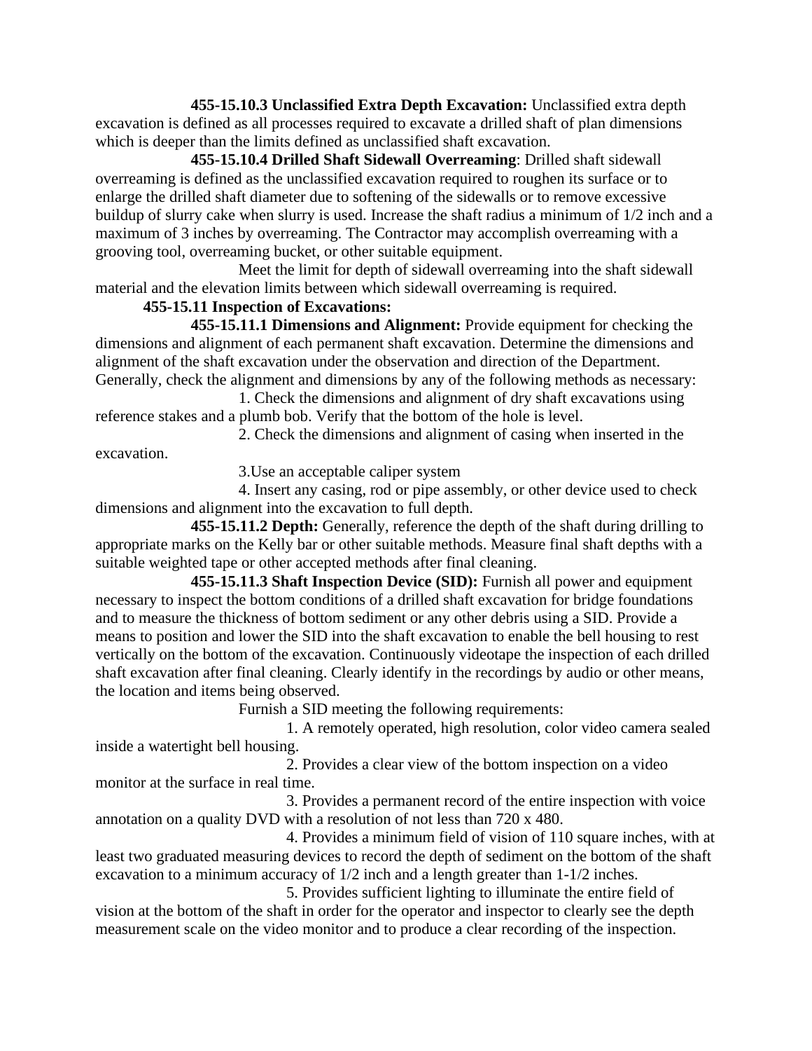**455-15.10.3 Unclassified Extra Depth Excavation:** Unclassified extra depth excavation is defined as all processes required to excavate a drilled shaft of plan dimensions which is deeper than the limits defined as unclassified shaft excavation.

**455-15.10.4 Drilled Shaft Sidewall Overreaming**: Drilled shaft sidewall overreaming is defined as the unclassified excavation required to roughen its surface or to enlarge the drilled shaft diameter due to softening of the sidewalls or to remove excessive buildup of slurry cake when slurry is used. Increase the shaft radius a minimum of 1/2 inch and a maximum of 3 inches by overreaming. The Contractor may accomplish overreaming with a grooving tool, overreaming bucket, or other suitable equipment.

Meet the limit for depth of sidewall overreaming into the shaft sidewall material and the elevation limits between which sidewall overreaming is required.

**455-15.11 Inspection of Excavations:**

**455-15.11.1 Dimensions and Alignment:** Provide equipment for checking the dimensions and alignment of each permanent shaft excavation. Determine the dimensions and alignment of the shaft excavation under the observation and direction of the Department. Generally, check the alignment and dimensions by any of the following methods as necessary:

1. Check the dimensions and alignment of dry shaft excavations using reference stakes and a plumb bob. Verify that the bottom of the hole is level.
2. Check the dimensions and alignment of casing when inserted in the excavation.
3. Use an acceptable caliper system
4. Insert any casing, rod or pipe assembly, or other device used to check dimensions and alignment into the excavation to full depth.

**455-15.11.2 Depth:** Generally, reference the depth of the shaft during drilling to appropriate marks on the Kelly bar or other suitable methods. Measure final shaft depths with a suitable weighted tape or other accepted methods after final cleaning.

**455-15.11.3 Shaft Inspection Device (SID):** Furnish all power and equipment necessary to inspect the bottom conditions of a drilled shaft excavation for bridge foundations and to measure the thickness of bottom sediment or any other debris using a SID. Provide a means to position and lower the SID into the shaft excavation to enable the bell housing to rest vertically on the bottom of the excavation. Continuously videotape the inspection of each drilled shaft excavation after final cleaning. Clearly identify in the recordings by audio or other means, the location and items being observed.

Furnish a SID meeting the following requirements:

1. A remotely operated, high resolution, color video camera sealed inside a watertight bell housing.
2. Provides a clear view of the bottom inspection on a video monitor at the surface in real time.
3. Provides a permanent record of the entire inspection with voice annotation on a quality DVD with a resolution of not less than 720 x 480.
4. Provides a minimum field of vision of 110 square inches, with at least two graduated measuring devices to record the depth of sediment on the bottom of the shaft excavation to a minimum accuracy of 1/2 inch and a length greater than 1-1/2 inches.
5. Provides sufficient lighting to illuminate the entire field of vision at the bottom of the shaft in order for the operator and inspector to clearly see the depth measurement scale on the video monitor and to produce a clear recording of the inspection.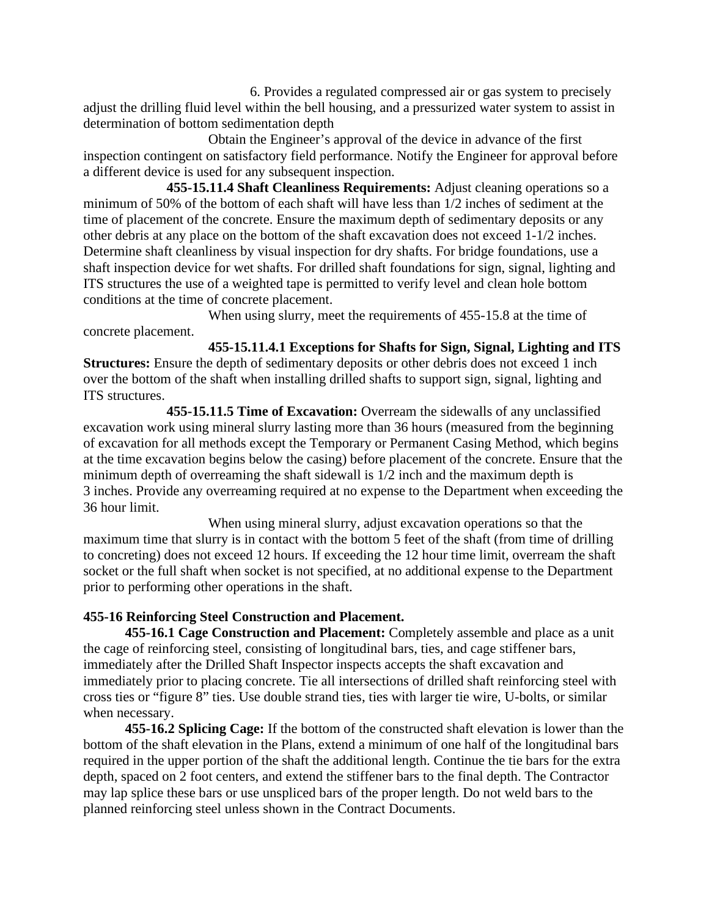6. Provides a regulated compressed air or gas system to precisely adjust the drilling fluid level within the bell housing, and a pressurized water system to assist in determination of bottom sedimentation depth

Obtain the Engineer's approval of the device in advance of the first inspection contingent on satisfactory field performance. Notify the Engineer for approval before a different device is used for any subsequent inspection.

**455-15.11.4 Shaft Cleanliness Requirements:** Adjust cleaning operations so a minimum of 50% of the bottom of each shaft will have less than 1/2 inches of sediment at the time of placement of the concrete. Ensure the maximum depth of sedimentary deposits or any other debris at any place on the bottom of the shaft excavation does not exceed 1-1/2 inches. Determine shaft cleanliness by visual inspection for dry shafts. For bridge foundations, use a shaft inspection device for wet shafts. For drilled shaft foundations for sign, signal, lighting and ITS structures the use of a weighted tape is permitted to verify level and clean hole bottom conditions at the time of concrete placement.

When using slurry, meet the requirements of 455-15.8 at the time of concrete placement.

**455-15.11.4.1 Exceptions for Shafts for Sign, Signal, Lighting and ITS Structures:** Ensure the depth of sedimentary deposits or other debris does not exceed 1 inch over the bottom of the shaft when installing drilled shafts to support sign, signal, lighting and ITS structures.

**455-15.11.5 Time of Excavation:** Overream the sidewalls of any unclassified excavation work using mineral slurry lasting more than 36 hours (measured from the beginning of excavation for all methods except the Temporary or Permanent Casing Method, which begins at the time excavation begins below the casing) before placement of the concrete. Ensure that the minimum depth of overreaming the shaft sidewall is 1/2 inch and the maximum depth is 3 inches. Provide any overreaming required at no expense to the Department when exceeding the 36 hour limit.

When using mineral slurry, adjust excavation operations so that the maximum time that slurry is in contact with the bottom 5 feet of the shaft (from time of drilling to concreting) does not exceed 12 hours. If exceeding the 12 hour time limit, overream the shaft socket or the full shaft when socket is not specified, at no additional expense to the Department prior to performing other operations in the shaft.

**455-16 Reinforcing Steel Construction and Placement.**

**455-16.1 Cage Construction and Placement:** Completely assemble and place as a unit the cage of reinforcing steel, consisting of longitudinal bars, ties, and cage stiffener bars, immediately after the Drilled Shaft Inspector inspects accepts the shaft excavation and immediately prior to placing concrete. Tie all intersections of drilled shaft reinforcing steel with cross ties or "figure 8" ties. Use double strand ties, ties with larger tie wire, U-bolts, or similar when necessary.

**455-16.2 Splicing Cage:** If the bottom of the constructed shaft elevation is lower than the bottom of the shaft elevation in the Plans, extend a minimum of one half of the longitudinal bars required in the upper portion of the shaft the additional length. Continue the tie bars for the extra depth, spaced on 2 foot centers, and extend the stiffener bars to the final depth. The Contractor may lap splice these bars or use unspliced bars of the proper length. Do not weld bars to the planned reinforcing steel unless shown in the Contract Documents.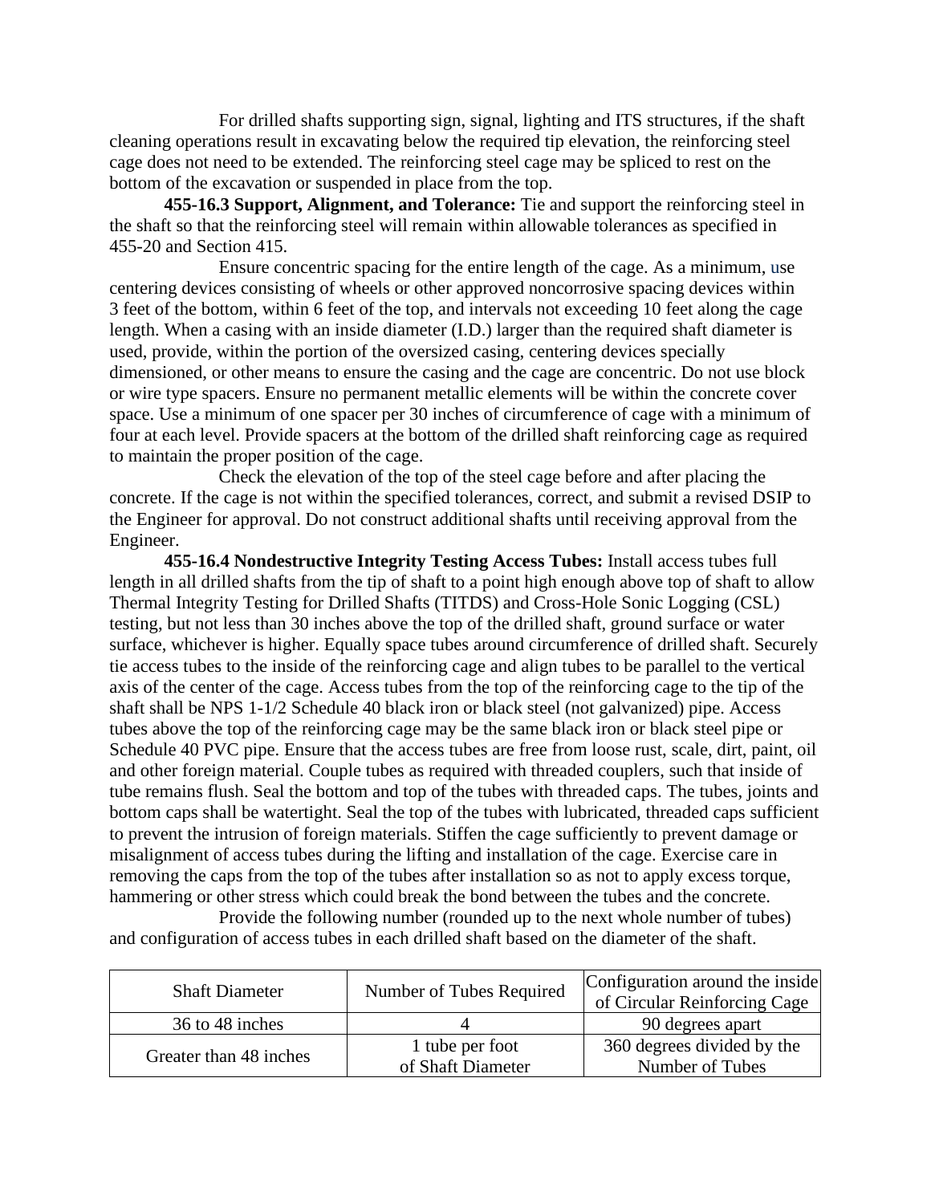For drilled shafts supporting sign, signal, lighting and ITS structures, if the shaft cleaning operations result in excavating below the required tip elevation, the reinforcing steel cage does not need to be extended. The reinforcing steel cage may be spliced to rest on the bottom of the excavation or suspended in place from the top.

**455-16.3 Support, Alignment, and Tolerance:** Tie and support the reinforcing steel in the shaft so that the reinforcing steel will remain within allowable tolerances as specified in 455-20 and Section 415.

Ensure concentric spacing for the entire length of the cage. As a minimum, use centering devices consisting of wheels or other approved noncorrosive spacing devices within 3 feet of the bottom, within 6 feet of the top, and intervals not exceeding 10 feet along the cage length. When a casing with an inside diameter (I.D.) larger than the required shaft diameter is used, provide, within the portion of the oversized casing, centering devices specially dimensioned, or other means to ensure the casing and the cage are concentric. Do not use block or wire type spacers. Ensure no permanent metallic elements will be within the concrete cover space. Use a minimum of one spacer per 30 inches of circumference of cage with a minimum of four at each level. Provide spacers at the bottom of the drilled shaft reinforcing cage as required to maintain the proper position of the cage.

Check the elevation of the top of the steel cage before and after placing the concrete. If the cage is not within the specified tolerances, correct, and submit a revised DSIP to the Engineer for approval. Do not construct additional shafts until receiving approval from the Engineer.

**455-16.4 Nondestructive Integrity Testing Access Tubes:** Install access tubes full length in all drilled shafts from the tip of shaft to a point high enough above top of shaft to allow Thermal Integrity Testing for Drilled Shafts (TITDS) and Cross-Hole Sonic Logging (CSL) testing, but not less than 30 inches above the top of the drilled shaft, ground surface or water surface, whichever is higher. Equally space tubes around circumference of drilled shaft. Securely tie access tubes to the inside of the reinforcing cage and align tubes to be parallel to the vertical axis of the center of the cage. Access tubes from the top of the reinforcing cage to the tip of the shaft shall be NPS 1-1/2 Schedule 40 black iron or black steel (not galvanized) pipe. Access tubes above the top of the reinforcing cage may be the same black iron or black steel pipe or Schedule 40 PVC pipe. Ensure that the access tubes are free from loose rust, scale, dirt, paint, oil and other foreign material. Couple tubes as required with threaded couplers, such that inside of tube remains flush. Seal the bottom and top of the tubes with threaded caps. The tubes, joints and bottom caps shall be watertight. Seal the top of the tubes with lubricated, threaded caps sufficient to prevent the intrusion of foreign materials. Stiffen the cage sufficiently to prevent damage or misalignment of access tubes during the lifting and installation of the cage. Exercise care in removing the caps from the top of the tubes after installation so as not to apply excess torque, hammering or other stress which could break the bond between the tubes and the concrete.

Provide the following number (rounded up to the next whole number of tubes) and configuration of access tubes in each drilled shaft based on the diameter of the shaft.

| Shaft Diameter | Number of Tubes Required | Configuration around the inside of Circular Reinforcing Cage |
|---|---|---|
| 36 to 48 inches | 4 | 90 degrees apart |
| Greater than 48 inches | 1 tube per foot of Shaft Diameter | 360 degrees divided by the Number of Tubes |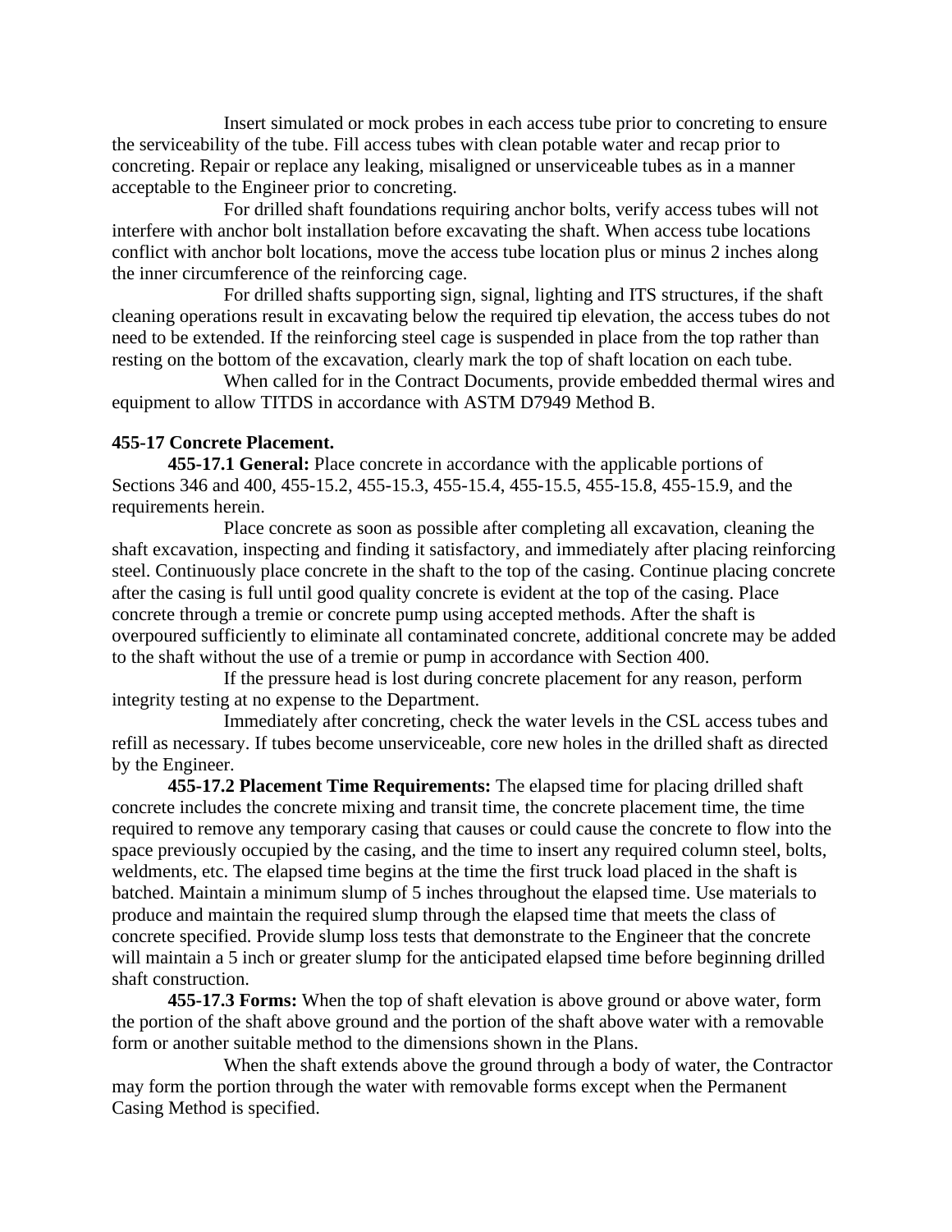Insert simulated or mock probes in each access tube prior to concreting to ensure the serviceability of the tube. Fill access tubes with clean potable water and recap prior to concreting. Repair or replace any leaking, misaligned or unserviceable tubes as in a manner acceptable to the Engineer prior to concreting.

For drilled shaft foundations requiring anchor bolts, verify access tubes will not interfere with anchor bolt installation before excavating the shaft. When access tube locations conflict with anchor bolt locations, move the access tube location plus or minus 2 inches along the inner circumference of the reinforcing cage.

For drilled shafts supporting sign, signal, lighting and ITS structures, if the shaft cleaning operations result in excavating below the required tip elevation, the access tubes do not need to be extended. If the reinforcing steel cage is suspended in place from the top rather than resting on the bottom of the excavation, clearly mark the top of shaft location on each tube.

When called for in the Contract Documents, provide embedded thermal wires and equipment to allow TITDS in accordance with ASTM D7949 Method B.

**455-17 Concrete Placement.**

**455-17.1 General:** Place concrete in accordance with the applicable portions of Sections 346 and 400, 455-15.2, 455-15.3, 455-15.4, 455-15.5, 455-15.8, 455-15.9, and the requirements herein.

Place concrete as soon as possible after completing all excavation, cleaning the shaft excavation, inspecting and finding it satisfactory, and immediately after placing reinforcing steel. Continuously place concrete in the shaft to the top of the casing. Continue placing concrete after the casing is full until good quality concrete is evident at the top of the casing. Place concrete through a tremie or concrete pump using accepted methods. After the shaft is overpoured sufficiently to eliminate all contaminated concrete, additional concrete may be added to the shaft without the use of a tremie or pump in accordance with Section 400.

If the pressure head is lost during concrete placement for any reason, perform integrity testing at no expense to the Department.

Immediately after concreting, check the water levels in the CSL access tubes and refill as necessary. If tubes become unserviceable, core new holes in the drilled shaft as directed by the Engineer.

**455-17.2 Placement Time Requirements:** The elapsed time for placing drilled shaft concrete includes the concrete mixing and transit time, the concrete placement time, the time required to remove any temporary casing that causes or could cause the concrete to flow into the space previously occupied by the casing, and the time to insert any required column steel, bolts, weldments, etc. The elapsed time begins at the time the first truck load placed in the shaft is batched. Maintain a minimum slump of 5 inches throughout the elapsed time. Use materials to produce and maintain the required slump through the elapsed time that meets the class of concrete specified. Provide slump loss tests that demonstrate to the Engineer that the concrete will maintain a 5 inch or greater slump for the anticipated elapsed time before beginning drilled shaft construction.

**455-17.3 Forms:** When the top of shaft elevation is above ground or above water, form the portion of the shaft above ground and the portion of the shaft above water with a removable form or another suitable method to the dimensions shown in the Plans.

When the shaft extends above the ground through a body of water, the Contractor may form the portion through the water with removable forms except when the Permanent Casing Method is specified.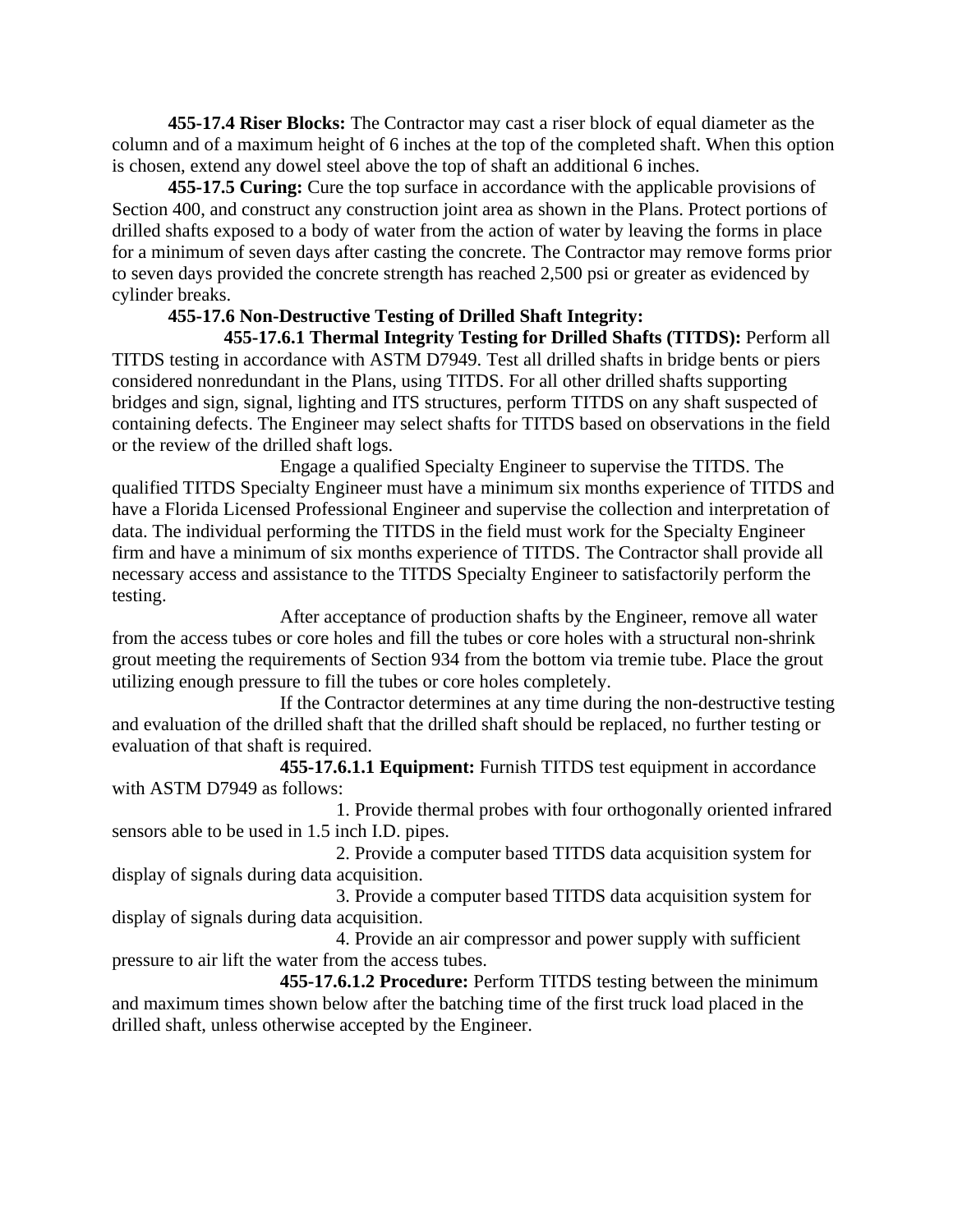**455-17.4 Riser Blocks:** The Contractor may cast a riser block of equal diameter as the column and of a maximum height of 6 inches at the top of the completed shaft. When this option is chosen, extend any dowel steel above the top of shaft an additional 6 inches.

**455-17.5 Curing:** Cure the top surface in accordance with the applicable provisions of Section 400, and construct any construction joint area as shown in the Plans. Protect portions of drilled shafts exposed to a body of water from the action of water by leaving the forms in place for a minimum of seven days after casting the concrete. The Contractor may remove forms prior to seven days provided the concrete strength has reached 2,500 psi or greater as evidenced by cylinder breaks.

**455-17.6 Non-Destructive Testing of Drilled Shaft Integrity:**

**455-17.6.1 Thermal Integrity Testing for Drilled Shafts (TITDS):** Perform all TITDS testing in accordance with ASTM D7949. Test all drilled shafts in bridge bents or piers considered nonredundant in the Plans, using TITDS. For all other drilled shafts supporting bridges and sign, signal, lighting and ITS structures, perform TITDS on any shaft suspected of containing defects. The Engineer may select shafts for TITDS based on observations in the field or the review of the drilled shaft logs.

Engage a qualified Specialty Engineer to supervise the TITDS. The qualified TITDS Specialty Engineer must have a minimum six months experience of TITDS and have a Florida Licensed Professional Engineer and supervise the collection and interpretation of data. The individual performing the TITDS in the field must work for the Specialty Engineer firm and have a minimum of six months experience of TITDS. The Contractor shall provide all necessary access and assistance to the TITDS Specialty Engineer to satisfactorily perform the testing.

After acceptance of production shafts by the Engineer, remove all water from the access tubes or core holes and fill the tubes or core holes with a structural non-shrink grout meeting the requirements of Section 934 from the bottom via tremie tube. Place the grout utilizing enough pressure to fill the tubes or core holes completely.

If the Contractor determines at any time during the non-destructive testing and evaluation of the drilled shaft that the drilled shaft should be replaced, no further testing or evaluation of that shaft is required.

**455-17.6.1.1 Equipment:** Furnish TITDS test equipment in accordance with ASTM D7949 as follows:

1. Provide thermal probes with four orthogonally oriented infrared sensors able to be used in 1.5 inch I.D. pipes.

2. Provide a computer based TITDS data acquisition system for display of signals during data acquisition.

3. Provide a computer based TITDS data acquisition system for display of signals during data acquisition.

4. Provide an air compressor and power supply with sufficient pressure to air lift the water from the access tubes.

**455-17.6.1.2 Procedure:** Perform TITDS testing between the minimum and maximum times shown below after the batching time of the first truck load placed in the drilled shaft, unless otherwise accepted by the Engineer.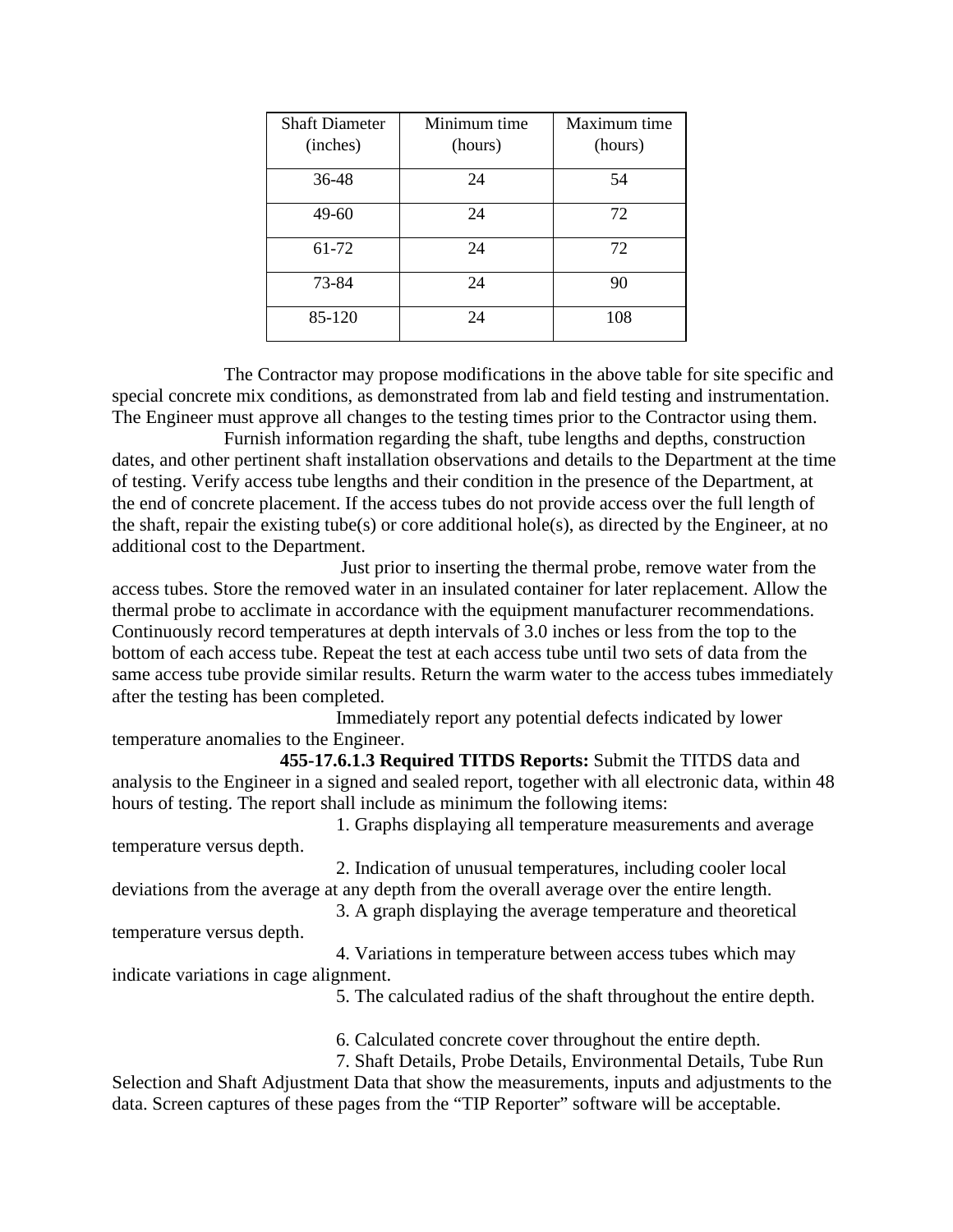| Shaft Diameter (inches) | Minimum time (hours) | Maximum time (hours) |
|---|---|---|
| 36-48 | 24 | 54 |
| 49-60 | 24 | 72 |
| 61-72 | 24 | 72 |
| 73-84 | 24 | 90 |
| 85-120 | 24 | 108 |

The Contractor may propose modifications in the above table for site specific and special concrete mix conditions, as demonstrated from lab and field testing and instrumentation. The Engineer must approve all changes to the testing times prior to the Contractor using them.

Furnish information regarding the shaft, tube lengths and depths, construction dates, and other pertinent shaft installation observations and details to the Department at the time of testing. Verify access tube lengths and their condition in the presence of the Department, at the end of concrete placement. If the access tubes do not provide access over the full length of the shaft, repair the existing tube(s) or core additional hole(s), as directed by the Engineer, at no additional cost to the Department.

Just prior to inserting the thermal probe, remove water from the access tubes. Store the removed water in an insulated container for later replacement. Allow the thermal probe to acclimate in accordance with the equipment manufacturer recommendations. Continuously record temperatures at depth intervals of 3.0 inches or less from the top to the bottom of each access tube. Repeat the test at each access tube until two sets of data from the same access tube provide similar results. Return the warm water to the access tubes immediately after the testing has been completed.

Immediately report any potential defects indicated by lower temperature anomalies to the Engineer.

**455-17.6.1.3 Required TITDS Reports:** Submit the TITDS data and analysis to the Engineer in a signed and sealed report, together with all electronic data, within 48 hours of testing. The report shall include as minimum the following items:

1. Graphs displaying all temperature measurements and average temperature versus depth.
2. Indication of unusual temperatures, including cooler local deviations from the average at any depth from the overall average over the entire length.
3. A graph displaying the average temperature and theoretical temperature versus depth.
4. Variations in temperature between access tubes which may indicate variations in cage alignment.
5. The calculated radius of the shaft throughout the entire depth.
6. Calculated concrete cover throughout the entire depth.
7. Shaft Details, Probe Details, Environmental Details, Tube Run Selection and Shaft Adjustment Data that show the measurements, inputs and adjustments to the data. Screen captures of these pages from the "TIP Reporter" software will be acceptable.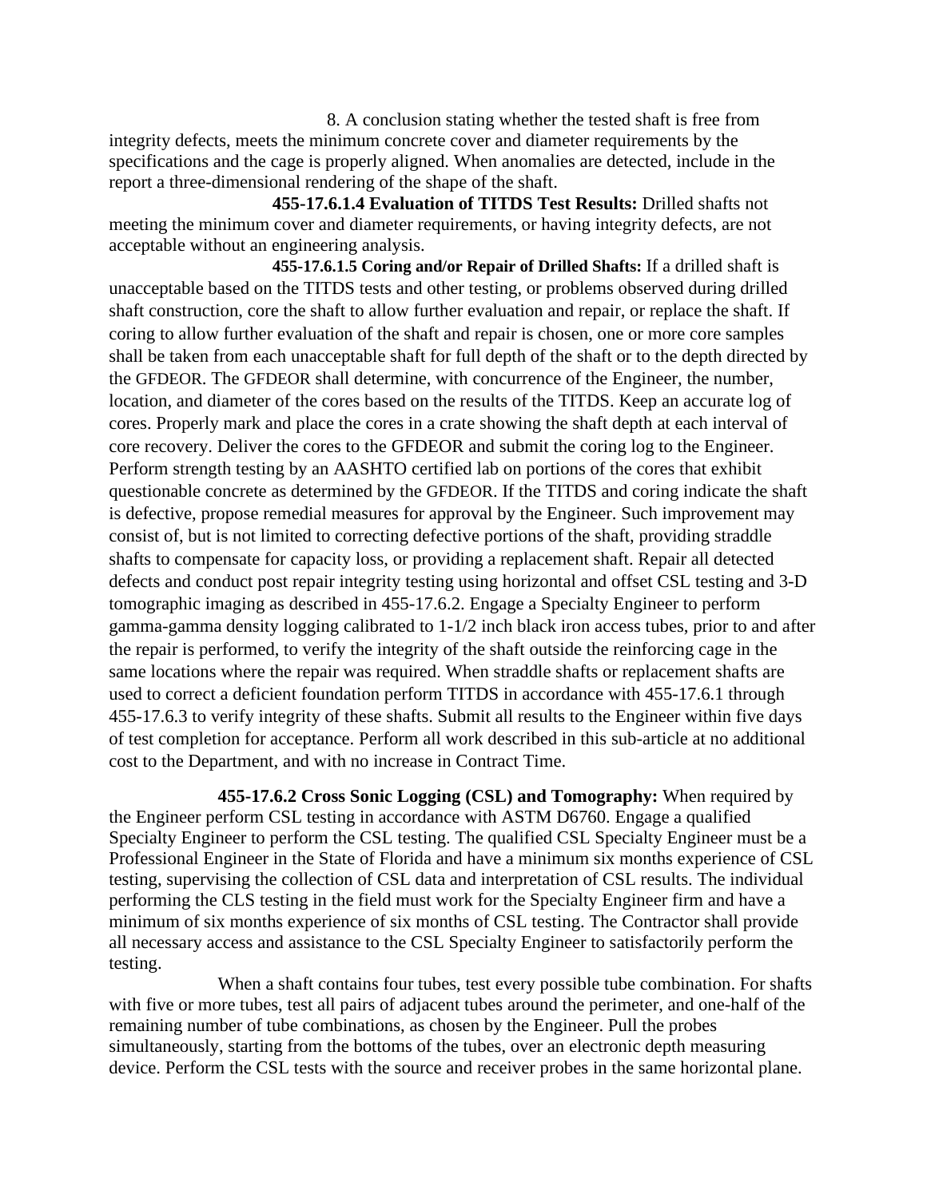8. A conclusion stating whether the tested shaft is free from integrity defects, meets the minimum concrete cover and diameter requirements by the specifications and the cage is properly aligned. When anomalies are detected, include in the report a three-dimensional rendering of the shape of the shaft.

**455-17.6.1.4 Evaluation of TITDS Test Results:** Drilled shafts not meeting the minimum cover and diameter requirements, or having integrity defects, are not acceptable without an engineering analysis.

**455-17.6.1.5 Coring and/or Repair of Drilled Shafts:** If a drilled shaft is unacceptable based on the TITDS tests and other testing, or problems observed during drilled shaft construction, core the shaft to allow further evaluation and repair, or replace the shaft. If coring to allow further evaluation of the shaft and repair is chosen, one or more core samples shall be taken from each unacceptable shaft for full depth of the shaft or to the depth directed by the GFDEOR. The GFDEOR shall determine, with concurrence of the Engineer, the number, location, and diameter of the cores based on the results of the TITDS. Keep an accurate log of cores. Properly mark and place the cores in a crate showing the shaft depth at each interval of core recovery. Deliver the cores to the GFDEOR and submit the coring log to the Engineer. Perform strength testing by an AASHTO certified lab on portions of the cores that exhibit questionable concrete as determined by the GFDEOR. If the TITDS and coring indicate the shaft is defective, propose remedial measures for approval by the Engineer. Such improvement may consist of, but is not limited to correcting defective portions of the shaft, providing straddle shafts to compensate for capacity loss, or providing a replacement shaft. Repair all detected defects and conduct post repair integrity testing using horizontal and offset CSL testing and 3-D tomographic imaging as described in 455-17.6.2. Engage a Specialty Engineer to perform gamma-gamma density logging calibrated to 1-1/2 inch black iron access tubes, prior to and after the repair is performed, to verify the integrity of the shaft outside the reinforcing cage in the same locations where the repair was required. When straddle shafts or replacement shafts are used to correct a deficient foundation perform TITDS in accordance with 455-17.6.1 through 455-17.6.3 to verify integrity of these shafts. Submit all results to the Engineer within five days of test completion for acceptance. Perform all work described in this sub-article at no additional cost to the Department, and with no increase in Contract Time.

**455-17.6.2 Cross Sonic Logging (CSL) and Tomography:** When required by the Engineer perform CSL testing in accordance with ASTM D6760. Engage a qualified Specialty Engineer to perform the CSL testing. The qualified CSL Specialty Engineer must be a Professional Engineer in the State of Florida and have a minimum six months experience of CSL testing, supervising the collection of CSL data and interpretation of CSL results. The individual performing the CLS testing in the field must work for the Specialty Engineer firm and have a minimum of six months experience of six months of CSL testing. The Contractor shall provide all necessary access and assistance to the CSL Specialty Engineer to satisfactorily perform the testing.

When a shaft contains four tubes, test every possible tube combination. For shafts with five or more tubes, test all pairs of adjacent tubes around the perimeter, and one-half of the remaining number of tube combinations, as chosen by the Engineer. Pull the probes simultaneously, starting from the bottoms of the tubes, over an electronic depth measuring device. Perform the CSL tests with the source and receiver probes in the same horizontal plane.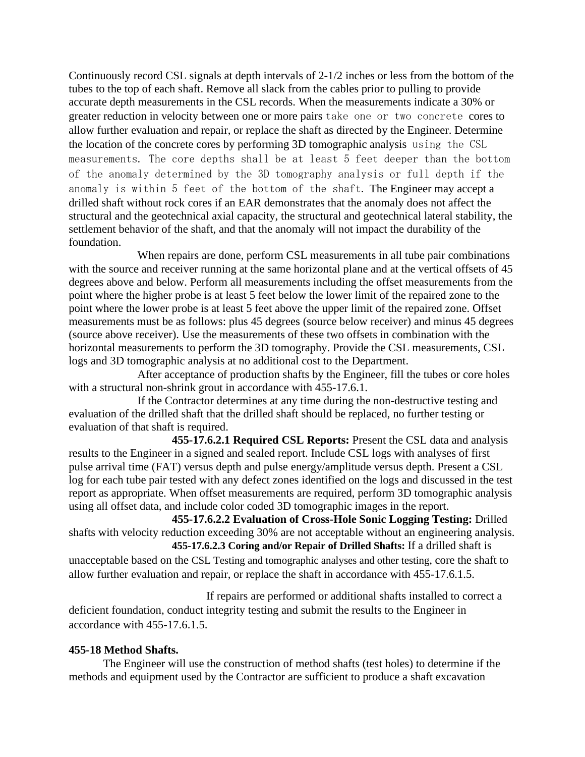Continuously record CSL signals at depth intervals of 2-1/2 inches or less from the bottom of the tubes to the top of each shaft. Remove all slack from the cables prior to pulling to provide accurate depth measurements in the CSL records. When the measurements indicate a 30% or greater reduction in velocity between one or more pairs take one or two concrete cores to allow further evaluation and repair, or replace the shaft as directed by the Engineer. Determine the location of the concrete cores by performing 3D tomographic analysis using the CSL measurements. The core depths shall be at least 5 feet deeper than the bottom of the anomaly determined by the 3D tomography analysis or full depth if the anomaly is within 5 feet of the bottom of the shaft. The Engineer may accept a drilled shaft without rock cores if an EAR demonstrates that the anomaly does not affect the structural and the geotechnical axial capacity, the structural and geotechnical lateral stability, the settlement behavior of the shaft, and that the anomaly will not impact the durability of the foundation.

When repairs are done, perform CSL measurements in all tube pair combinations with the source and receiver running at the same horizontal plane and at the vertical offsets of 45 degrees above and below. Perform all measurements including the offset measurements from the point where the higher probe is at least 5 feet below the lower limit of the repaired zone to the point where the lower probe is at least 5 feet above the upper limit of the repaired zone. Offset measurements must be as follows: plus 45 degrees (source below receiver) and minus 45 degrees (source above receiver). Use the measurements of these two offsets in combination with the horizontal measurements to perform the 3D tomography. Provide the CSL measurements, CSL logs and 3D tomographic analysis at no additional cost to the Department.

After acceptance of production shafts by the Engineer, fill the tubes or core holes with a structural non-shrink grout in accordance with 455-17.6.1.

If the Contractor determines at any time during the non-destructive testing and evaluation of the drilled shaft that the drilled shaft should be replaced, no further testing or evaluation of that shaft is required.

**455-17.6.2.1 Required CSL Reports:** Present the CSL data and analysis results to the Engineer in a signed and sealed report. Include CSL logs with analyses of first pulse arrival time (FAT) versus depth and pulse energy/amplitude versus depth. Present a CSL log for each tube pair tested with any defect zones identified on the logs and discussed in the test report as appropriate. When offset measurements are required, perform 3D tomographic analysis using all offset data, and include color coded 3D tomographic images in the report.

**455-17.6.2.2 Evaluation of Cross-Hole Sonic Logging Testing:** Drilled shafts with velocity reduction exceeding 30% are not acceptable without an engineering analysis.

**455-17.6.2.3 Coring and/or Repair of Drilled Shafts:** If a drilled shaft is unacceptable based on the CSL Testing and tomographic analyses and other testing, core the shaft to allow further evaluation and repair, or replace the shaft in accordance with 455-17.6.1.5.

If repairs are performed or additional shafts installed to correct a deficient foundation, conduct integrity testing and submit the results to the Engineer in accordance with 455-17.6.1.5.

**455-18 Method Shafts.**

The Engineer will use the construction of method shafts (test holes) to determine if the methods and equipment used by the Contractor are sufficient to produce a shaft excavation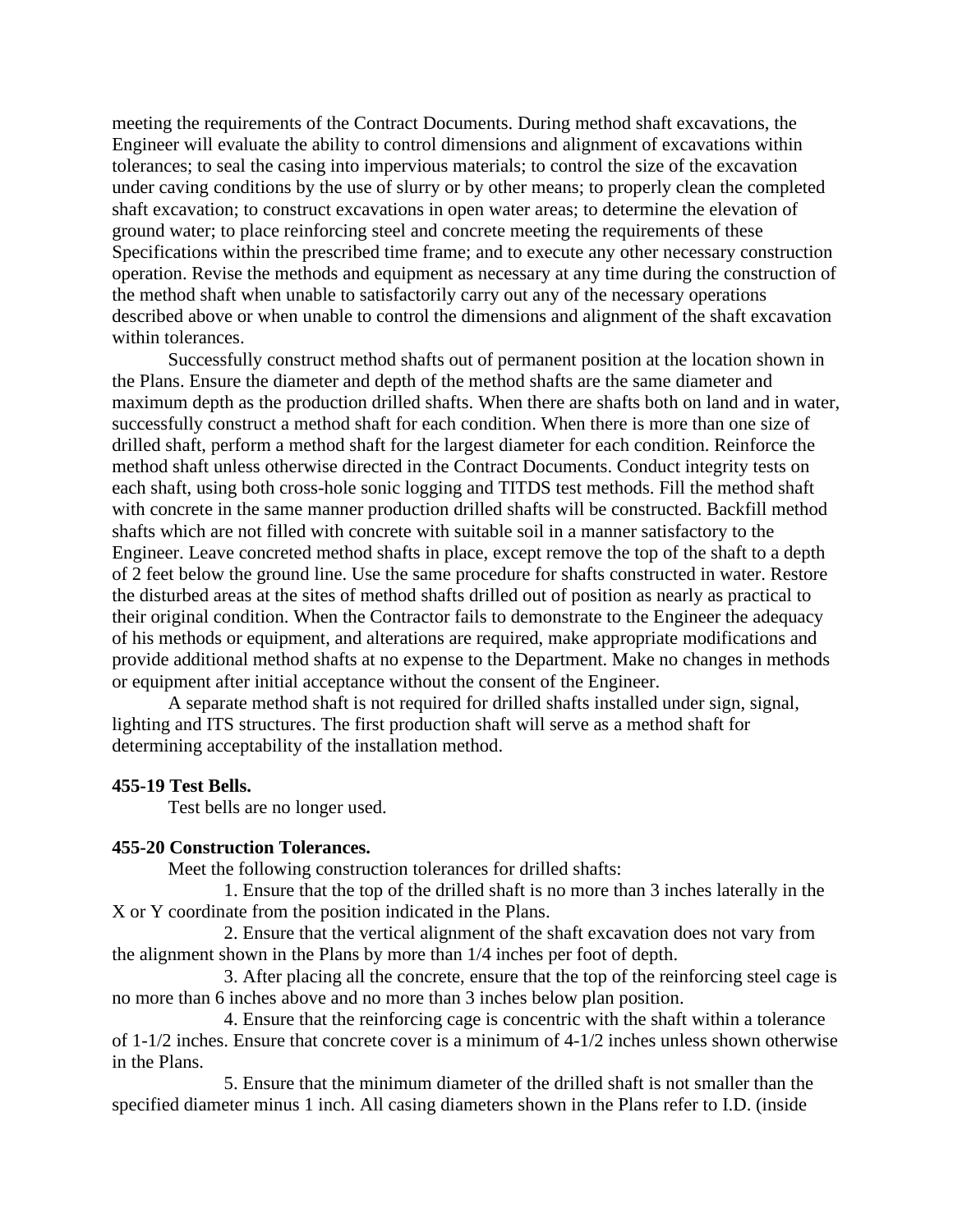meeting the requirements of the Contract Documents. During method shaft excavations, the Engineer will evaluate the ability to control dimensions and alignment of excavations within tolerances; to seal the casing into impervious materials; to control the size of the excavation under caving conditions by the use of slurry or by other means; to properly clean the completed shaft excavation; to construct excavations in open water areas; to determine the elevation of ground water; to place reinforcing steel and concrete meeting the requirements of these Specifications within the prescribed time frame; and to execute any other necessary construction operation. Revise the methods and equipment as necessary at any time during the construction of the method shaft when unable to satisfactorily carry out any of the necessary operations described above or when unable to control the dimensions and alignment of the shaft excavation within tolerances.

Successfully construct method shafts out of permanent position at the location shown in the Plans. Ensure the diameter and depth of the method shafts are the same diameter and maximum depth as the production drilled shafts. When there are shafts both on land and in water, successfully construct a method shaft for each condition. When there is more than one size of drilled shaft, perform a method shaft for the largest diameter for each condition. Reinforce the method shaft unless otherwise directed in the Contract Documents. Conduct integrity tests on each shaft, using both cross-hole sonic logging and TITDS test methods. Fill the method shaft with concrete in the same manner production drilled shafts will be constructed. Backfill method shafts which are not filled with concrete with suitable soil in a manner satisfactory to the Engineer. Leave concreted method shafts in place, except remove the top of the shaft to a depth of 2 feet below the ground line. Use the same procedure for shafts constructed in water. Restore the disturbed areas at the sites of method shafts drilled out of position as nearly as practical to their original condition. When the Contractor fails to demonstrate to the Engineer the adequacy of his methods or equipment, and alterations are required, make appropriate modifications and provide additional method shafts at no expense to the Department. Make no changes in methods or equipment after initial acceptance without the consent of the Engineer.

A separate method shaft is not required for drilled shafts installed under sign, signal, lighting and ITS structures. The first production shaft will serve as a method shaft for determining acceptability of the installation method.

**455-19 Test Bells.**

Test bells are no longer used.

**455-20 Construction Tolerances.**

Meet the following construction tolerances for drilled shafts:

1. Ensure that the top of the drilled shaft is no more than 3 inches laterally in the X or Y coordinate from the position indicated in the Plans.

2. Ensure that the vertical alignment of the shaft excavation does not vary from the alignment shown in the Plans by more than 1/4 inches per foot of depth.

3. After placing all the concrete, ensure that the top of the reinforcing steel cage is no more than 6 inches above and no more than 3 inches below plan position.

4. Ensure that the reinforcing cage is concentric with the shaft within a tolerance of 1-1/2 inches. Ensure that concrete cover is a minimum of 4-1/2 inches unless shown otherwise in the Plans.

5. Ensure that the minimum diameter of the drilled shaft is not smaller than the specified diameter minus 1 inch. All casing diameters shown in the Plans refer to I.D. (inside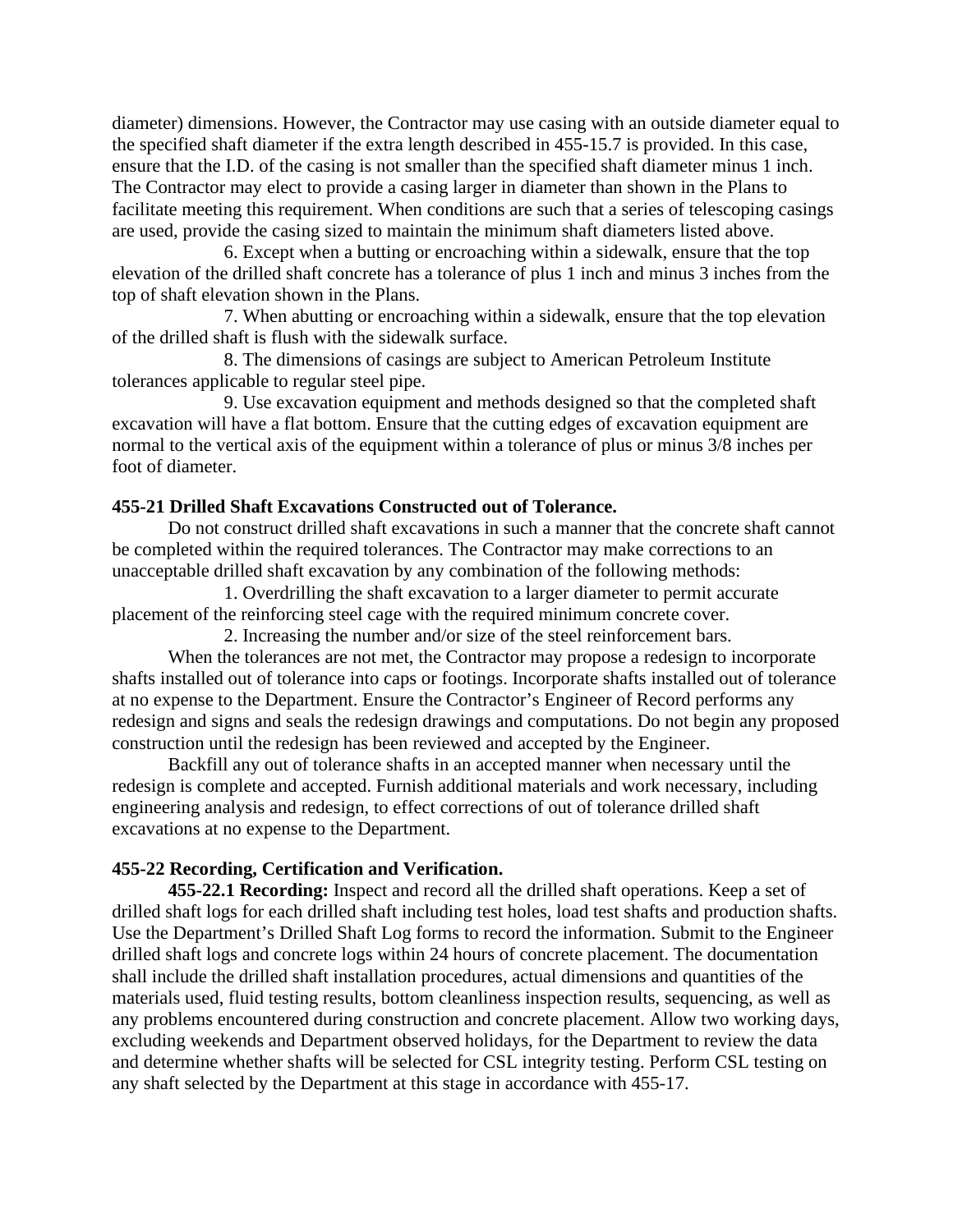diameter) dimensions. However, the Contractor may use casing with an outside diameter equal to the specified shaft diameter if the extra length described in 455-15.7 is provided. In this case, ensure that the I.D. of the casing is not smaller than the specified shaft diameter minus 1 inch. The Contractor may elect to provide a casing larger in diameter than shown in the Plans to facilitate meeting this requirement. When conditions are such that a series of telescoping casings are used, provide the casing sized to maintain the minimum shaft diameters listed above.

6. Except when a butting or encroaching within a sidewalk, ensure that the top elevation of the drilled shaft concrete has a tolerance of plus 1 inch and minus 3 inches from the top of shaft elevation shown in the Plans.

7. When abutting or encroaching within a sidewalk, ensure that the top elevation of the drilled shaft is flush with the sidewalk surface.

8. The dimensions of casings are subject to American Petroleum Institute tolerances applicable to regular steel pipe.

9. Use excavation equipment and methods designed so that the completed shaft excavation will have a flat bottom. Ensure that the cutting edges of excavation equipment are normal to the vertical axis of the equipment within a tolerance of plus or minus 3/8 inches per foot of diameter.

**455-21 Drilled Shaft Excavations Constructed out of Tolerance.**

Do not construct drilled shaft excavations in such a manner that the concrete shaft cannot be completed within the required tolerances. The Contractor may make corrections to an unacceptable drilled shaft excavation by any combination of the following methods:

1. Overdrilling the shaft excavation to a larger diameter to permit accurate placement of the reinforcing steel cage with the required minimum concrete cover.

2. Increasing the number and/or size of the steel reinforcement bars.

When the tolerances are not met, the Contractor may propose a redesign to incorporate shafts installed out of tolerance into caps or footings. Incorporate shafts installed out of tolerance at no expense to the Department. Ensure the Contractor's Engineer of Record performs any redesign and signs and seals the redesign drawings and computations. Do not begin any proposed construction until the redesign has been reviewed and accepted by the Engineer.

Backfill any out of tolerance shafts in an accepted manner when necessary until the redesign is complete and accepted. Furnish additional materials and work necessary, including engineering analysis and redesign, to effect corrections of out of tolerance drilled shaft excavations at no expense to the Department.

**455-22 Recording, Certification and Verification.**

**455-22.1 Recording:** Inspect and record all the drilled shaft operations. Keep a set of drilled shaft logs for each drilled shaft including test holes, load test shafts and production shafts. Use the Department's Drilled Shaft Log forms to record the information. Submit to the Engineer drilled shaft logs and concrete logs within 24 hours of concrete placement. The documentation shall include the drilled shaft installation procedures, actual dimensions and quantities of the materials used, fluid testing results, bottom cleanliness inspection results, sequencing, as well as any problems encountered during construction and concrete placement. Allow two working days, excluding weekends and Department observed holidays, for the Department to review the data and determine whether shafts will be selected for CSL integrity testing. Perform CSL testing on any shaft selected by the Department at this stage in accordance with 455-17.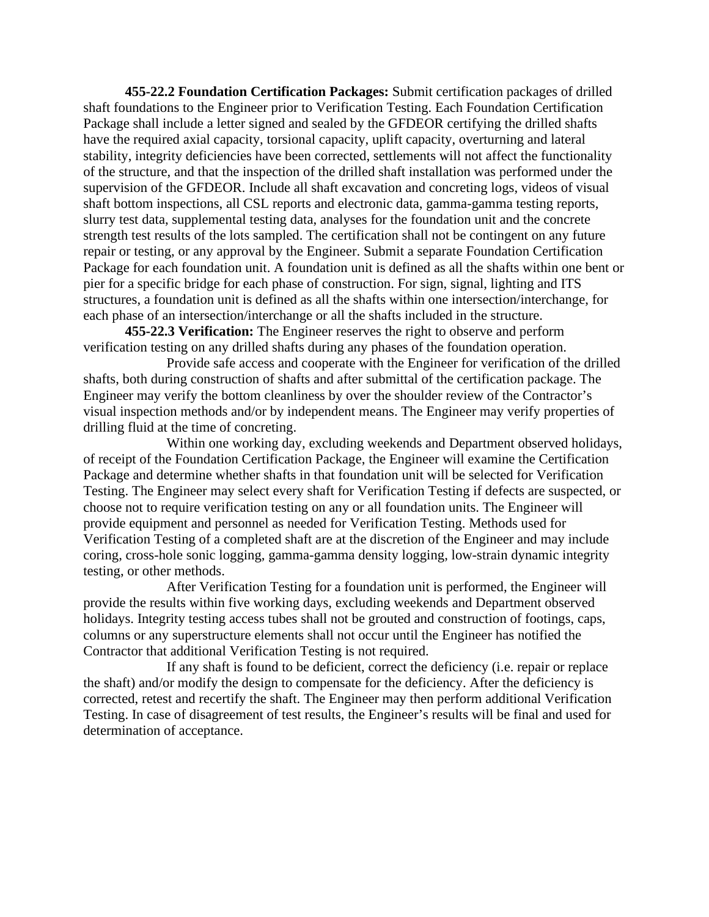**455-22.2 Foundation Certification Packages:** Submit certification packages of drilled shaft foundations to the Engineer prior to Verification Testing. Each Foundation Certification Package shall include a letter signed and sealed by the GFDEOR certifying the drilled shafts have the required axial capacity, torsional capacity, uplift capacity, overturning and lateral stability, integrity deficiencies have been corrected, settlements will not affect the functionality of the structure, and that the inspection of the drilled shaft installation was performed under the supervision of the GFDEOR. Include all shaft excavation and concreting logs, videos of visual shaft bottom inspections, all CSL reports and electronic data, gamma-gamma testing reports, slurry test data, supplemental testing data, analyses for the foundation unit and the concrete strength test results of the lots sampled. The certification shall not be contingent on any future repair or testing, or any approval by the Engineer. Submit a separate Foundation Certification Package for each foundation unit. A foundation unit is defined as all the shafts within one bent or pier for a specific bridge for each phase of construction. For sign, signal, lighting and ITS structures, a foundation unit is defined as all the shafts within one intersection/interchange, for each phase of an intersection/interchange or all the shafts included in the structure.

**455-22.3 Verification:** The Engineer reserves the right to observe and perform verification testing on any drilled shafts during any phases of the foundation operation.

Provide safe access and cooperate with the Engineer for verification of the drilled shafts, both during construction of shafts and after submittal of the certification package. The Engineer may verify the bottom cleanliness by over the shoulder review of the Contractor's visual inspection methods and/or by independent means. The Engineer may verify properties of drilling fluid at the time of concreting.

Within one working day, excluding weekends and Department observed holidays, of receipt of the Foundation Certification Package, the Engineer will examine the Certification Package and determine whether shafts in that foundation unit will be selected for Verification Testing. The Engineer may select every shaft for Verification Testing if defects are suspected, or choose not to require verification testing on any or all foundation units. The Engineer will provide equipment and personnel as needed for Verification Testing. Methods used for Verification Testing of a completed shaft are at the discretion of the Engineer and may include coring, cross-hole sonic logging, gamma-gamma density logging, low-strain dynamic integrity testing, or other methods.

After Verification Testing for a foundation unit is performed, the Engineer will provide the results within five working days, excluding weekends and Department observed holidays. Integrity testing access tubes shall not be grouted and construction of footings, caps, columns or any superstructure elements shall not occur until the Engineer has notified the Contractor that additional Verification Testing is not required.

If any shaft is found to be deficient, correct the deficiency (i.e. repair or replace the shaft) and/or modify the design to compensate for the deficiency. After the deficiency is corrected, retest and recertify the shaft. The Engineer may then perform additional Verification Testing. In case of disagreement of test results, the Engineer's results will be final and used for determination of acceptance.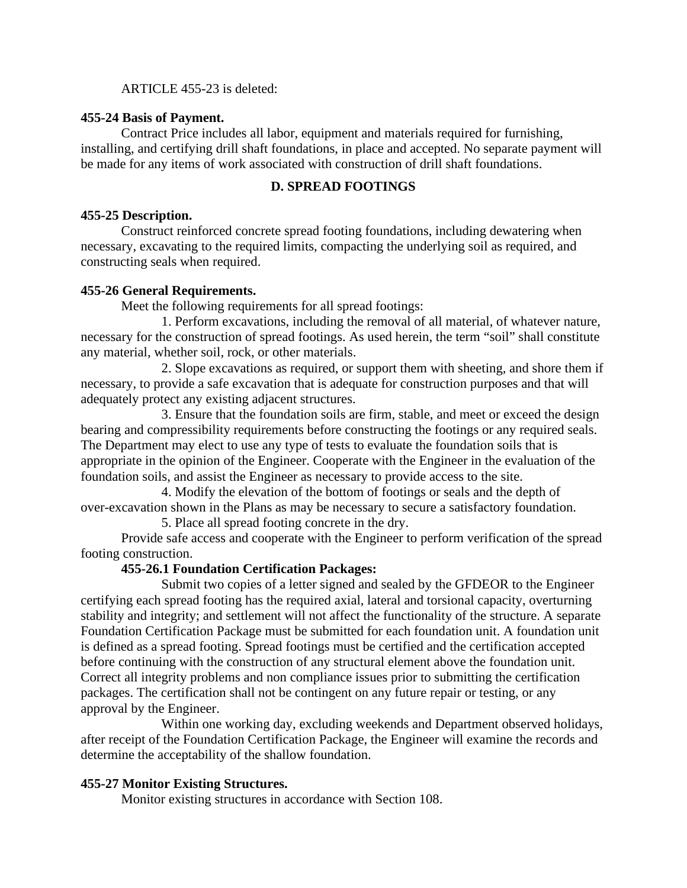ARTICLE 455-23 is deleted:

**455-24 Basis of Payment.**

Contract Price includes all labor, equipment and materials required for furnishing, installing, and certifying drill shaft foundations, in place and accepted. No separate payment will be made for any items of work associated with construction of drill shaft foundations.

## D. SPREAD FOOTINGS

**455-25 Description.**

Construct reinforced concrete spread footing foundations, including dewatering when necessary, excavating to the required limits, compacting the underlying soil as required, and constructing seals when required.

**455-26 General Requirements.**

Meet the following requirements for all spread footings:

1. Perform excavations, including the removal of all material, of whatever nature, necessary for the construction of spread footings. As used herein, the term "soil" shall constitute any material, whether soil, rock, or other materials.
2. Slope excavations as required, or support them with sheeting, and shore them if necessary, to provide a safe excavation that is adequate for construction purposes and that will adequately protect any existing adjacent structures.
3. Ensure that the foundation soils are firm, stable, and meet or exceed the design bearing and compressibility requirements before constructing the footings or any required seals. The Department may elect to use any type of tests to evaluate the foundation soils that is appropriate in the opinion of the Engineer. Cooperate with the Engineer in the evaluation of the foundation soils, and assist the Engineer as necessary to provide access to the site.
4. Modify the elevation of the bottom of footings or seals and the depth of over-excavation shown in the Plans as may be necessary to secure a satisfactory foundation.
5. Place all spread footing concrete in the dry.

Provide safe access and cooperate with the Engineer to perform verification of the spread footing construction.

**455-26.1 Foundation Certification Packages:**

Submit two copies of a letter signed and sealed by the GFDEOR to the Engineer certifying each spread footing has the required axial, lateral and torsional capacity, overturning stability and integrity; and settlement will not affect the functionality of the structure. A separate Foundation Certification Package must be submitted for each foundation unit. A foundation unit is defined as a spread footing. Spread footings must be certified and the certification accepted before continuing with the construction of any structural element above the foundation unit. Correct all integrity problems and non compliance issues prior to submitting the certification packages. The certification shall not be contingent on any future repair or testing, or any approval by the Engineer.

Within one working day, excluding weekends and Department observed holidays, after receipt of the Foundation Certification Package, the Engineer will examine the records and determine the acceptability of the shallow foundation.

**455-27 Monitor Existing Structures.**

Monitor existing structures in accordance with Section 108.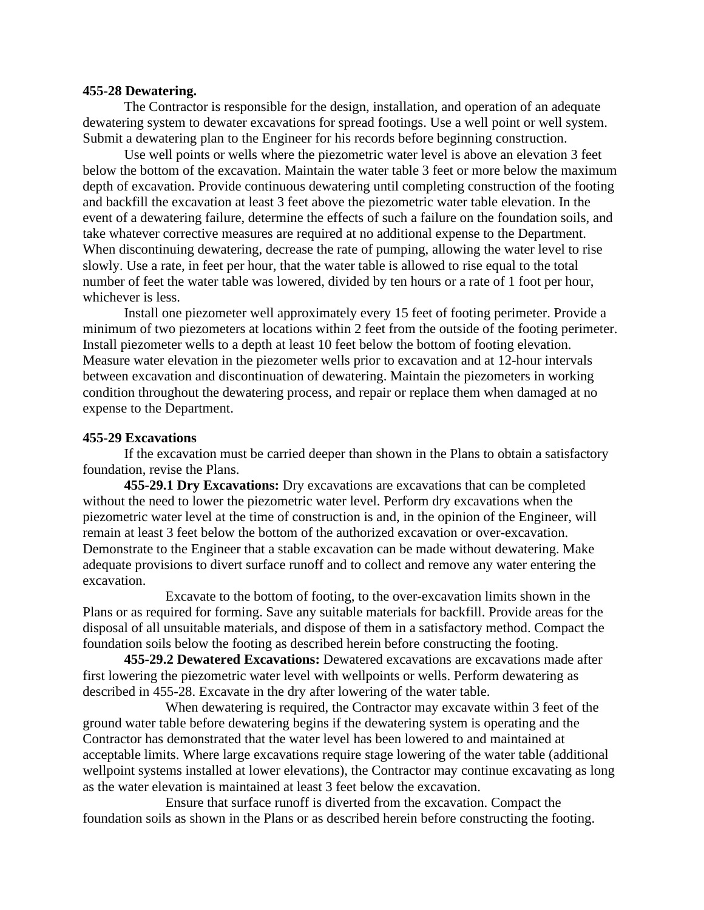**455-28 Dewatering.**

The Contractor is responsible for the design, installation, and operation of an adequate dewatering system to dewater excavations for spread footings. Use a well point or well system. Submit a dewatering plan to the Engineer for his records before beginning construction.

Use well points or wells where the piezometric water level is above an elevation 3 feet below the bottom of the excavation. Maintain the water table 3 feet or more below the maximum depth of excavation. Provide continuous dewatering until completing construction of the footing and backfill the excavation at least 3 feet above the piezometric water table elevation. In the event of a dewatering failure, determine the effects of such a failure on the foundation soils, and take whatever corrective measures are required at no additional expense to the Department. When discontinuing dewatering, decrease the rate of pumping, allowing the water level to rise slowly. Use a rate, in feet per hour, that the water table is allowed to rise equal to the total number of feet the water table was lowered, divided by ten hours or a rate of 1 foot per hour, whichever is less.

Install one piezometer well approximately every 15 feet of footing perimeter. Provide a minimum of two piezometers at locations within 2 feet from the outside of the footing perimeter. Install piezometer wells to a depth at least 10 feet below the bottom of footing elevation. Measure water elevation in the piezometer wells prior to excavation and at 12-hour intervals between excavation and discontinuation of dewatering. Maintain the piezometers in working condition throughout the dewatering process, and repair or replace them when damaged at no expense to the Department.

**455-29 Excavations**

If the excavation must be carried deeper than shown in the Plans to obtain a satisfactory foundation, revise the Plans.

**455-29.1 Dry Excavations:** Dry excavations are excavations that can be completed without the need to lower the piezometric water level. Perform dry excavations when the piezometric water level at the time of construction is and, in the opinion of the Engineer, will remain at least 3 feet below the bottom of the authorized excavation or over-excavation. Demonstrate to the Engineer that a stable excavation can be made without dewatering. Make adequate provisions to divert surface runoff and to collect and remove any water entering the excavation.

Excavate to the bottom of footing, to the over-excavation limits shown in the Plans or as required for forming. Save any suitable materials for backfill. Provide areas for the disposal of all unsuitable materials, and dispose of them in a satisfactory method. Compact the foundation soils below the footing as described herein before constructing the footing.

**455-29.2 Dewatered Excavations:** Dewatered excavations are excavations made after first lowering the piezometric water level with wellpoints or wells. Perform dewatering as described in 455-28. Excavate in the dry after lowering of the water table.

When dewatering is required, the Contractor may excavate within 3 feet of the ground water table before dewatering begins if the dewatering system is operating and the Contractor has demonstrated that the water level has been lowered to and maintained at acceptable limits. Where large excavations require stage lowering of the water table (additional wellpoint systems installed at lower elevations), the Contractor may continue excavating as long as the water elevation is maintained at least 3 feet below the excavation.

Ensure that surface runoff is diverted from the excavation. Compact the foundation soils as shown in the Plans or as described herein before constructing the footing.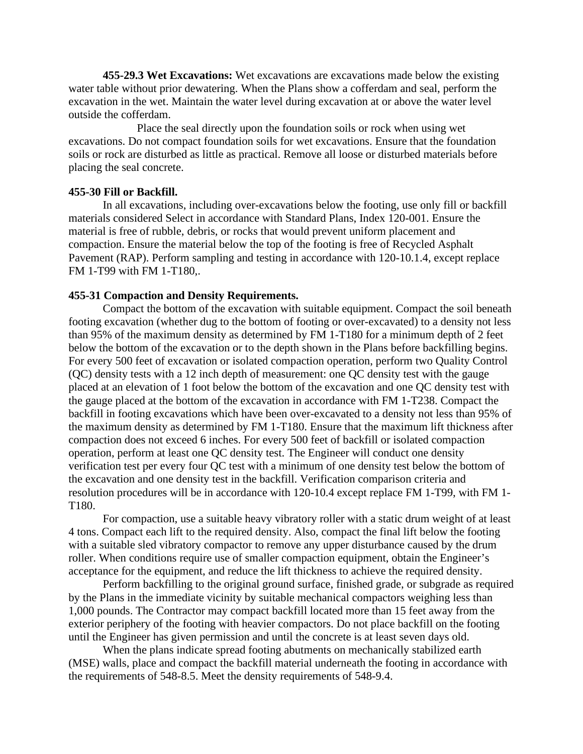**455-29.3 Wet Excavations:** Wet excavations are excavations made below the existing water table without prior dewatering. When the Plans show a cofferdam and seal, perform the excavation in the wet. Maintain the water level during excavation at or above the water level outside the cofferdam.

Place the seal directly upon the foundation soils or rock when using wet excavations. Do not compact foundation soils for wet excavations. Ensure that the foundation soils or rock are disturbed as little as practical. Remove all loose or disturbed materials before placing the seal concrete.

**455-30 Fill or Backfill.**

In all excavations, including over-excavations below the footing, use only fill or backfill materials considered Select in accordance with Standard Plans, Index 120-001. Ensure the material is free of rubble, debris, or rocks that would prevent uniform placement and compaction. Ensure the material below the top of the footing is free of Recycled Asphalt Pavement (RAP). Perform sampling and testing in accordance with 120-10.1.4, except replace FM 1-T99 with FM 1-T180,.

**455-31 Compaction and Density Requirements.**

Compact the bottom of the excavation with suitable equipment. Compact the soil beneath footing excavation (whether dug to the bottom of footing or over-excavated) to a density not less than 95% of the maximum density as determined by FM 1-T180 for a minimum depth of 2 feet below the bottom of the excavation or to the depth shown in the Plans before backfilling begins. For every 500 feet of excavation or isolated compaction operation, perform two Quality Control (QC) density tests with a 12 inch depth of measurement: one QC density test with the gauge placed at an elevation of 1 foot below the bottom of the excavation and one QC density test with the gauge placed at the bottom of the excavation in accordance with FM 1-T238. Compact the backfill in footing excavations which have been over-excavated to a density not less than 95% of the maximum density as determined by FM 1-T180. Ensure that the maximum lift thickness after compaction does not exceed 6 inches. For every 500 feet of backfill or isolated compaction operation, perform at least one QC density test. The Engineer will conduct one density verification test per every four QC test with a minimum of one density test below the bottom of the excavation and one density test in the backfill. Verification comparison criteria and resolution procedures will be in accordance with 120-10.4 except replace FM 1-T99, with FM 1-T180.

For compaction, use a suitable heavy vibratory roller with a static drum weight of at least 4 tons. Compact each lift to the required density. Also, compact the final lift below the footing with a suitable sled vibratory compactor to remove any upper disturbance caused by the drum roller. When conditions require use of smaller compaction equipment, obtain the Engineer's acceptance for the equipment, and reduce the lift thickness to achieve the required density.

Perform backfilling to the original ground surface, finished grade, or subgrade as required by the Plans in the immediate vicinity by suitable mechanical compactors weighing less than 1,000 pounds. The Contractor may compact backfill located more than 15 feet away from the exterior periphery of the footing with heavier compactors. Do not place backfill on the footing until the Engineer has given permission and until the concrete is at least seven days old.

When the plans indicate spread footing abutments on mechanically stabilized earth (MSE) walls, place and compact the backfill material underneath the footing in accordance with the requirements of 548-8.5. Meet the density requirements of 548-9.4.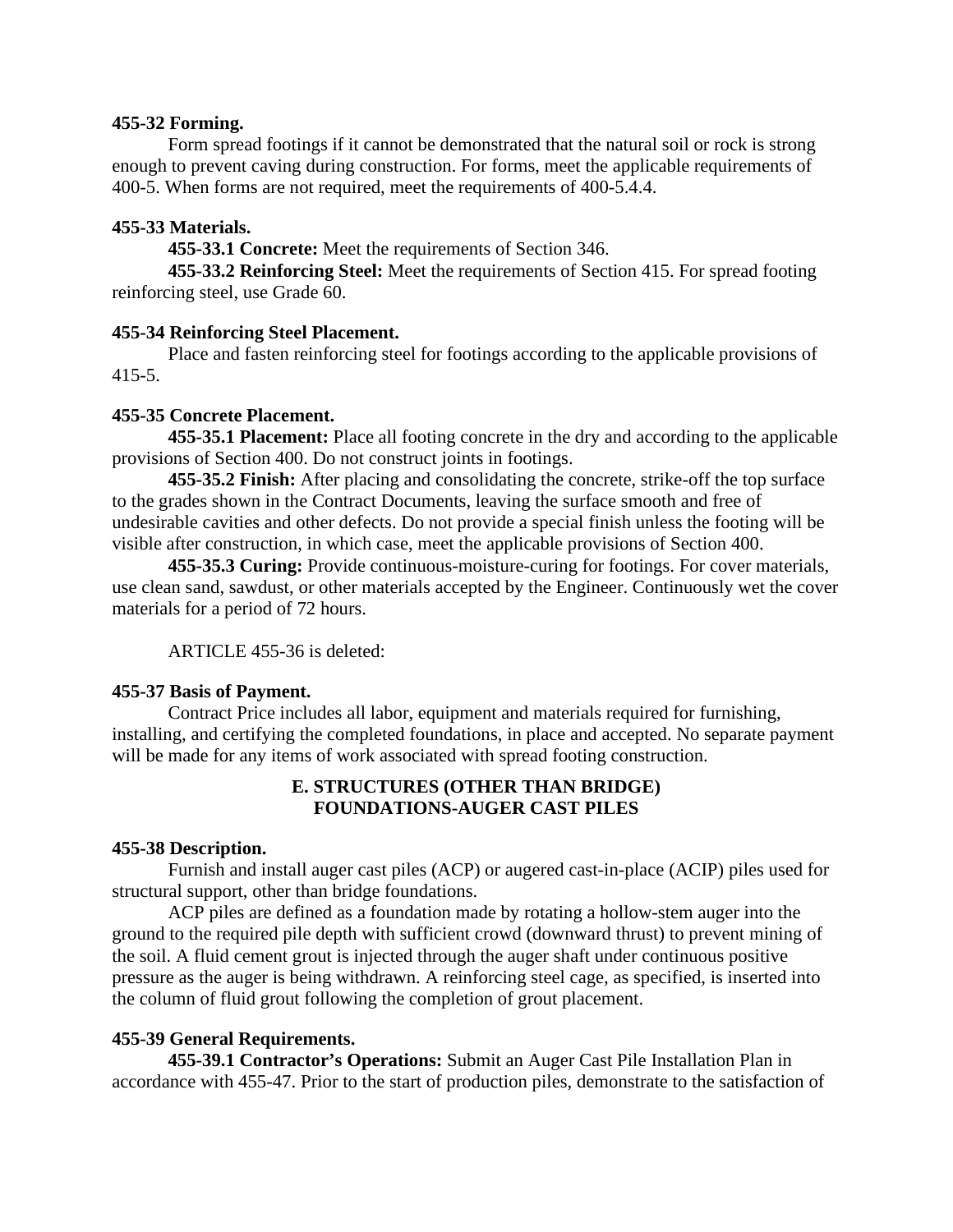**455-32 Forming.**

Form spread footings if it cannot be demonstrated that the natural soil or rock is strong enough to prevent caving during construction. For forms, meet the applicable requirements of 400-5. When forms are not required, meet the requirements of 400-5.4.4.

**455-33 Materials.**

**455-33.1 Concrete:** Meet the requirements of Section 346.

**455-33.2 Reinforcing Steel:** Meet the requirements of Section 415. For spread footing reinforcing steel, use Grade 60.

**455-34 Reinforcing Steel Placement.**

Place and fasten reinforcing steel for footings according to the applicable provisions of 415-5.

**455-35 Concrete Placement.**

**455-35.1 Placement:** Place all footing concrete in the dry and according to the applicable provisions of Section 400. Do not construct joints in footings.

**455-35.2 Finish:** After placing and consolidating the concrete, strike-off the top surface to the grades shown in the Contract Documents, leaving the surface smooth and free of undesirable cavities and other defects. Do not provide a special finish unless the footing will be visible after construction, in which case, meet the applicable provisions of Section 400.

**455-35.3 Curing:** Provide continuous-moisture-curing for footings. For cover materials, use clean sand, sawdust, or other materials accepted by the Engineer. Continuously wet the cover materials for a period of 72 hours.

ARTICLE 455-36 is deleted:

**455-37 Basis of Payment.**

Contract Price includes all labor, equipment and materials required for furnishing, installing, and certifying the completed foundations, in place and accepted. No separate payment will be made for any items of work associated with spread footing construction.

## E. STRUCTURES (OTHER THAN BRIDGE) FOUNDATIONS-AUGER CAST PILES

**455-38 Description.**

Furnish and install auger cast piles (ACP) or augered cast-in-place (ACIP) piles used for structural support, other than bridge foundations.

ACP piles are defined as a foundation made by rotating a hollow-stem auger into the ground to the required pile depth with sufficient crowd (downward thrust) to prevent mining of the soil. A fluid cement grout is injected through the auger shaft under continuous positive pressure as the auger is being withdrawn. A reinforcing steel cage, as specified, is inserted into the column of fluid grout following the completion of grout placement.

**455-39 General Requirements.**

**455-39.1 Contractor's Operations:** Submit an Auger Cast Pile Installation Plan in accordance with 455-47. Prior to the start of production piles, demonstrate to the satisfaction of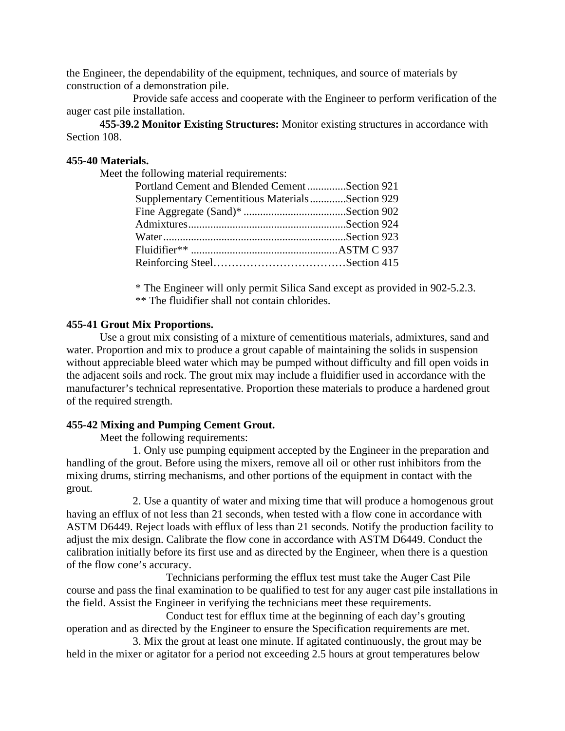the Engineer, the dependability of the equipment, techniques, and source of materials by construction of a demonstration pile.

Provide safe access and cooperate with the Engineer to perform verification of the auger cast pile installation.

**455-39.2 Monitor Existing Structures:** Monitor existing structures in accordance with Section 108.

**455-40 Materials.**

Meet the following material requirements:

Portland Cement and Blended Cement ..............Section 921
Supplementary Cementitious Materials.............Section 929
Fine Aggregate (Sand)* .....................................Section 902
Admixtures.........................................................Section 924
Water..................................................................Section 923
Fluidifier** .....................................................ASTM C 937
Reinforcing Steel………………………………Section 415

* The Engineer will only permit Silica Sand except as provided in 902-5.2.3.
** The fluidifier shall not contain chlorides.

**455-41 Grout Mix Proportions.**

Use a grout mix consisting of a mixture of cementitious materials, admixtures, sand and water. Proportion and mix to produce a grout capable of maintaining the solids in suspension without appreciable bleed water which may be pumped without difficulty and fill open voids in the adjacent soils and rock. The grout mix may include a fluidifier used in accordance with the manufacturer's technical representative. Proportion these materials to produce a hardened grout of the required strength.

**455-42 Mixing and Pumping Cement Grout.**

Meet the following requirements:

1. Only use pumping equipment accepted by the Engineer in the preparation and handling of the grout. Before using the mixers, remove all oil or other rust inhibitors from the mixing drums, stirring mechanisms, and other portions of the equipment in contact with the grout.

2. Use a quantity of water and mixing time that will produce a homogenous grout having an efflux of not less than 21 seconds, when tested with a flow cone in accordance with ASTM D6449. Reject loads with efflux of less than 21 seconds. Notify the production facility to adjust the mix design. Calibrate the flow cone in accordance with ASTM D6449. Conduct the calibration initially before its first use and as directed by the Engineer, when there is a question of the flow cone's accuracy.

Technicians performing the efflux test must take the Auger Cast Pile course and pass the final examination to be qualified to test for any auger cast pile installations in the field. Assist the Engineer in verifying the technicians meet these requirements.

Conduct test for efflux time at the beginning of each day's grouting operation and as directed by the Engineer to ensure the Specification requirements are met.

3. Mix the grout at least one minute. If agitated continuously, the grout may be held in the mixer or agitator for a period not exceeding 2.5 hours at grout temperatures below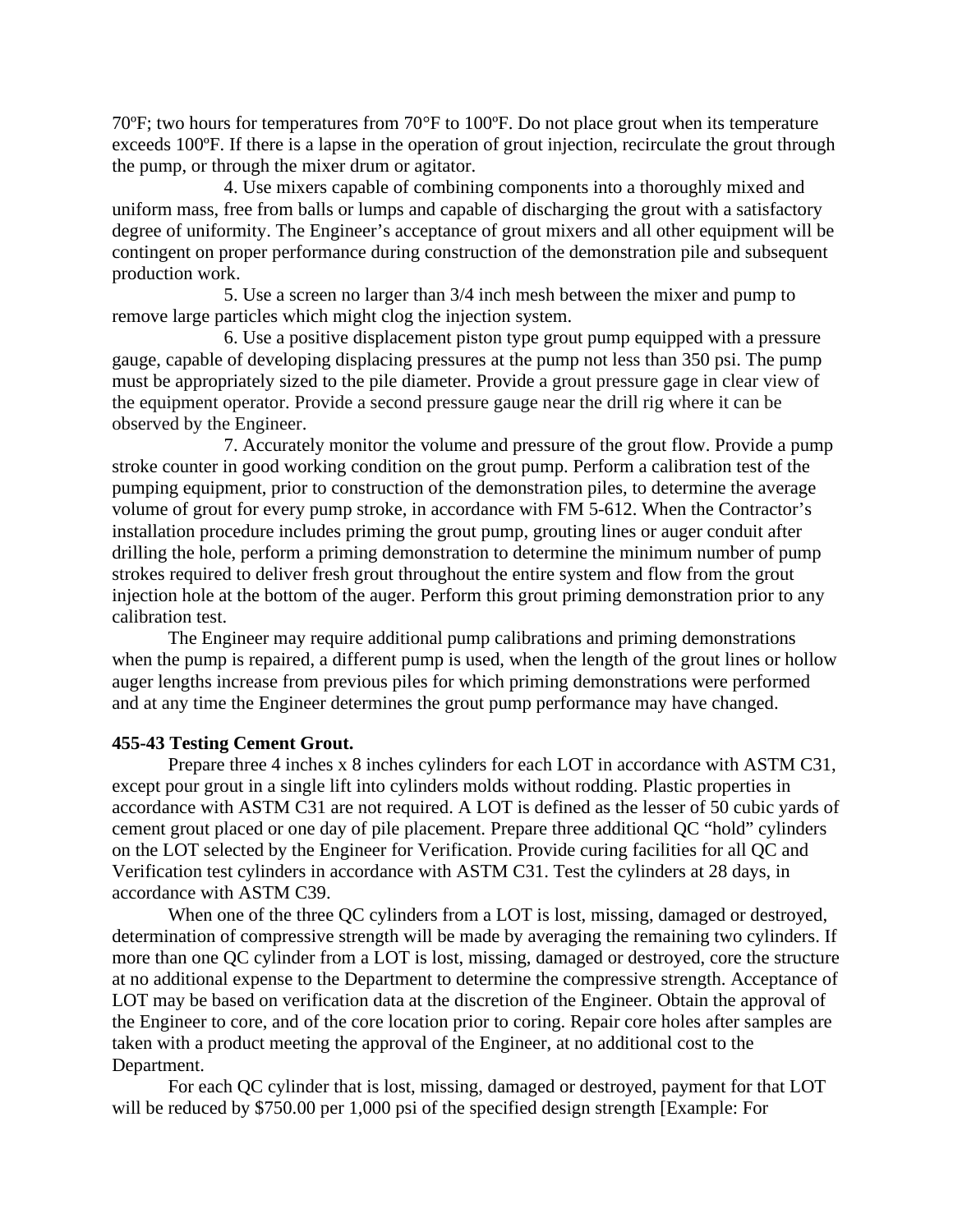70ºF; two hours for temperatures from 70°F to 100ºF. Do not place grout when its temperature exceeds 100ºF. If there is a lapse in the operation of grout injection, recirculate the grout through the pump, or through the mixer drum or agitator.

4. Use mixers capable of combining components into a thoroughly mixed and uniform mass, free from balls or lumps and capable of discharging the grout with a satisfactory degree of uniformity. The Engineer's acceptance of grout mixers and all other equipment will be contingent on proper performance during construction of the demonstration pile and subsequent production work.

5. Use a screen no larger than 3/4 inch mesh between the mixer and pump to remove large particles which might clog the injection system.

6. Use a positive displacement piston type grout pump equipped with a pressure gauge, capable of developing displacing pressures at the pump not less than 350 psi. The pump must be appropriately sized to the pile diameter. Provide a grout pressure gage in clear view of the equipment operator. Provide a second pressure gauge near the drill rig where it can be observed by the Engineer.

7. Accurately monitor the volume and pressure of the grout flow. Provide a pump stroke counter in good working condition on the grout pump. Perform a calibration test of the pumping equipment, prior to construction of the demonstration piles, to determine the average volume of grout for every pump stroke, in accordance with FM 5-612. When the Contractor's installation procedure includes priming the grout pump, grouting lines or auger conduit after drilling the hole, perform a priming demonstration to determine the minimum number of pump strokes required to deliver fresh grout throughout the entire system and flow from the grout injection hole at the bottom of the auger. Perform this grout priming demonstration prior to any calibration test.

The Engineer may require additional pump calibrations and priming demonstrations when the pump is repaired, a different pump is used, when the length of the grout lines or hollow auger lengths increase from previous piles for which priming demonstrations were performed and at any time the Engineer determines the grout pump performance may have changed.

**455-43 Testing Cement Grout.**

Prepare three 4 inches x 8 inches cylinders for each LOT in accordance with ASTM C31, except pour grout in a single lift into cylinders molds without rodding. Plastic properties in accordance with ASTM C31 are not required. A LOT is defined as the lesser of 50 cubic yards of cement grout placed or one day of pile placement. Prepare three additional QC "hold" cylinders on the LOT selected by the Engineer for Verification. Provide curing facilities for all QC and Verification test cylinders in accordance with ASTM C31. Test the cylinders at 28 days, in accordance with ASTM C39.

When one of the three QC cylinders from a LOT is lost, missing, damaged or destroyed, determination of compressive strength will be made by averaging the remaining two cylinders. If more than one QC cylinder from a LOT is lost, missing, damaged or destroyed, core the structure at no additional expense to the Department to determine the compressive strength. Acceptance of LOT may be based on verification data at the discretion of the Engineer. Obtain the approval of the Engineer to core, and of the core location prior to coring. Repair core holes after samples are taken with a product meeting the approval of the Engineer, at no additional cost to the Department.

For each QC cylinder that is lost, missing, damaged or destroyed, payment for that LOT will be reduced by $750.00 per 1,000 psi of the specified design strength [Example: For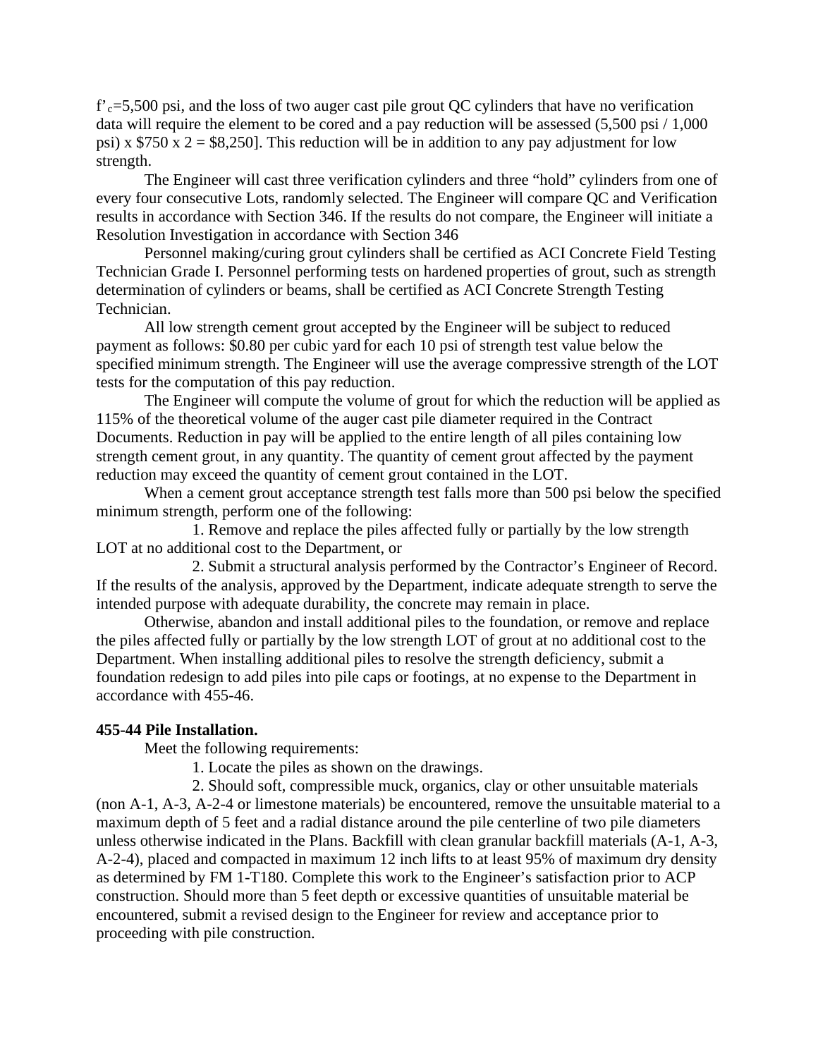$f'_c$=5,500 psi, and the loss of two auger cast pile grout QC cylinders that have no verification data will require the element to be cored and a pay reduction will be assessed (5,500 psi / 1,000 psi) x $750 x 2 = $8,250]. This reduction will be in addition to any pay adjustment for low strength.

The Engineer will cast three verification cylinders and three "hold" cylinders from one of every four consecutive Lots, randomly selected. The Engineer will compare QC and Verification results in accordance with Section 346. If the results do not compare, the Engineer will initiate a Resolution Investigation in accordance with Section 346

Personnel making/curing grout cylinders shall be certified as ACI Concrete Field Testing Technician Grade I. Personnel performing tests on hardened properties of grout, such as strength determination of cylinders or beams, shall be certified as ACI Concrete Strength Testing Technician.

All low strength cement grout accepted by the Engineer will be subject to reduced payment as follows: $0.80 per cubic yard for each 10 psi of strength test value below the specified minimum strength. The Engineer will use the average compressive strength of the LOT tests for the computation of this pay reduction.

The Engineer will compute the volume of grout for which the reduction will be applied as 115% of the theoretical volume of the auger cast pile diameter required in the Contract Documents. Reduction in pay will be applied to the entire length of all piles containing low strength cement grout, in any quantity. The quantity of cement grout affected by the payment reduction may exceed the quantity of cement grout contained in the LOT.

When a cement grout acceptance strength test falls more than 500 psi below the specified minimum strength, perform one of the following:

1. Remove and replace the piles affected fully or partially by the low strength LOT at no additional cost to the Department, or

2. Submit a structural analysis performed by the Contractor's Engineer of Record. If the results of the analysis, approved by the Department, indicate adequate strength to serve the intended purpose with adequate durability, the concrete may remain in place.

Otherwise, abandon and install additional piles to the foundation, or remove and replace the piles affected fully or partially by the low strength LOT of grout at no additional cost to the Department. When installing additional piles to resolve the strength deficiency, submit a foundation redesign to add piles into pile caps or footings, at no expense to the Department in accordance with 455-46.

**455-44 Pile Installation.**

Meet the following requirements:

1. Locate the piles as shown on the drawings.

2. Should soft, compressible muck, organics, clay or other unsuitable materials (non A-1, A-3, A-2-4 or limestone materials) be encountered, remove the unsuitable material to a maximum depth of 5 feet and a radial distance around the pile centerline of two pile diameters unless otherwise indicated in the Plans. Backfill with clean granular backfill materials (A-1, A-3, A-2-4), placed and compacted in maximum 12 inch lifts to at least 95% of maximum dry density as determined by FM 1-T180. Complete this work to the Engineer's satisfaction prior to ACP construction. Should more than 5 feet depth or excessive quantities of unsuitable material be encountered, submit a revised design to the Engineer for review and acceptance prior to proceeding with pile construction.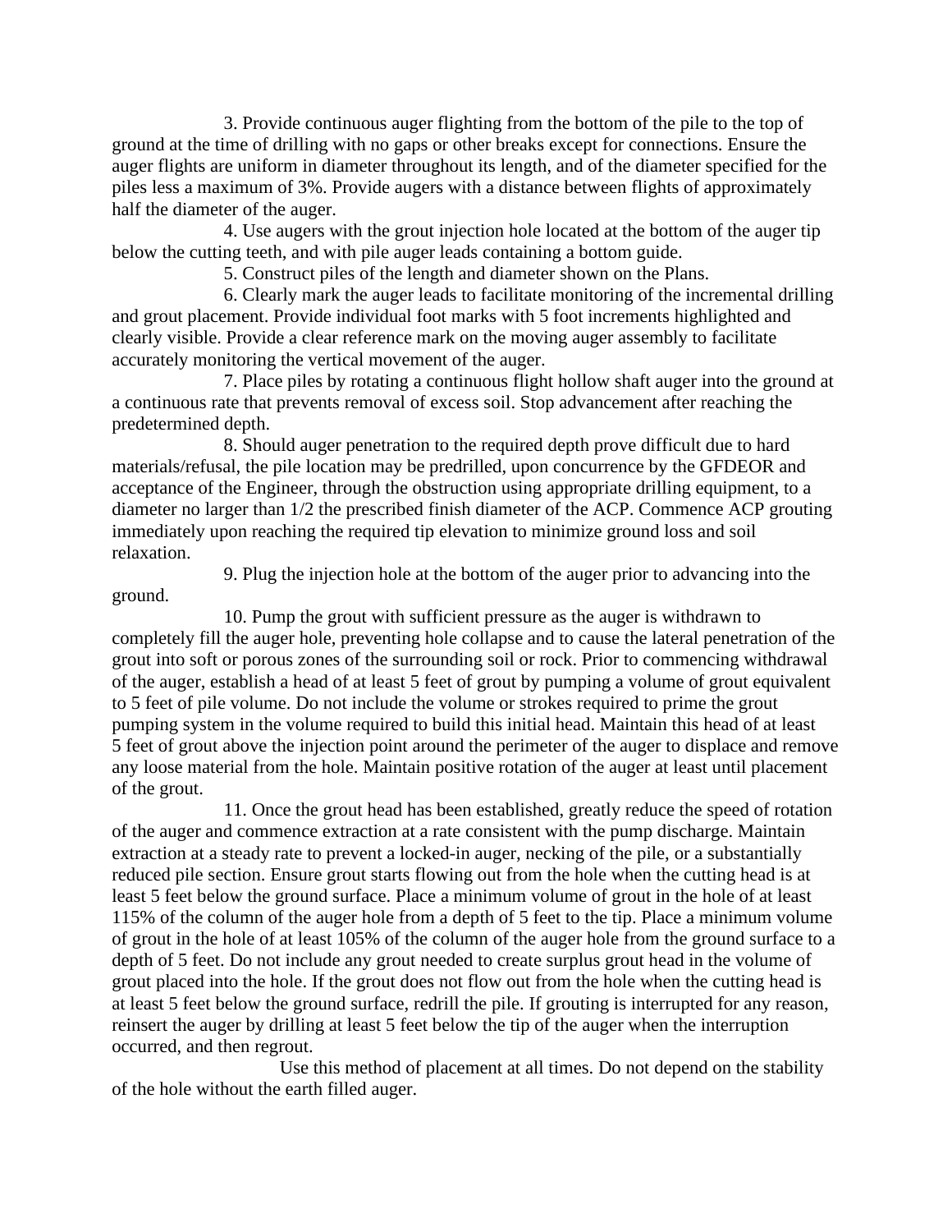3. Provide continuous auger flighting from the bottom of the pile to the top of ground at the time of drilling with no gaps or other breaks except for connections. Ensure the auger flights are uniform in diameter throughout its length, and of the diameter specified for the piles less a maximum of 3%. Provide augers with a distance between flights of approximately half the diameter of the auger.

4. Use augers with the grout injection hole located at the bottom of the auger tip below the cutting teeth, and with pile auger leads containing a bottom guide.

5. Construct piles of the length and diameter shown on the Plans.

6. Clearly mark the auger leads to facilitate monitoring of the incremental drilling and grout placement. Provide individual foot marks with 5 foot increments highlighted and clearly visible. Provide a clear reference mark on the moving auger assembly to facilitate accurately monitoring the vertical movement of the auger.

7. Place piles by rotating a continuous flight hollow shaft auger into the ground at a continuous rate that prevents removal of excess soil. Stop advancement after reaching the predetermined depth.

8. Should auger penetration to the required depth prove difficult due to hard materials/refusal, the pile location may be predrilled, upon concurrence by the GFDEOR and acceptance of the Engineer, through the obstruction using appropriate drilling equipment, to a diameter no larger than 1/2 the prescribed finish diameter of the ACP. Commence ACP grouting immediately upon reaching the required tip elevation to minimize ground loss and soil relaxation.

9. Plug the injection hole at the bottom of the auger prior to advancing into the ground.

10. Pump the grout with sufficient pressure as the auger is withdrawn to completely fill the auger hole, preventing hole collapse and to cause the lateral penetration of the grout into soft or porous zones of the surrounding soil or rock. Prior to commencing withdrawal of the auger, establish a head of at least 5 feet of grout by pumping a volume of grout equivalent to 5 feet of pile volume. Do not include the volume or strokes required to prime the grout pumping system in the volume required to build this initial head. Maintain this head of at least 5 feet of grout above the injection point around the perimeter of the auger to displace and remove any loose material from the hole. Maintain positive rotation of the auger at least until placement of the grout.

11. Once the grout head has been established, greatly reduce the speed of rotation of the auger and commence extraction at a rate consistent with the pump discharge. Maintain extraction at a steady rate to prevent a locked-in auger, necking of the pile, or a substantially reduced pile section. Ensure grout starts flowing out from the hole when the cutting head is at least 5 feet below the ground surface. Place a minimum volume of grout in the hole of at least 115% of the column of the auger hole from a depth of 5 feet to the tip. Place a minimum volume of grout in the hole of at least 105% of the column of the auger hole from the ground surface to a depth of 5 feet. Do not include any grout needed to create surplus grout head in the volume of grout placed into the hole. If the grout does not flow out from the hole when the cutting head is at least 5 feet below the ground surface, redrill the pile. If grouting is interrupted for any reason, reinsert the auger by drilling at least 5 feet below the tip of the auger when the interruption occurred, and then regrout.

Use this method of placement at all times. Do not depend on the stability of the hole without the earth filled auger.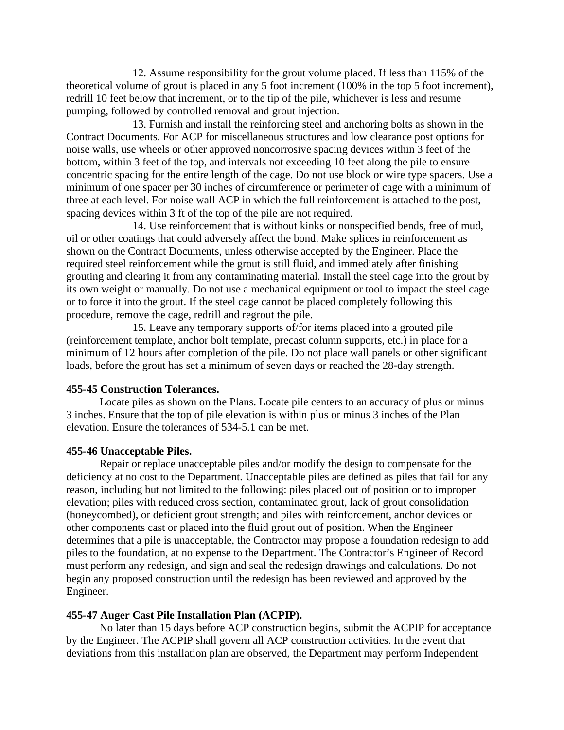12. Assume responsibility for the grout volume placed. If less than 115% of the theoretical volume of grout is placed in any 5 foot increment (100% in the top 5 foot increment), redrill 10 feet below that increment, or to the tip of the pile, whichever is less and resume pumping, followed by controlled removal and grout injection.

13. Furnish and install the reinforcing steel and anchoring bolts as shown in the Contract Documents. For ACP for miscellaneous structures and low clearance post options for noise walls, use wheels or other approved noncorrosive spacing devices within 3 feet of the bottom, within 3 feet of the top, and intervals not exceeding 10 feet along the pile to ensure concentric spacing for the entire length of the cage. Do not use block or wire type spacers. Use a minimum of one spacer per 30 inches of circumference or perimeter of cage with a minimum of three at each level. For noise wall ACP in which the full reinforcement is attached to the post, spacing devices within 3 ft of the top of the pile are not required.

14. Use reinforcement that is without kinks or nonspecified bends, free of mud, oil or other coatings that could adversely affect the bond. Make splices in reinforcement as shown on the Contract Documents, unless otherwise accepted by the Engineer. Place the required steel reinforcement while the grout is still fluid, and immediately after finishing grouting and clearing it from any contaminating material. Install the steel cage into the grout by its own weight or manually. Do not use a mechanical equipment or tool to impact the steel cage or to force it into the grout. If the steel cage cannot be placed completely following this procedure, remove the cage, redrill and regrout the pile.

15. Leave any temporary supports of/for items placed into a grouted pile (reinforcement template, anchor bolt template, precast column supports, etc.) in place for a minimum of 12 hours after completion of the pile. Do not place wall panels or other significant loads, before the grout has set a minimum of seven days or reached the 28-day strength.

**455-45 Construction Tolerances.**

Locate piles as shown on the Plans. Locate pile centers to an accuracy of plus or minus 3 inches. Ensure that the top of pile elevation is within plus or minus 3 inches of the Plan elevation. Ensure the tolerances of 534-5.1 can be met.

**455-46 Unacceptable Piles.**

Repair or replace unacceptable piles and/or modify the design to compensate for the deficiency at no cost to the Department. Unacceptable piles are defined as piles that fail for any reason, including but not limited to the following: piles placed out of position or to improper elevation; piles with reduced cross section, contaminated grout, lack of grout consolidation (honeycombed), or deficient grout strength; and piles with reinforcement, anchor devices or other components cast or placed into the fluid grout out of position. When the Engineer determines that a pile is unacceptable, the Contractor may propose a foundation redesign to add piles to the foundation, at no expense to the Department. The Contractor's Engineer of Record must perform any redesign, and sign and seal the redesign drawings and calculations. Do not begin any proposed construction until the redesign has been reviewed and approved by the Engineer.

**455-47 Auger Cast Pile Installation Plan (ACPIP).**

No later than 15 days before ACP construction begins, submit the ACPIP for acceptance by the Engineer. The ACPIP shall govern all ACP construction activities. In the event that deviations from this installation plan are observed, the Department may perform Independent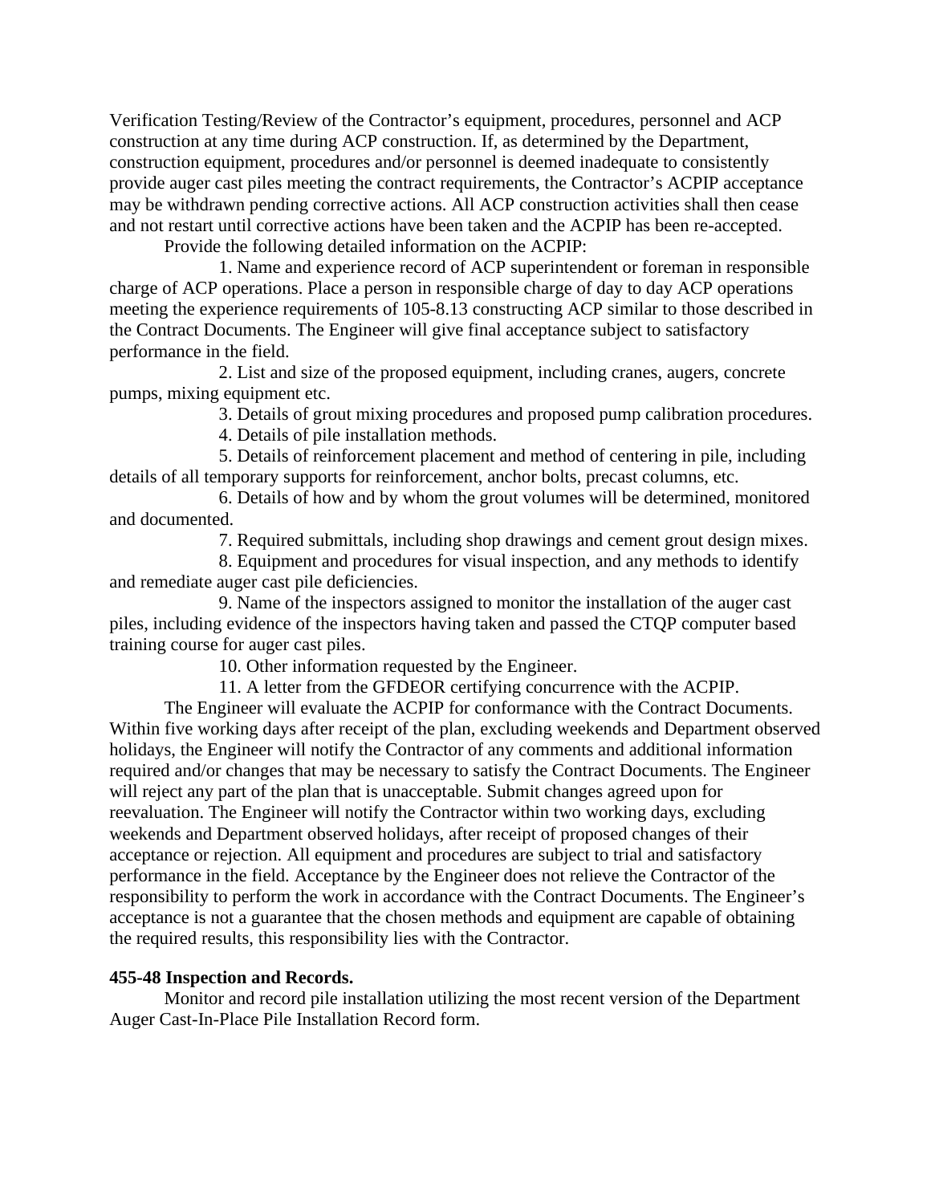Verification Testing/Review of the Contractor's equipment, procedures, personnel and ACP construction at any time during ACP construction. If, as determined by the Department, construction equipment, procedures and/or personnel is deemed inadequate to consistently provide auger cast piles meeting the contract requirements, the Contractor's ACPIP acceptance may be withdrawn pending corrective actions. All ACP construction activities shall then cease and not restart until corrective actions have been taken and the ACPIP has been re-accepted.

Provide the following detailed information on the ACPIP:

1. Name and experience record of ACP superintendent or foreman in responsible charge of ACP operations. Place a person in responsible charge of day to day ACP operations meeting the experience requirements of 105-8.13 constructing ACP similar to those described in the Contract Documents. The Engineer will give final acceptance subject to satisfactory performance in the field.

2. List and size of the proposed equipment, including cranes, augers, concrete pumps, mixing equipment etc.

3. Details of grout mixing procedures and proposed pump calibration procedures.

4. Details of pile installation methods.

5. Details of reinforcement placement and method of centering in pile, including details of all temporary supports for reinforcement, anchor bolts, precast columns, etc.

6. Details of how and by whom the grout volumes will be determined, monitored and documented.

7. Required submittals, including shop drawings and cement grout design mixes.

8. Equipment and procedures for visual inspection, and any methods to identify and remediate auger cast pile deficiencies.

9. Name of the inspectors assigned to monitor the installation of the auger cast piles, including evidence of the inspectors having taken and passed the CTQP computer based training course for auger cast piles.

10. Other information requested by the Engineer.

11. A letter from the GFDEOR certifying concurrence with the ACPIP.

The Engineer will evaluate the ACPIP for conformance with the Contract Documents. Within five working days after receipt of the plan, excluding weekends and Department observed holidays, the Engineer will notify the Contractor of any comments and additional information required and/or changes that may be necessary to satisfy the Contract Documents. The Engineer will reject any part of the plan that is unacceptable. Submit changes agreed upon for reevaluation. The Engineer will notify the Contractor within two working days, excluding weekends and Department observed holidays, after receipt of proposed changes of their acceptance or rejection. All equipment and procedures are subject to trial and satisfactory performance in the field. Acceptance by the Engineer does not relieve the Contractor of the responsibility to perform the work in accordance with the Contract Documents. The Engineer's acceptance is not a guarantee that the chosen methods and equipment are capable of obtaining the required results, this responsibility lies with the Contractor.

**455-48 Inspection and Records.**

Monitor and record pile installation utilizing the most recent version of the Department Auger Cast-In-Place Pile Installation Record form.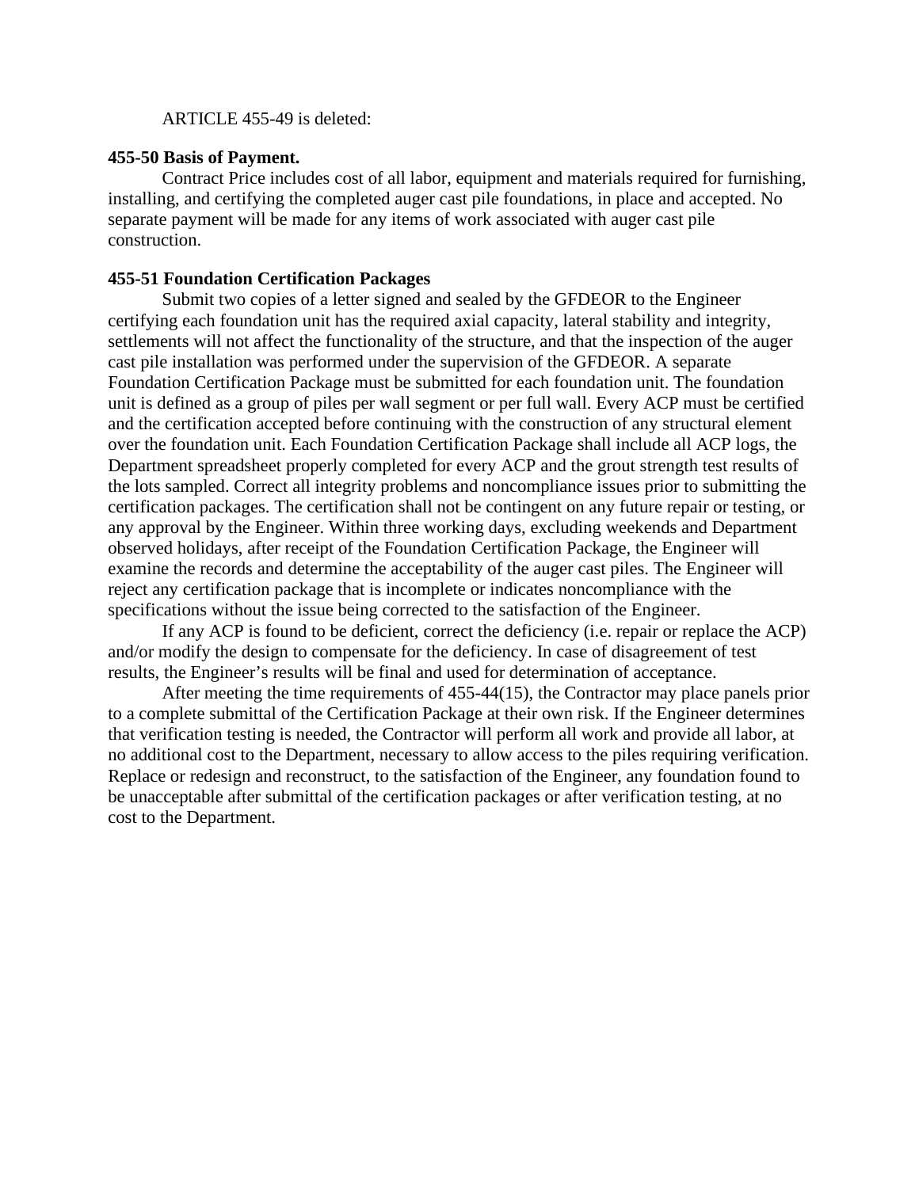ARTICLE 455-49 is deleted:

**455-50 Basis of Payment.**

Contract Price includes cost of all labor, equipment and materials required for furnishing, installing, and certifying the completed auger cast pile foundations, in place and accepted. No separate payment will be made for any items of work associated with auger cast pile construction.

**455-51 Foundation Certification Packages**

Submit two copies of a letter signed and sealed by the GFDEOR to the Engineer certifying each foundation unit has the required axial capacity, lateral stability and integrity, settlements will not affect the functionality of the structure, and that the inspection of the auger cast pile installation was performed under the supervision of the GFDEOR. A separate Foundation Certification Package must be submitted for each foundation unit. The foundation unit is defined as a group of piles per wall segment or per full wall. Every ACP must be certified and the certification accepted before continuing with the construction of any structural element over the foundation unit. Each Foundation Certification Package shall include all ACP logs, the Department spreadsheet properly completed for every ACP and the grout strength test results of the lots sampled. Correct all integrity problems and noncompliance issues prior to submitting the certification packages. The certification shall not be contingent on any future repair or testing, or any approval by the Engineer. Within three working days, excluding weekends and Department observed holidays, after receipt of the Foundation Certification Package, the Engineer will examine the records and determine the acceptability of the auger cast piles. The Engineer will reject any certification package that is incomplete or indicates noncompliance with the specifications without the issue being corrected to the satisfaction of the Engineer.

If any ACP is found to be deficient, correct the deficiency (i.e. repair or replace the ACP) and/or modify the design to compensate for the deficiency. In case of disagreement of test results, the Engineer's results will be final and used for determination of acceptance.

After meeting the time requirements of 455-44(15), the Contractor may place panels prior to a complete submittal of the Certification Package at their own risk. If the Engineer determines that verification testing is needed, the Contractor will perform all work and provide all labor, at no additional cost to the Department, necessary to allow access to the piles requiring verification. Replace or redesign and reconstruct, to the satisfaction of the Engineer, any foundation found to be unacceptable after submittal of the certification packages or after verification testing, at no cost to the Department.